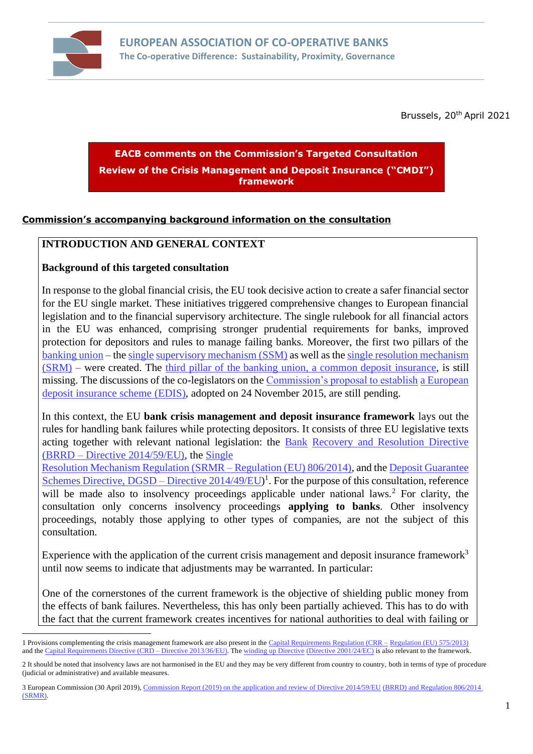# EUROPEAN ASSOCIATION OF CO-OPERATIVE BANKS

The Co-operative Difference: Sustainability, Proximity, Governance

Brussels, 20th April 2021

**EACB comments on the Commission's Targeted Consultation**

**Review of the Crisis Management and Deposit Insurance ("CMDI") framework**

## Commission's accompanying background information on the consultation

### INTRODUCTION AND GENERAL CONTEXT

**Background of this targeted consultation**

In response to the global financial crisis, the EU took decisive action to create a safer financial sector for the EU single market. These initiatives triggered comprehensive changes to European financial legislation and to the financial supervisory architecture. The single rulebook for all financial actors in the EU was enhanced, comprising stronger prudential requirements for banks, improved protection for depositors and rules to manage failing banks. Moreover, the first two pillars of the banking union – the single supervisory mechanism (SSM) as well as the single resolution mechanism (SRM) – were created. The third pillar of the banking union, a common deposit insurance, is still missing. The discussions of the co-legislators on the Commission's proposal to establish a European deposit insurance scheme (EDIS), adopted on 24 November 2015, are still pending.

In this context, the EU **bank crisis management and deposit insurance framework** lays out the rules for handling bank failures while protecting depositors. It consists of three EU legislative texts acting together with relevant national legislation: the Bank Recovery and Resolution Directive (BRRD – Directive 2014/59/EU), the Single Resolution Mechanism Regulation (SRMR – Regulation (EU) 806/2014), and the Deposit Guarantee Schemes Directive, DGSD – Directive 2014/49/EU)[1]. For the purpose of this consultation, reference will be made also to insolvency proceedings applicable under national laws.[2] For clarity, the consultation only concerns insolvency proceedings **applying to banks**. Other insolvency proceedings, notably those applying to other types of companies, are not the subject of this consultation.

Experience with the application of the current crisis management and deposit insurance framework[3] until now seems to indicate that adjustments may be warranted. In particular:

One of the cornerstones of the current framework is the objective of shielding public money from the effects of bank failures. Nevertheless, this has only been partially achieved. This has to do with the fact that the current framework creates incentives for national authorities to deal with failing or

---

[1] Provisions complementing the crisis management framework are also present in the Capital Requirements Regulation (CRR – Regulation (EU) 575/2013) and the Capital Requirements Directive (CRD – Directive 2013/36/EU). The winding up Directive (Directive 2001/24/EC) is also relevant to the framework.

[2] It should be noted that insolvency laws are not harmonised in the EU and they may be very different from country to country, both in terms of type of procedure (judicial or administrative) and available measures.

[3] European Commission (30 April 2019), Commission Report (2019) on the application and review of Directive 2014/59/EU (BRRD) and Regulation 806/2014 (SRMR).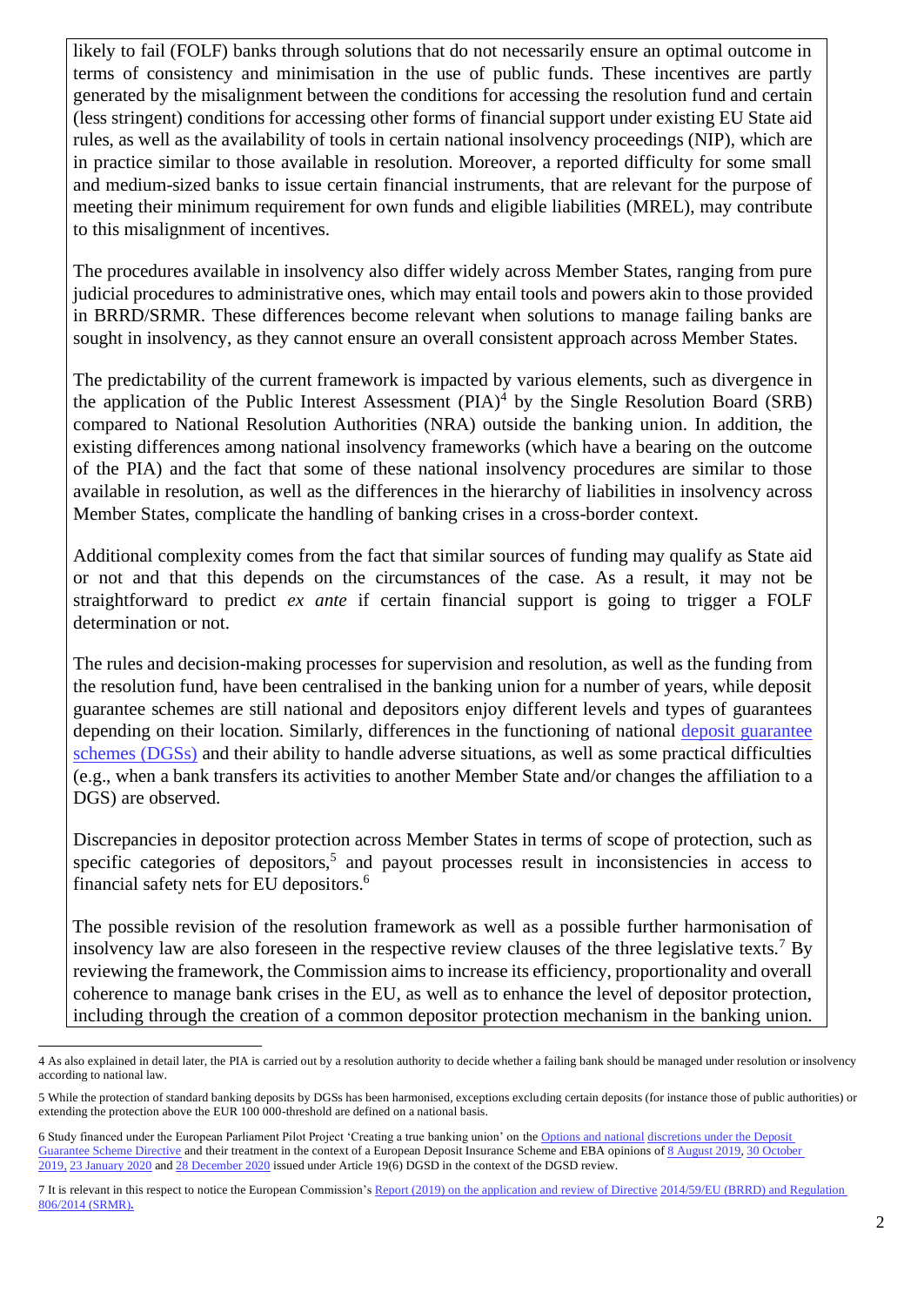likely to fail (FOLF) banks through solutions that do not necessarily ensure an optimal outcome in terms of consistency and minimisation in the use of public funds. These incentives are partly generated by the misalignment between the conditions for accessing the resolution fund and certain (less stringent) conditions for accessing other forms of financial support under existing EU State aid rules, as well as the availability of tools in certain national insolvency proceedings (NIP), which are in practice similar to those available in resolution. Moreover, a reported difficulty for some small and medium-sized banks to issue certain financial instruments, that are relevant for the purpose of meeting their minimum requirement for own funds and eligible liabilities (MREL), may contribute to this misalignment of incentives.

The procedures available in insolvency also differ widely across Member States, ranging from pure judicial procedures to administrative ones, which may entail tools and powers akin to those provided in BRRD/SRMR. These differences become relevant when solutions to manage failing banks are sought in insolvency, as they cannot ensure an overall consistent approach across Member States.

The predictability of the current framework is impacted by various elements, such as divergence in the application of the Public Interest Assessment (PIA)[4] by the Single Resolution Board (SRB) compared to National Resolution Authorities (NRA) outside the banking union. In addition, the existing differences among national insolvency frameworks (which have a bearing on the outcome of the PIA) and the fact that some of these national insolvency procedures are similar to those available in resolution, as well as the differences in the hierarchy of liabilities in insolvency across Member States, complicate the handling of banking crises in a cross-border context.

Additional complexity comes from the fact that similar sources of funding may qualify as State aid or not and that this depends on the circumstances of the case. As a result, it may not be straightforward to predict *ex ante* if certain financial support is going to trigger a FOLF determination or not.

The rules and decision-making processes for supervision and resolution, as well as the funding from the resolution fund, have been centralised in the banking union for a number of years, while deposit guarantee schemes are still national and depositors enjoy different levels and types of guarantees depending on their location. Similarly, differences in the functioning of national deposit guarantee schemes (DGSs) and their ability to handle adverse situations, as well as some practical difficulties (e.g., when a bank transfers its activities to another Member State and/or changes the affiliation to a DGS) are observed.

Discrepancies in depositor protection across Member States in terms of scope of protection, such as specific categories of depositors,[5] and payout processes result in inconsistencies in access to financial safety nets for EU depositors.[6]

The possible revision of the resolution framework as well as a possible further harmonisation of insolvency law are also foreseen in the respective review clauses of the three legislative texts.[7] By reviewing the framework, the Commission aims to increase its efficiency, proportionality and overall coherence to manage bank crises in the EU, as well as to enhance the level of depositor protection, including through the creation of a common depositor protection mechanism in the banking union.

---

4 As also explained in detail later, the PIA is carried out by a resolution authority to decide whether a failing bank should be managed under resolution or insolvency according to national law.

5 While the protection of standard banking deposits by DGSs has been harmonised, exceptions excluding certain deposits (for instance those of public authorities) or extending the protection above the EUR 100 000-threshold are defined on a national basis.

6 Study financed under the European Parliament Pilot Project 'Creating a true banking union' on the Options and national discretions under the Deposit Guarantee Scheme Directive and their treatment in the context of a European Deposit Insurance Scheme and EBA opinions of 8 August 2019, 30 October 2019, 23 January 2020 and 28 December 2020 issued under Article 19(6) DGSD in the context of the DGSD review.

7 It is relevant in this respect to notice the European Commission's Report (2019) on the application and review of Directive 2014/59/EU (BRRD) and Regulation 806/2014 (SRMR).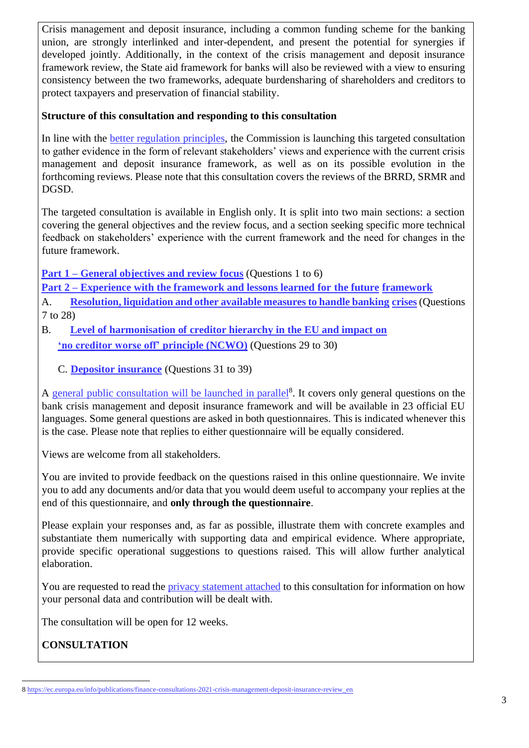Crisis management and deposit insurance, including a common funding scheme for the banking union, are strongly interlinked and inter-dependent, and present the potential for synergies if developed jointly. Additionally, in the context of the crisis management and deposit insurance framework review, the State aid framework for banks will also be reviewed with a view to ensuring consistency between the two frameworks, adequate burdensharing of shareholders and creditors to protect taxpayers and preservation of financial stability.

**Structure of this consultation and responding to this consultation**

In line with the better regulation principles, the Commission is launching this targeted consultation to gather evidence in the form of relevant stakeholders' views and experience with the current crisis management and deposit insurance framework, as well as on its possible evolution in the forthcoming reviews. Please note that this consultation covers the reviews of the BRRD, SRMR and DGSD.

The targeted consultation is available in English only. It is split into two main sections: a section covering the general objectives and the review focus, and a section seeking specific more technical feedback on stakeholders' experience with the current framework and the need for changes in the future framework.

**Part 1 – General objectives and review focus** (Questions 1 to 6)

**Part 2 – Experience with the framework and lessons learned for the future framework**

A. **Resolution, liquidation and other available measures to handle banking crises** (Questions 7 to 28)

B. **Level of harmonisation of creditor hierarchy in the EU and impact on 'no creditor worse off' principle (NCWO)** (Questions 29 to 30)

C. **Depositor insurance** (Questions 31 to 39)

A general public consultation will be launched in parallel[8]. It covers only general questions on the bank crisis management and deposit insurance framework and will be available in 23 official EU languages. Some general questions are asked in both questionnaires. This is indicated whenever this is the case. Please note that replies to either questionnaire will be equally considered.

Views are welcome from all stakeholders.

You are invited to provide feedback on the questions raised in this online questionnaire. We invite you to add any documents and/or data that you would deem useful to accompany your replies at the end of this questionnaire, and **only through the questionnaire**.

Please explain your responses and, as far as possible, illustrate them with concrete examples and substantiate them numerically with supporting data and empirical evidence. Where appropriate, provide specific operational suggestions to questions raised. This will allow further analytical elaboration.

You are requested to read the privacy statement attached to this consultation for information on how your personal data and contribution will be dealt with.

The consultation will be open for 12 weeks.

**CONSULTATION**

[8] https://ec.europa.eu/info/publications/finance-consultations-2021-crisis-management-deposit-insurance-review_en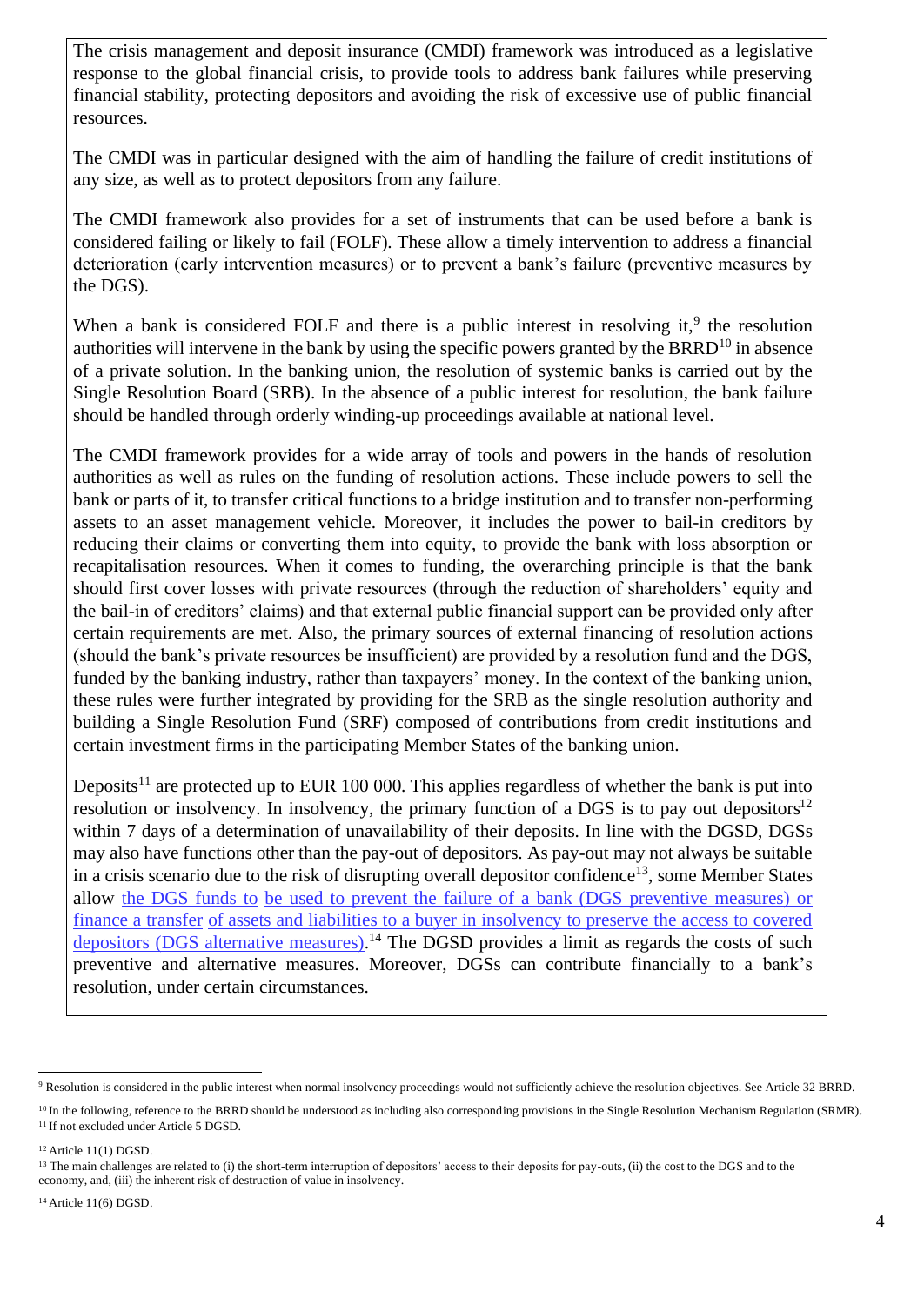The crisis management and deposit insurance (CMDI) framework was introduced as a legislative response to the global financial crisis, to provide tools to address bank failures while preserving financial stability, protecting depositors and avoiding the risk of excessive use of public financial resources.

The CMDI was in particular designed with the aim of handling the failure of credit institutions of any size, as well as to protect depositors from any failure.

The CMDI framework also provides for a set of instruments that can be used before a bank is considered failing or likely to fail (FOLF). These allow a timely intervention to address a financial deterioration (early intervention measures) or to prevent a bank's failure (preventive measures by the DGS).

When a bank is considered FOLF and there is a public interest in resolving it,[9] the resolution authorities will intervene in the bank by using the specific powers granted by the BRRD[10] in absence of a private solution. In the banking union, the resolution of systemic banks is carried out by the Single Resolution Board (SRB). In the absence of a public interest for resolution, the bank failure should be handled through orderly winding-up proceedings available at national level.

The CMDI framework provides for a wide array of tools and powers in the hands of resolution authorities as well as rules on the funding of resolution actions. These include powers to sell the bank or parts of it, to transfer critical functions to a bridge institution and to transfer non-performing assets to an asset management vehicle. Moreover, it includes the power to bail-in creditors by reducing their claims or converting them into equity, to provide the bank with loss absorption or recapitalisation resources. When it comes to funding, the overarching principle is that the bank should first cover losses with private resources (through the reduction of shareholders' equity and the bail-in of creditors' claims) and that external public financial support can be provided only after certain requirements are met. Also, the primary sources of external financing of resolution actions (should the bank's private resources be insufficient) are provided by a resolution fund and the DGS, funded by the banking industry, rather than taxpayers' money. In the context of the banking union, these rules were further integrated by providing for the SRB as the single resolution authority and building a Single Resolution Fund (SRF) composed of contributions from credit institutions and certain investment firms in the participating Member States of the banking union.

Deposits[11] are protected up to EUR 100 000. This applies regardless of whether the bank is put into resolution or insolvency. In insolvency, the primary function of a DGS is to pay out depositors[12] within 7 days of a determination of unavailability of their deposits. In line with the DGSD, DGSs may also have functions other than the pay-out of depositors. As pay-out may not always be suitable in a crisis scenario due to the risk of disrupting overall depositor confidence[13], some Member States allow the DGS funds to be used to prevent the failure of a bank (DGS preventive measures) or finance a transfer of assets and liabilities to a buyer in insolvency to preserve the access to covered depositors (DGS alternative measures).[14] The DGSD provides a limit as regards the costs of such preventive and alternative measures. Moreover, DGSs can contribute financially to a bank's resolution, under certain circumstances.

---

[9] Resolution is considered in the public interest when normal insolvency proceedings would not sufficiently achieve the resolution objectives. See Article 32 BRRD.

[10] In the following, reference to the BRRD should be understood as including also corresponding provisions in the Single Resolution Mechanism Regulation (SRMR).

[11] If not excluded under Article 5 DGSD.

[12] Article 11(1) DGSD.

[13] The main challenges are related to (i) the short-term interruption of depositors' access to their deposits for pay-outs, (ii) the cost to the DGS and to the economy, and, (iii) the inherent risk of destruction of value in insolvency.

[14] Article 11(6) DGSD.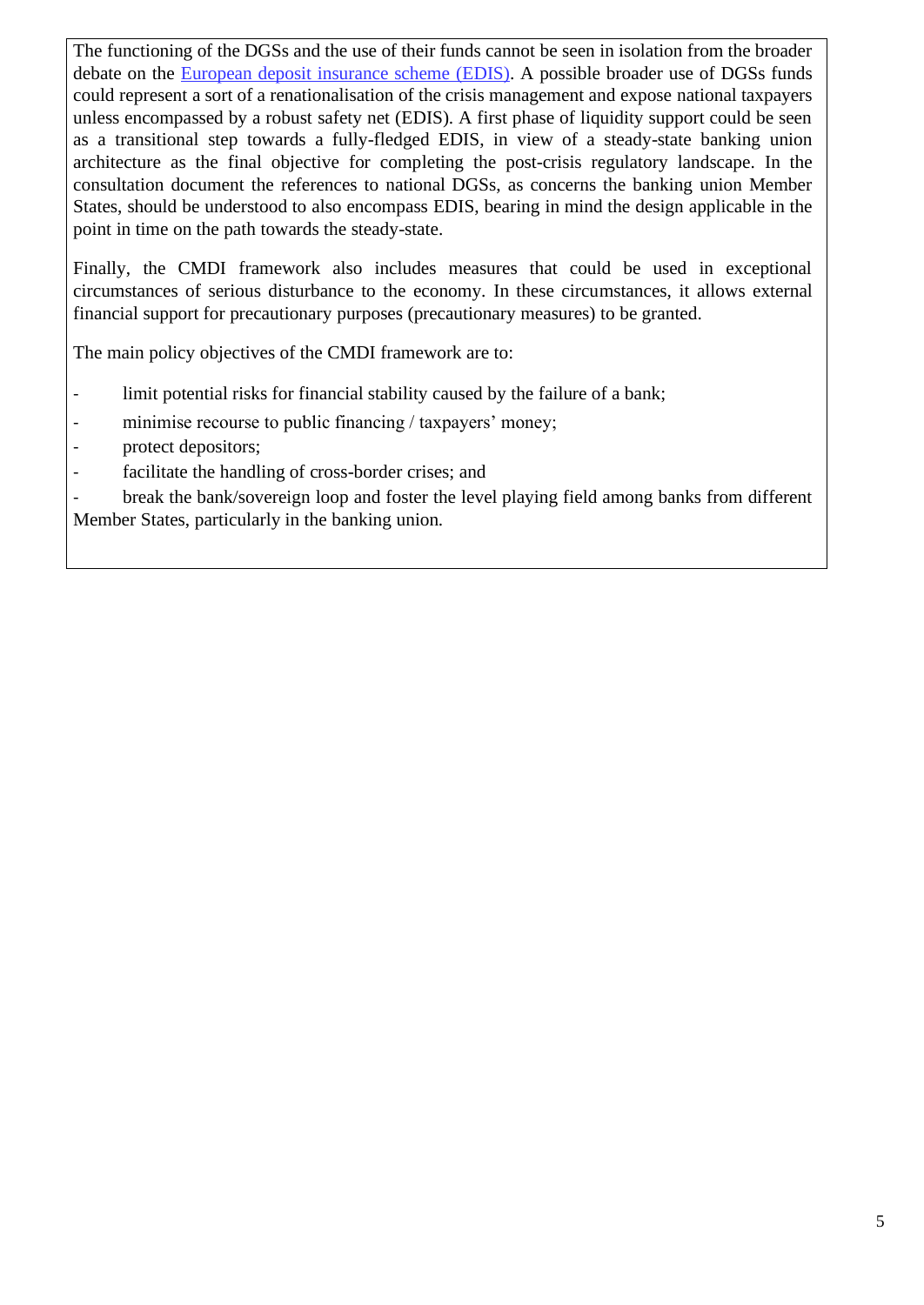The functioning of the DGSs and the use of their funds cannot be seen in isolation from the broader debate on the [European deposit insurance scheme (EDIS)](). A possible broader use of DGSs funds could represent a sort of a renationalisation of the crisis management and expose national taxpayers unless encompassed by a robust safety net (EDIS). A first phase of liquidity support could be seen as a transitional step towards a fully-fledged EDIS, in view of a steady-state banking union architecture as the final objective for completing the post-crisis regulatory landscape. In the consultation document the references to national DGSs, as concerns the banking union Member States, should be understood to also encompass EDIS, bearing in mind the design applicable in the point in time on the path towards the steady-state.

Finally, the CMDI framework also includes measures that could be used in exceptional circumstances of serious disturbance to the economy. In these circumstances, it allows external financial support for precautionary purposes (precautionary measures) to be granted.

The main policy objectives of the CMDI framework are to:

- limit potential risks for financial stability caused by the failure of a bank;
- minimise recourse to public financing / taxpayers' money;
- protect depositors;
- facilitate the handling of cross-border crises; and
- break the bank/sovereign loop and foster the level playing field among banks from different Member States, particularly in the banking union.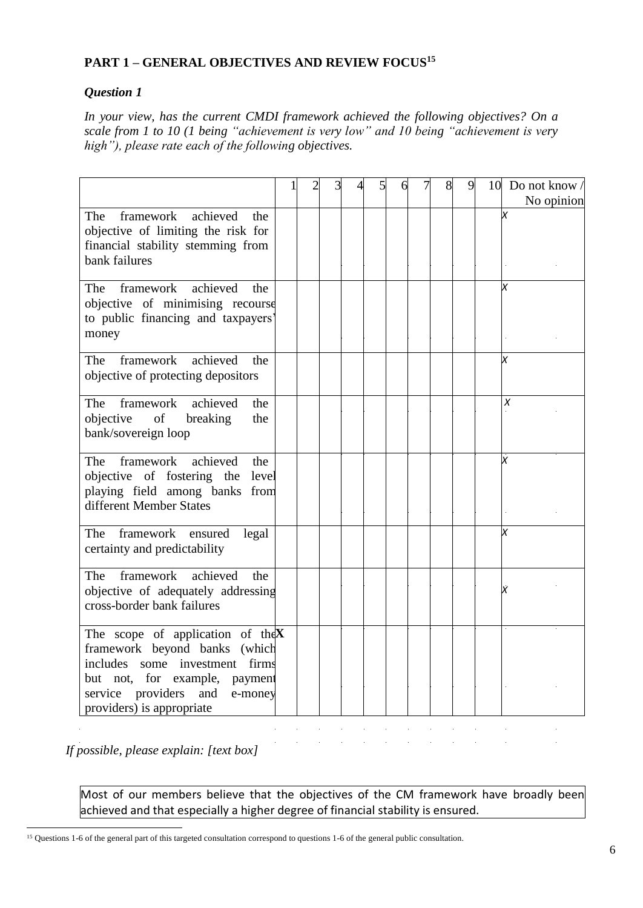## PART 1 – GENERAL OBJECTIVES AND REVIEW FOCUS[15]

### *Question 1*

*In your view, has the current CMDI framework achieved the following objectives? On a scale from 1 to 10 (1 being "achievement is very low" and 10 being "achievement is very high"), please rate each of the following objectives.*

| | 1 | 2 | 3 | 4 | 5 | 6 | 7 | 8 | 9 | 10 | Do not know / No opinion |
|---|---|---|---|---|---|---|---|---|---|---|---|
| The framework achieved the objective of limiting the risk for financial stability stemming from bank failures | | | | | | | | | | | X |
| The framework achieved the objective of minimising recourse to public financing and taxpayers' money | | | | | | | | | | | X |
| The framework achieved the objective of protecting depositors | | | | | | | | | | | X |
| The framework achieved the objective of breaking the bank/sovereign loop | | | | | | | | | | | X |
| The framework achieved the objective of fostering the level playing field among banks from different Member States | | | | | | | | | | | X |
| The framework ensured legal certainty and predictability | | | | | | | | | | | X |
| The framework achieved the objective of adequately addressing cross-border bank failures | | | | | | | | | | | X |
| The scope of application of the framework beyond banks (which includes some investment firms but not, for example, payment service providers and e-money providers) is appropriate | X | | | | | | | | | | |

*If possible, please explain: [text box]*

Most of our members believe that the objectives of the CM framework have broadly been achieved and that especially a higher degree of financial stability is ensured.

---

[15] Questions 1-6 of the general part of this targeted consultation correspond to questions 1-6 of the general public consultation.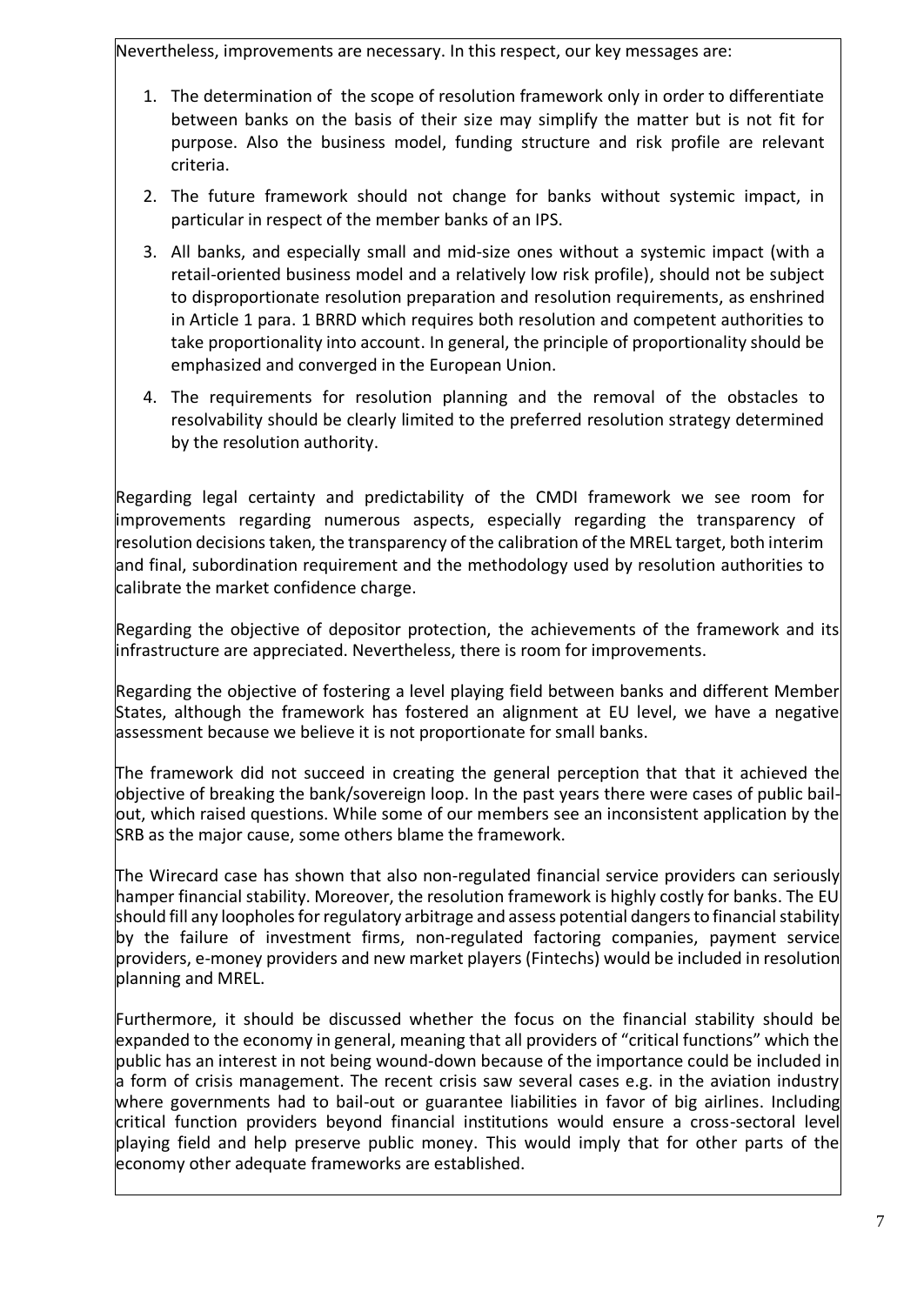Nevertheless, improvements are necessary. In this respect, our key messages are:

1. The determination of the scope of resolution framework only in order to differentiate between banks on the basis of their size may simplify the matter but is not fit for purpose. Also the business model, funding structure and risk profile are relevant criteria.
2. The future framework should not change for banks without systemic impact, in particular in respect of the member banks of an IPS.
3. All banks, and especially small and mid-size ones without a systemic impact (with a retail-oriented business model and a relatively low risk profile), should not be subject to disproportionate resolution preparation and resolution requirements, as enshrined in Article 1 para. 1 BRRD which requires both resolution and competent authorities to take proportionality into account. In general, the principle of proportionality should be emphasized and converged in the European Union.
4. The requirements for resolution planning and the removal of the obstacles to resolvability should be clearly limited to the preferred resolution strategy determined by the resolution authority.

Regarding legal certainty and predictability of the CMDI framework we see room for improvements regarding numerous aspects, especially regarding the transparency of resolution decisions taken, the transparency of the calibration of the MREL target, both interim and final, subordination requirement and the methodology used by resolution authorities to calibrate the market confidence charge.

Regarding the objective of depositor protection, the achievements of the framework and its infrastructure are appreciated. Nevertheless, there is room for improvements.

Regarding the objective of fostering a level playing field between banks and different Member States, although the framework has fostered an alignment at EU level, we have a negative assessment because we believe it is not proportionate for small banks.

The framework did not succeed in creating the general perception that that it achieved the objective of breaking the bank/sovereign loop. In the past years there were cases of public bail-out, which raised questions. While some of our members see an inconsistent application by the SRB as the major cause, some others blame the framework.

The Wirecard case has shown that also non-regulated financial service providers can seriously hamper financial stability. Moreover, the resolution framework is highly costly for banks. The EU should fill any loopholes for regulatory arbitrage and assess potential dangers to financial stability by the failure of investment firms, non-regulated factoring companies, payment service providers, e-money providers and new market players (Fintechs) would be included in resolution planning and MREL.

Furthermore, it should be discussed whether the focus on the financial stability should be expanded to the economy in general, meaning that all providers of "critical functions" which the public has an interest in not being wound-down because of the importance could be included in a form of crisis management. The recent crisis saw several cases e.g. in the aviation industry where governments had to bail-out or guarantee liabilities in favor of big airlines. Including critical function providers beyond financial institutions would ensure a cross-sectoral level playing field and help preserve public money. This would imply that for other parts of the economy other adequate frameworks are established.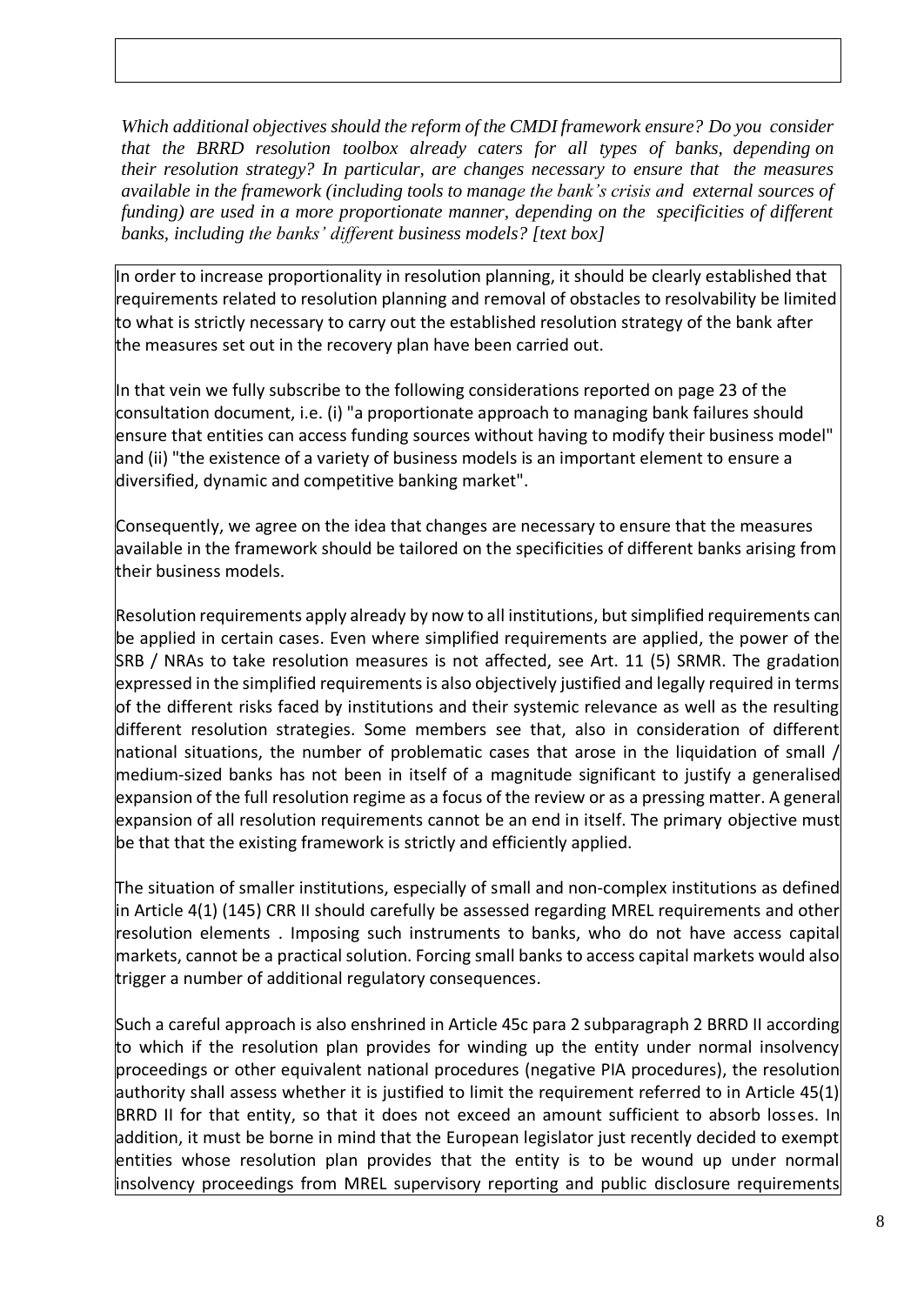*Which additional objectives should the reform of the CMDI framework ensure? Do you consider that the BRRD resolution toolbox already caters for all types of banks, depending on their resolution strategy? In particular, are changes necessary to ensure that the measures available in the framework (including tools to manage the bank's crisis and external sources of funding) are used in a more proportionate manner, depending on the specificities of different banks, including the banks' different business models? [text box]*

In order to increase proportionality in resolution planning, it should be clearly established that requirements related to resolution planning and removal of obstacles to resolvability be limited to what is strictly necessary to carry out the established resolution strategy of the bank after the measures set out in the recovery plan have been carried out.

In that vein we fully subscribe to the following considerations reported on page 23 of the consultation document, i.e. (i) "a proportionate approach to managing bank failures should ensure that entities can access funding sources without having to modify their business model" and (ii) "the existence of a variety of business models is an important element to ensure a diversified, dynamic and competitive banking market".

Consequently, we agree on the idea that changes are necessary to ensure that the measures available in the framework should be tailored on the specificities of different banks arising from their business models.

Resolution requirements apply already by now to all institutions, but simplified requirements can be applied in certain cases. Even where simplified requirements are applied, the power of the SRB / NRAs to take resolution measures is not affected, see Art. 11 (5) SRMR. The gradation expressed in the simplified requirements is also objectively justified and legally required in terms of the different risks faced by institutions and their systemic relevance as well as the resulting different resolution strategies. Some members see that, also in consideration of different national situations, the number of problematic cases that arose in the liquidation of small / medium-sized banks has not been in itself of a magnitude significant to justify a generalised expansion of the full resolution regime as a focus of the review or as a pressing matter. A general expansion of all resolution requirements cannot be an end in itself. The primary objective must be that that the existing framework is strictly and efficiently applied.

The situation of smaller institutions, especially of small and non-complex institutions as defined in Article 4(1) (145) CRR II should carefully be assessed regarding MREL requirements and other resolution elements . Imposing such instruments to banks, who do not have access capital markets, cannot be a practical solution. Forcing small banks to access capital markets would also trigger a number of additional regulatory consequences.

Such a careful approach is also enshrined in Article 45c para 2 subparagraph 2 BRRD II according to which if the resolution plan provides for winding up the entity under normal insolvency proceedings or other equivalent national procedures (negative PIA procedures), the resolution authority shall assess whether it is justified to limit the requirement referred to in Article 45(1) BRRD II for that entity, so that it does not exceed an amount sufficient to absorb losses. In addition, it must be borne in mind that the European legislator just recently decided to exempt entities whose resolution plan provides that the entity is to be wound up under normal insolvency proceedings from MREL supervisory reporting and public disclosure requirements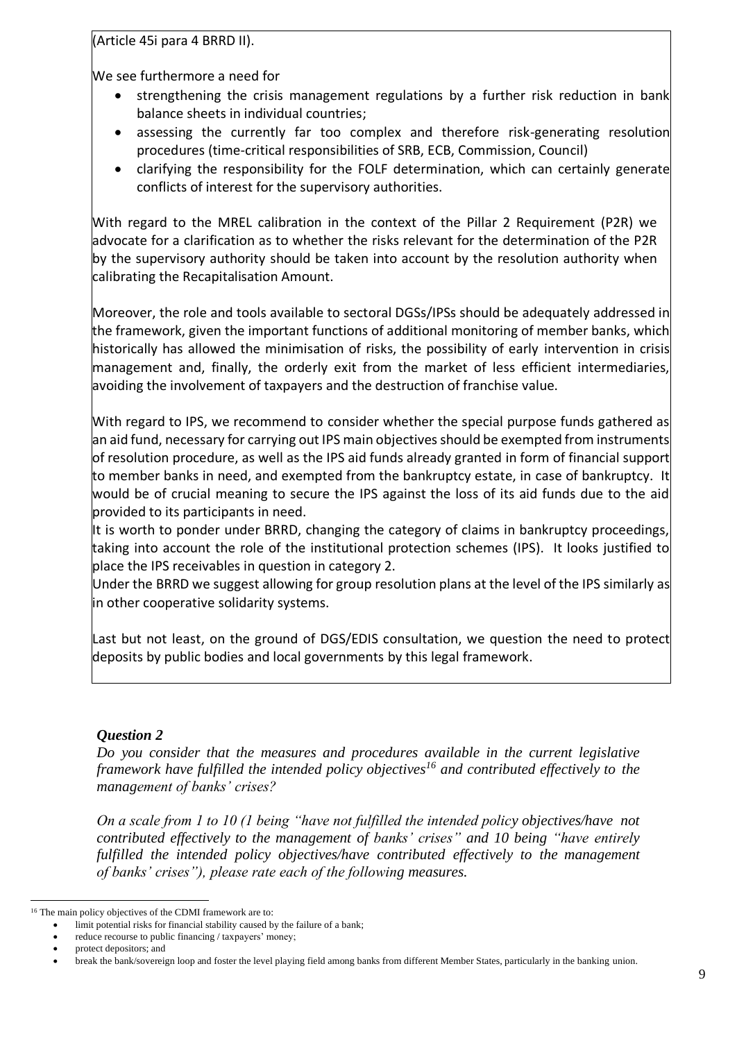(Article 45i para 4 BRRD II).

We see furthermore a need for

- strengthening the crisis management regulations by a further risk reduction in bank balance sheets in individual countries;
- assessing the currently far too complex and therefore risk-generating resolution procedures (time-critical responsibilities of SRB, ECB, Commission, Council)
- clarifying the responsibility for the FOLF determination, which can certainly generate conflicts of interest for the supervisory authorities.

With regard to the MREL calibration in the context of the Pillar 2 Requirement (P2R) we advocate for a clarification as to whether the risks relevant for the determination of the P2R by the supervisory authority should be taken into account by the resolution authority when calibrating the Recapitalisation Amount.

Moreover, the role and tools available to sectoral DGSs/IPSs should be adequately addressed in the framework, given the important functions of additional monitoring of member banks, which historically has allowed the minimisation of risks, the possibility of early intervention in crisis management and, finally, the orderly exit from the market of less efficient intermediaries, avoiding the involvement of taxpayers and the destruction of franchise value.

With regard to IPS, we recommend to consider whether the special purpose funds gathered as an aid fund, necessary for carrying out IPS main objectives should be exempted from instruments of resolution procedure, as well as the IPS aid funds already granted in form of financial support to member banks in need, and exempted from the bankruptcy estate, in case of bankruptcy. It would be of crucial meaning to secure the IPS against the loss of its aid funds due to the aid provided to its participants in need.

It is worth to ponder under BRRD, changing the category of claims in bankruptcy proceedings, taking into account the role of the institutional protection schemes (IPS). It looks justified to place the IPS receivables in question in category 2.

Under the BRRD we suggest allowing for group resolution plans at the level of the IPS similarly as in other cooperative solidarity systems.

Last but not least, on the ground of DGS/EDIS consultation, we question the need to protect deposits by public bodies and local governments by this legal framework.

### *Question 2*

*Do you consider that the measures and procedures available in the current legislative framework have fulfilled the intended policy objectives[16] and contributed effectively to the management of banks' crises?*

*On a scale from 1 to 10 (1 being "have not fulfilled the intended policy objectives/have not contributed effectively to the management of banks' crises" and 10 being "have entirely fulfilled the intended policy objectives/have contributed effectively to the management of banks' crises"), please rate each of the following measures.*

---

[16] The main policy objectives of the CDMI framework are to:

- limit potential risks for financial stability caused by the failure of a bank;
- reduce recourse to public financing / taxpayers' money;
- protect depositors; and
- break the bank/sovereign loop and foster the level playing field among banks from different Member States, particularly in the banking union.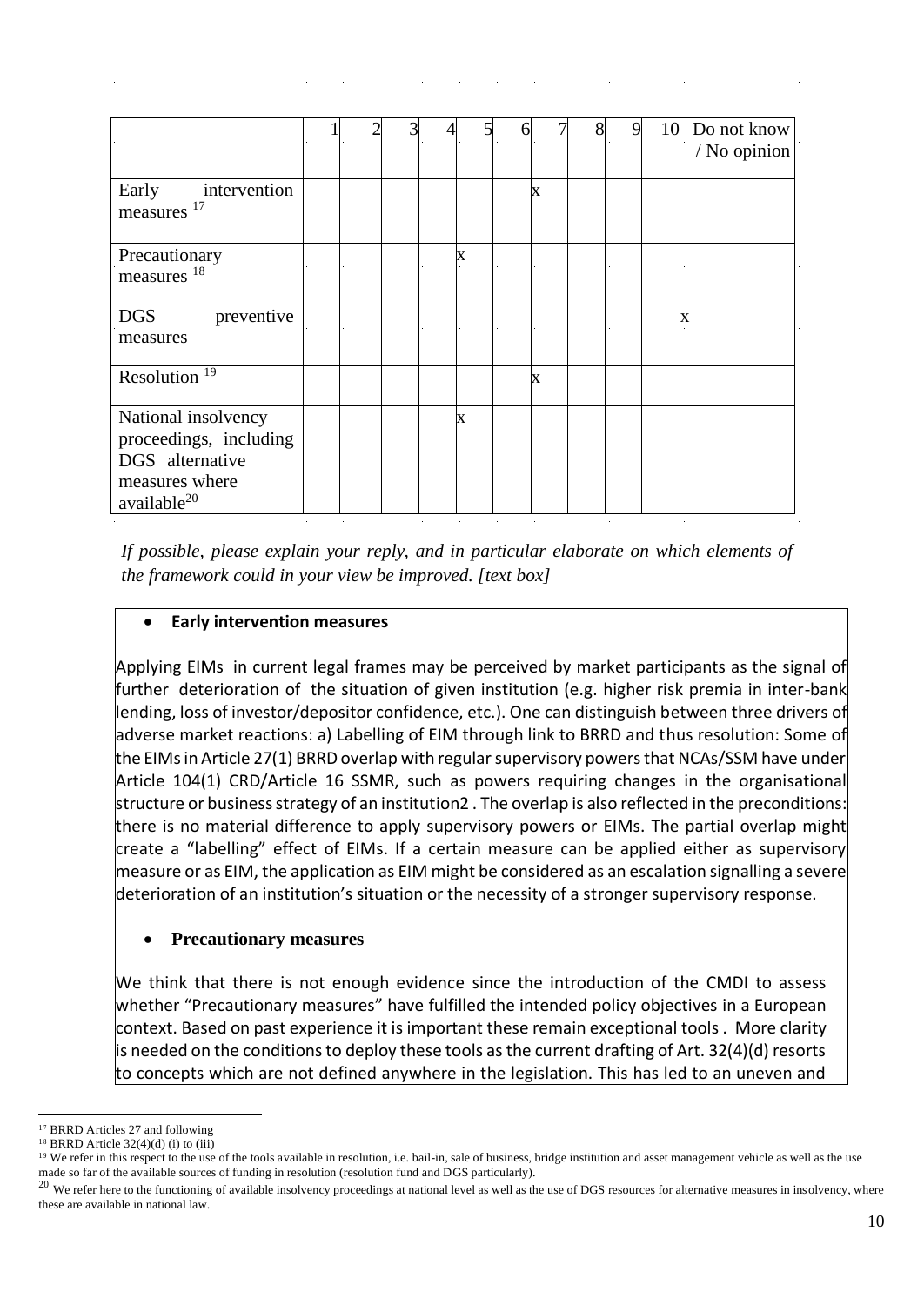| | 1 | 2 | 3 | 4 | 5 | 6 | 7 | 8 | 9 | 10 | Do not know / No opinion |
|---|---|---|---|---|---|---|---|---|---|---|---|
| Early intervention measures [17] | | | | | | | x | | | | |
| Precautionary measures [18] | | | | | x | | | | | | |
| DGS preventive measures | | | | | | | | | | | x |
| Resolution [19] | | | | | | | x | | | | |
| National insolvency proceedings, including DGS alternative measures where available[20] | | | | | x | | | | | | |

*If possible, please explain your reply, and in particular elaborate on which elements of the framework could in your view be improved. [text box]*

- **Early intervention measures**

Applying EIMs in current legal frames may be perceived by market participants as the signal of further deterioration of the situation of given institution (e.g. higher risk premia in inter-bank lending, loss of investor/depositor confidence, etc.). One can distinguish between three drivers of adverse market reactions: a) Labelling of EIM through link to BRRD and thus resolution: Some of the EIMs in Article 27(1) BRRD overlap with regular supervisory powers that NCAs/SSM have under Article 104(1) CRD/Article 16 SSMR, such as powers requiring changes in the organisational structure or business strategy of an institution2 . The overlap is also reflected in the preconditions: there is no material difference to apply supervisory powers or EIMs. The partial overlap might create a "labelling" effect of EIMs. If a certain measure can be applied either as supervisory measure or as EIM, the application as EIM might be considered as an escalation signalling a severe deterioration of an institution's situation or the necessity of a stronger supervisory response.

- **Precautionary measures**

We think that there is not enough evidence since the introduction of the CMDI to assess whether "Precautionary measures" have fulfilled the intended policy objectives in a European context. Based on past experience it is important these remain exceptional tools . More clarity is needed on the conditions to deploy these tools as the current drafting of Art. 32(4)(d) resorts to concepts which are not defined anywhere in the legislation. This has led to an uneven and

[17] BRRD Articles 27 and following

[18] BRRD Article 32(4)(d) (i) to (iii)

[19] We refer in this respect to the use of the tools available in resolution, i.e. bail-in, sale of business, bridge institution and asset management vehicle as well as the use made so far of the available sources of funding in resolution (resolution fund and DGS particularly).

[20] We refer here to the functioning of available insolvency proceedings at national level as well as the use of DGS resources for alternative measures in insolvency, where these are available in national law.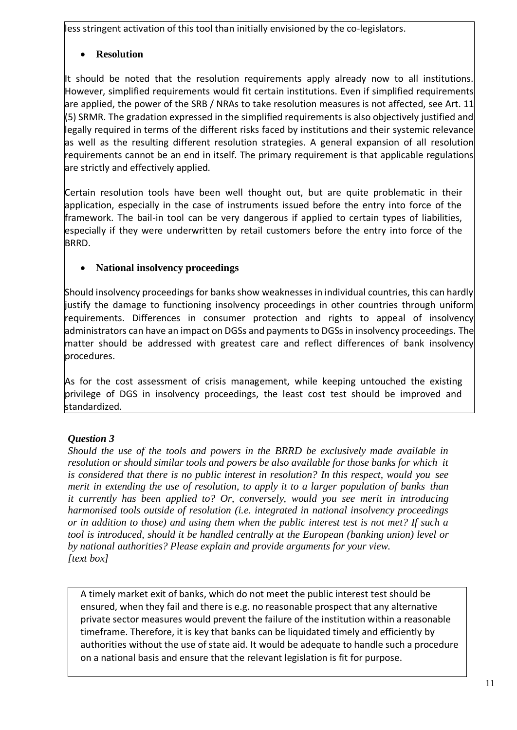less stringent activation of this tool than initially envisioned by the co-legislators.

- **Resolution**

It should be noted that the resolution requirements apply already now to all institutions. However, simplified requirements would fit certain institutions. Even if simplified requirements are applied, the power of the SRB / NRAs to take resolution measures is not affected, see Art. 11 (5) SRMR. The gradation expressed in the simplified requirements is also objectively justified and legally required in terms of the different risks faced by institutions and their systemic relevance as well as the resulting different resolution strategies. A general expansion of all resolution requirements cannot be an end in itself. The primary requirement is that applicable regulations are strictly and effectively applied.

Certain resolution tools have been well thought out, but are quite problematic in their application, especially in the case of instruments issued before the entry into force of the framework. The bail-in tool can be very dangerous if applied to certain types of liabilities, especially if they were underwritten by retail customers before the entry into force of the BRRD.

- **National insolvency proceedings**

Should insolvency proceedings for banks show weaknesses in individual countries, this can hardly justify the damage to functioning insolvency proceedings in other countries through uniform requirements. Differences in consumer protection and rights to appeal of insolvency administrators can have an impact on DGSs and payments to DGSs in insolvency proceedings. The matter should be addressed with greatest care and reflect differences of bank insolvency procedures.

As for the cost assessment of crisis management, while keeping untouched the existing privilege of DGS in insolvency proceedings, the least cost test should be improved and standardized.

***Question 3***

*Should the use of the tools and powers in the BRRD be exclusively made available in resolution or should similar tools and powers be also available for those banks for which it is considered that there is no public interest in resolution? In this respect, would you see merit in extending the use of resolution, to apply it to a larger population of banks than it currently has been applied to? Or, conversely, would you see merit in introducing harmonised tools outside of resolution (i.e. integrated in national insolvency proceedings or in addition to those) and using them when the public interest test is not met? If such a tool is introduced, should it be handled centrally at the European (banking union) level or by national authorities? Please explain and provide arguments for your view.*
*[text box]*

A timely market exit of banks, which do not meet the public interest test should be ensured, when they fail and there is e.g. no reasonable prospect that any alternative private sector measures would prevent the failure of the institution within a reasonable timeframe. Therefore, it is key that banks can be liquidated timely and efficiently by authorities without the use of state aid. It would be adequate to handle such a procedure on a national basis and ensure that the relevant legislation is fit for purpose.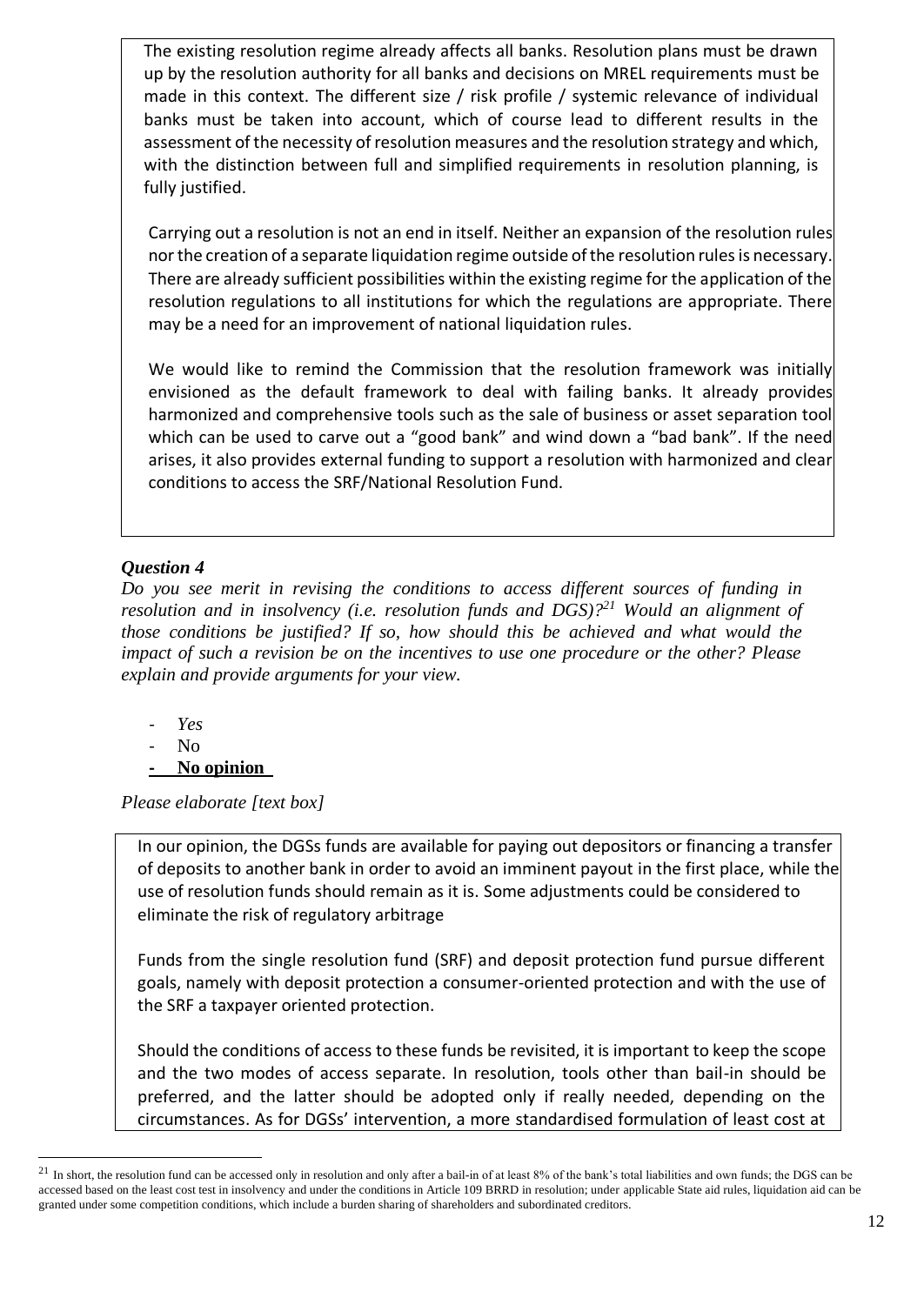The existing resolution regime already affects all banks. Resolution plans must be drawn up by the resolution authority for all banks and decisions on MREL requirements must be made in this context. The different size / risk profile / systemic relevance of individual banks must be taken into account, which of course lead to different results in the assessment of the necessity of resolution measures and the resolution strategy and which, with the distinction between full and simplified requirements in resolution planning, is fully justified.

Carrying out a resolution is not an end in itself. Neither an expansion of the resolution rules nor the creation of a separate liquidation regime outside of the resolution rules is necessary. There are already sufficient possibilities within the existing regime for the application of the resolution regulations to all institutions for which the regulations are appropriate. There may be a need for an improvement of national liquidation rules.

We would like to remind the Commission that the resolution framework was initially envisioned as the default framework to deal with failing banks. It already provides harmonized and comprehensive tools such as the sale of business or asset separation tool which can be used to carve out a "good bank" and wind down a "bad bank". If the need arises, it also provides external funding to support a resolution with harmonized and clear conditions to access the SRF/National Resolution Fund.

### *Question 4*

*Do you see merit in revising the conditions to access different sources of funding in resolution and in insolvency (i.e. resolution funds and DGS)?[21] Would an alignment of those conditions be justified? If so, how should this be achieved and what would the impact of such a revision be on the incentives to use one procedure or the other? Please explain and provide arguments for your view.*

- *Yes*
- No
- **No opinion**

*Please elaborate [text box]*

In our opinion, the DGSs funds are available for paying out depositors or financing a transfer of deposits to another bank in order to avoid an imminent payout in the first place, while the use of resolution funds should remain as it is. Some adjustments could be considered to eliminate the risk of regulatory arbitrage

Funds from the single resolution fund (SRF) and deposit protection fund pursue different goals, namely with deposit protection a consumer-oriented protection and with the use of the SRF a taxpayer oriented protection.

Should the conditions of access to these funds be revisited, it is important to keep the scope and the two modes of access separate. In resolution, tools other than bail-in should be preferred, and the latter should be adopted only if really needed, depending on the circumstances. As for DGSs' intervention, a more standardised formulation of least cost at

[21] In short, the resolution fund can be accessed only in resolution and only after a bail-in of at least 8% of the bank's total liabilities and own funds; the DGS can be accessed based on the least cost test in insolvency and under the conditions in Article 109 BRRD in resolution; under applicable State aid rules, liquidation aid can be granted under some competition conditions, which include a burden sharing of shareholders and subordinated creditors.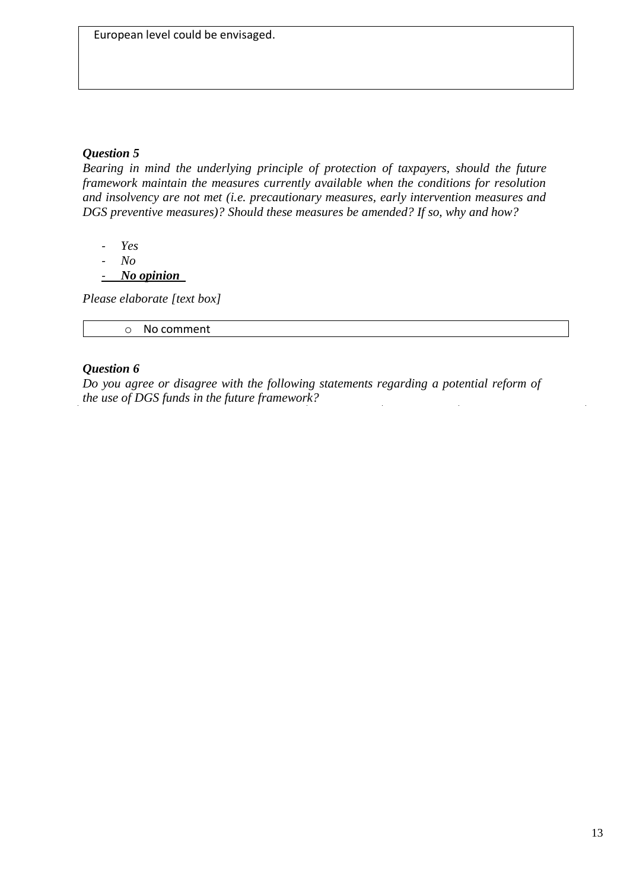European level could be envisaged.

***Question 5***

*Bearing in mind the underlying principle of protection of taxpayers, should the future framework maintain the measures currently available when the conditions for resolution and insolvency are not met (i.e. precautionary measures, early intervention measures and DGS preventive measures)? Should these measures be amended? If so, why and how?*

- *Yes*
- *No*
- ***No opinion***

*Please elaborate [text box]*

- No comment

***Question 6***

*Do you agree or disagree with the following statements regarding a potential reform of the use of DGS funds in the future framework?*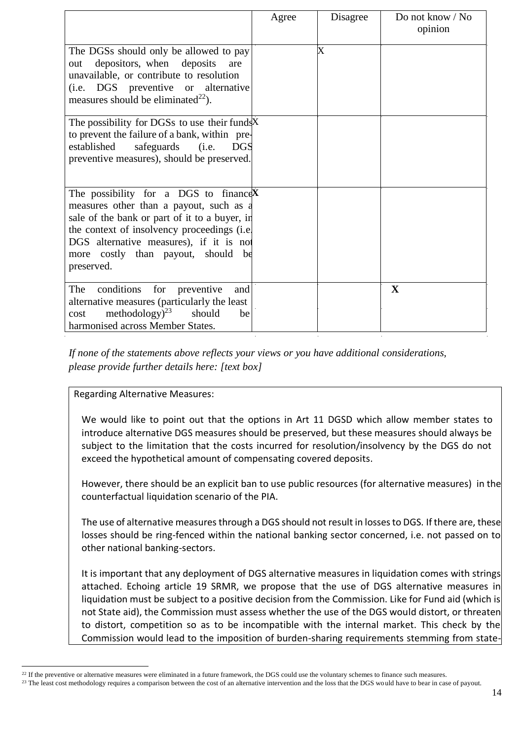| | Agree | Disagree | Do not know / No opinion |
|---|---|---|---|
| The DGSs should only be allowed to pay out depositors, when deposits are unavailable, or contribute to resolution (i.e. DGS preventive or alternative measures should be eliminated[22]). | | X | |
| The possibility for DGSs to use their funds to prevent the failure of a bank, within pre-established safeguards (i.e. DGS preventive measures), should be preserved. | X | | |
| The possibility for a DGS to finance measures other than a payout, such as a sale of the bank or part of it to a buyer, in the context of insolvency proceedings (i.e. DGS alternative measures), if it is not more costly than payout, should be preserved. | **X** | | |
| The conditions for preventive and alternative measures (particularly the least cost methodology)[23] should be harmonised across Member States. | | | **X** |

*If none of the statements above reflects your views or you have additional considerations, please provide further details here: [text box]*

Regarding Alternative Measures:

We would like to point out that the options in Art 11 DGSD which allow member states to introduce alternative DGS measures should be preserved, but these measures should always be subject to the limitation that the costs incurred for resolution/insolvency by the DGS do not exceed the hypothetical amount of compensating covered deposits.

However, there should be an explicit ban to use public resources (for alternative measures) in the counterfactual liquidation scenario of the PIA.

The use of alternative measures through a DGS should not result in losses to DGS. If there are, these losses should be ring-fenced within the national banking sector concerned, i.e. not passed on to other national banking-sectors.

It is important that any deployment of DGS alternative measures in liquidation comes with strings attached. Echoing article 19 SRMR, we propose that the use of DGS alternative measures in liquidation must be subject to a positive decision from the Commission. Like for Fund aid (which is not State aid), the Commission must assess whether the use of the DGS would distort, or threaten to distort, competition so as to be incompatible with the internal market. This check by the Commission would lead to the imposition of burden-sharing requirements stemming from state-

[22] If the preventive or alternative measures were eliminated in a future framework, the DGS could use the voluntary schemes to finance such measures.

[23] The least cost methodology requires a comparison between the cost of an alternative intervention and the loss that the DGS would have to bear in case of payout.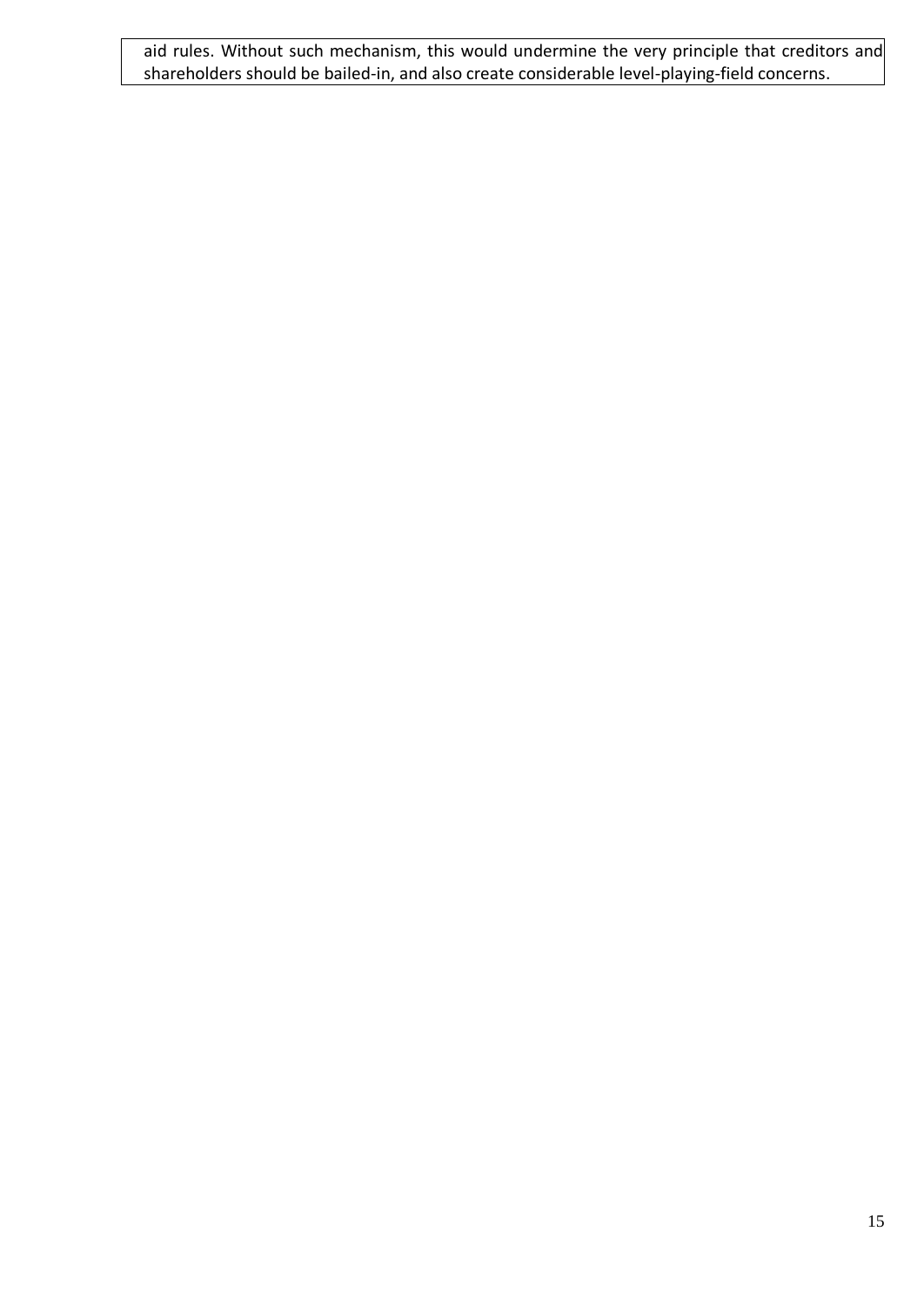aid rules. Without such mechanism, this would undermine the very principle that creditors and shareholders should be bailed-in, and also create considerable level-playing-field concerns.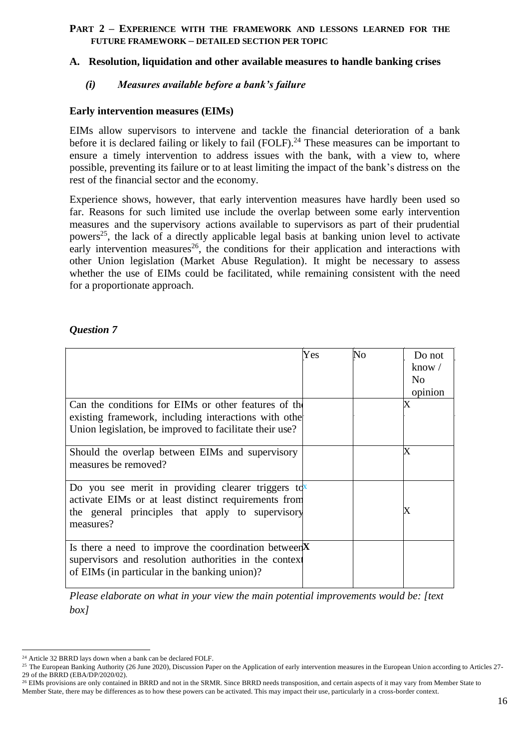## PART 2 – EXPERIENCE WITH THE FRAMEWORK AND LESSONS LEARNED FOR THE FUTURE FRAMEWORK – DETAILED SECTION PER TOPIC

### A. Resolution, liquidation and other available measures to handle banking crises

#### *(i) Measures available before a bank's failure*

**Early intervention measures (EIMs)**

EIMs allow supervisors to intervene and tackle the financial deterioration of a bank before it is declared failing or likely to fail (FOLF).[24] These measures can be important to ensure a timely intervention to address issues with the bank, with a view to, where possible, preventing its failure or to at least limiting the impact of the bank's distress on the rest of the financial sector and the economy.

Experience shows, however, that early intervention measures have hardly been used so far. Reasons for such limited use include the overlap between some early intervention measures and the supervisory actions available to supervisors as part of their prudential powers[25], the lack of a directly applicable legal basis at banking union level to activate early intervention measures[26], the conditions for their application and interactions with other Union legislation (Market Abuse Regulation). It might be necessary to assess whether the use of EIMs could be facilitated, while remaining consistent with the need for a proportionate approach.

***Question 7***

| | Yes | No | Do not know / No opinion |
|---|---|---|---|
| Can the conditions for EIMs or other features of the existing framework, including interactions with other Union legislation, be improved to facilitate their use? | | | X |
| Should the overlap between EIMs and supervisory measures be removed? | | | X |
| Do you see merit in providing clearer triggers to activate EIMs or at least distinct requirements from the general principles that apply to supervisory measures? | X | | X |
| Is there a need to improve the coordination between supervisors and resolution authorities in the context of EIMs (in particular in the banking union)? | X | | |

*Please elaborate on what in your view the main potential improvements would be: [text box]*

---

[24] Article 32 BRRD lays down when a bank can be declared FOLF.

[25] The European Banking Authority (26 June 2020), Discussion Paper on the Application of early intervention measures in the European Union according to Articles 27-29 of the BRRD (EBA/DP/2020/02).

[26] EIMs provisions are only contained in BRRD and not in the SRMR. Since BRRD needs transposition, and certain aspects of it may vary from Member State to Member State, there may be differences as to how these powers can be activated. This may impact their use, particularly in a cross-border context.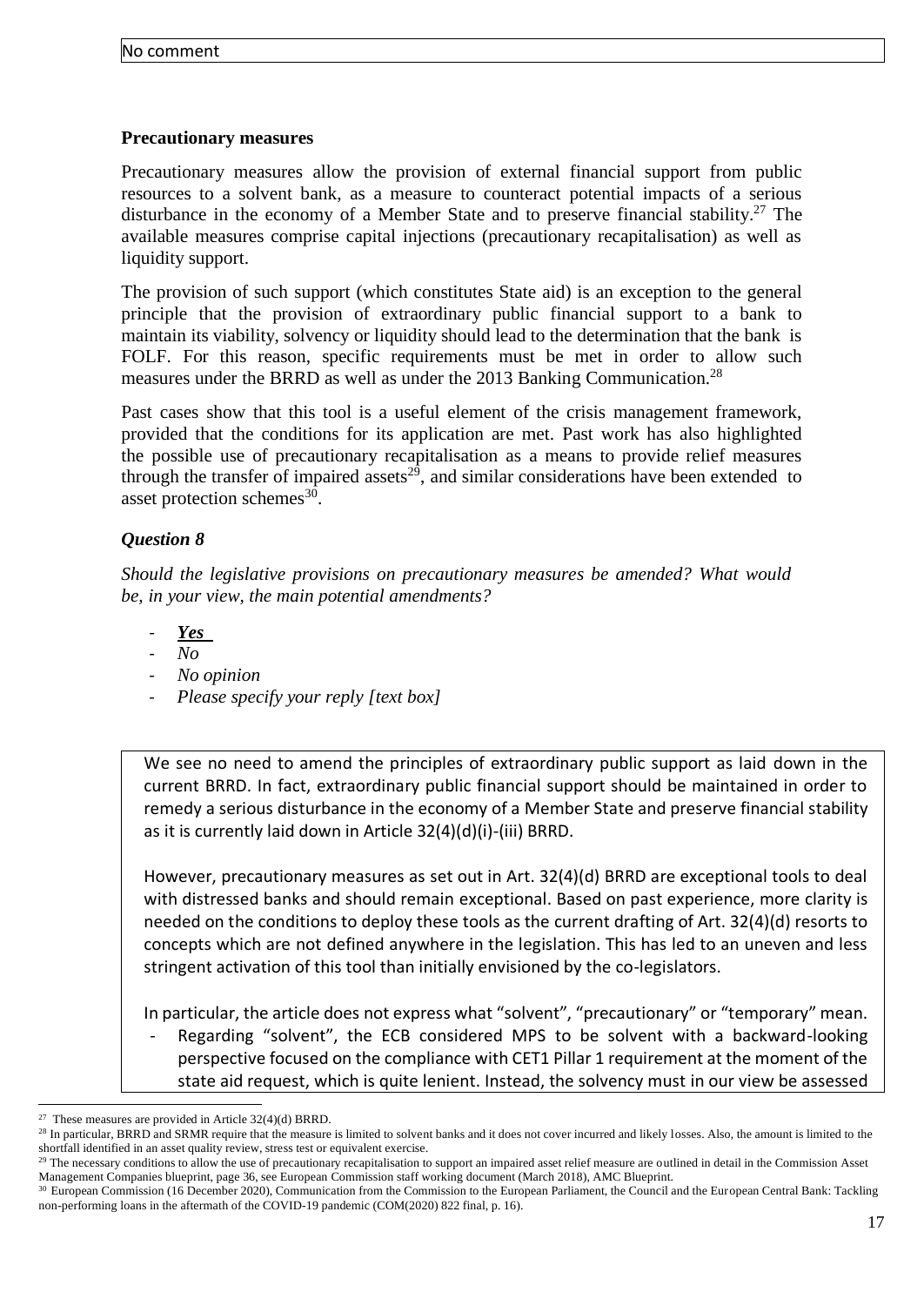No comment

**Precautionary measures**

Precautionary measures allow the provision of external financial support from public resources to a solvent bank, as a measure to counteract potential impacts of a serious disturbance in the economy of a Member State and to preserve financial stability.[27] The available measures comprise capital injections (precautionary recapitalisation) as well as liquidity support.

The provision of such support (which constitutes State aid) is an exception to the general principle that the provision of extraordinary public financial support to a bank to maintain its viability, solvency or liquidity should lead to the determination that the bank is FOLF. For this reason, specific requirements must be met in order to allow such measures under the BRRD as well as under the 2013 Banking Communication.[28]

Past cases show that this tool is a useful element of the crisis management framework, provided that the conditions for its application are met. Past work has also highlighted the possible use of precautionary recapitalisation as a means to provide relief measures through the transfer of impaired assets[29], and similar considerations have been extended to asset protection schemes[30].

### *Question 8*

*Should the legislative provisions on precautionary measures be amended? What would be, in your view, the main potential amendments?*

- ***Yes***
- *No*
- *No opinion*
- *Please specify your reply [text box]*

We see no need to amend the principles of extraordinary public support as laid down in the current BRRD. In fact, extraordinary public financial support should be maintained in order to remedy a serious disturbance in the economy of a Member State and preserve financial stability as it is currently laid down in Article 32(4)(d)(i)-(iii) BRRD.

However, precautionary measures as set out in Art. 32(4)(d) BRRD are exceptional tools to deal with distressed banks and should remain exceptional. Based on past experience, more clarity is needed on the conditions to deploy these tools as the current drafting of Art. 32(4)(d) resorts to concepts which are not defined anywhere in the legislation. This has led to an uneven and less stringent activation of this tool than initially envisioned by the co-legislators.

In particular, the article does not express what "solvent", "precautionary" or "temporary" mean.

- Regarding "solvent", the ECB considered MPS to be solvent with a backward-looking perspective focused on the compliance with CET1 Pillar 1 requirement at the moment of the state aid request, which is quite lenient. Instead, the solvency must in our view be assessed

---

[27] These measures are provided in Article 32(4)(d) BRRD.

[28] In particular, BRRD and SRMR require that the measure is limited to solvent banks and it does not cover incurred and likely losses. Also, the amount is limited to the shortfall identified in an asset quality review, stress test or equivalent exercise.

[29] The necessary conditions to allow the use of precautionary recapitalisation to support an impaired asset relief measure are outlined in detail in the Commission Asset Management Companies blueprint, page 36, see European Commission staff working document (March 2018), AMC Blueprint.

[30] European Commission (16 December 2020), Communication from the Commission to the European Parliament, the Council and the European Central Bank: Tackling non-performing loans in the aftermath of the COVID-19 pandemic (COM(2020) 822 final, p. 16).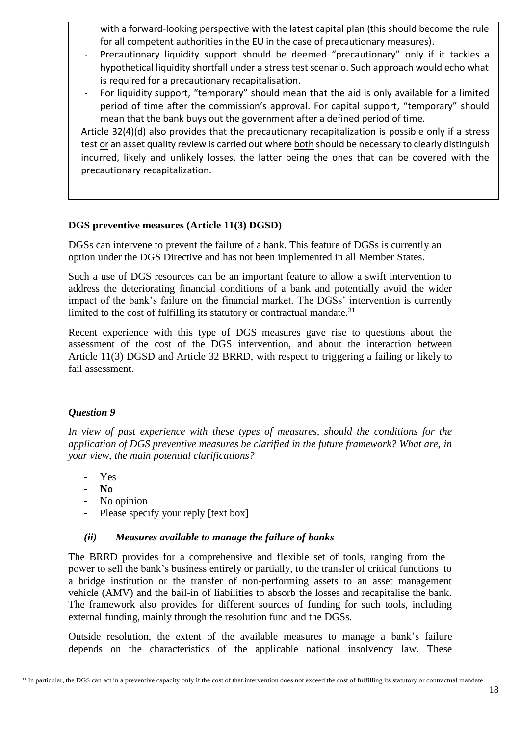with a forward-looking perspective with the latest capital plan (this should become the rule for all competent authorities in the EU in the case of precautionary measures).

- Precautionary liquidity support should be deemed "precautionary" only if it tackles a hypothetical liquidity shortfall under a stress test scenario. Such approach would echo what is required for a precautionary recapitalisation.
- For liquidity support, "temporary" should mean that the aid is only available for a limited period of time after the commission's approval. For capital support, "temporary" should mean that the bank buys out the government after a defined period of time.

Article 32(4)(d) also provides that the precautionary recapitalization is possible only if a stress test <u>or</u> an asset quality review is carried out where <u>both</u> should be necessary to clearly distinguish incurred, likely and unlikely losses, the latter being the ones that can be covered with the precautionary recapitalization.

**DGS preventive measures (Article 11(3) DGSD)**

DGSs can intervene to prevent the failure of a bank. This feature of DGSs is currently an option under the DGS Directive and has not been implemented in all Member States.

Such a use of DGS resources can be an important feature to allow a swift intervention to address the deteriorating financial conditions of a bank and potentially avoid the wider impact of the bank's failure on the financial market. The DGSs' intervention is currently limited to the cost of fulfilling its statutory or contractual mandate.[31]

Recent experience with this type of DGS measures gave rise to questions about the assessment of the cost of the DGS intervention, and about the interaction between Article 11(3) DGSD and Article 32 BRRD, with respect to triggering a failing or likely to fail assessment.

***Question 9***

*In view of past experience with these types of measures, should the conditions for the application of DGS preventive measures be clarified in the future framework? What are, in your view, the main potential clarifications?*

- Yes
- **No**
- No opinion
- Please specify your reply [text box]

### *(ii) Measures available to manage the failure of banks*

The BRRD provides for a comprehensive and flexible set of tools, ranging from the power to sell the bank's business entirely or partially, to the transfer of critical functions to a bridge institution or the transfer of non-performing assets to an asset management vehicle (AMV) and the bail-in of liabilities to absorb the losses and recapitalise the bank. The framework also provides for different sources of funding for such tools, including external funding, mainly through the resolution fund and the DGSs.

Outside resolution, the extent of the available measures to manage a bank's failure depends on the characteristics of the applicable national insolvency law. These

[31] In particular, the DGS can act in a preventive capacity only if the cost of that intervention does not exceed the cost of fulfilling its statutory or contractual mandate.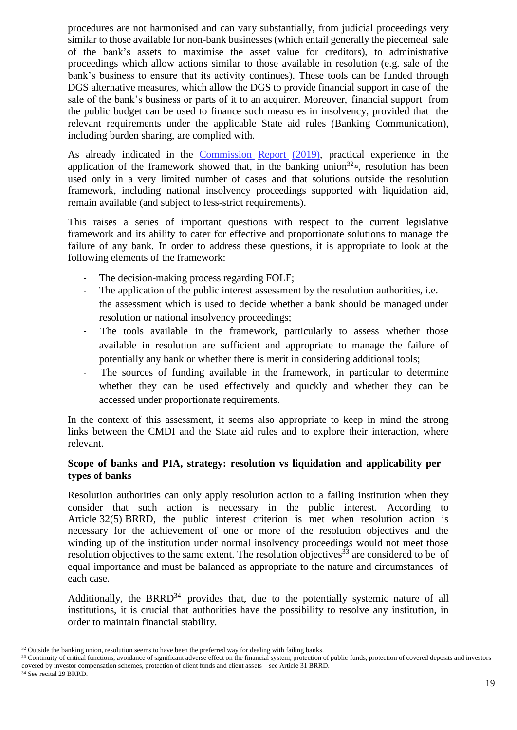procedures are not harmonised and can vary substantially, from judicial proceedings very similar to those available for non-bank businesses (which entail generally the piecemeal sale of the bank's assets to maximise the asset value for creditors), to administrative proceedings which allow actions similar to those available in resolution (e.g. sale of the bank's business to ensure that its activity continues). These tools can be funded through DGS alternative measures, which allow the DGS to provide financial support in case of the sale of the bank's business or parts of it to an acquirer. Moreover, financial support from the public budget can be used to finance such measures in insolvency, provided that the relevant requirements under the applicable State aid rules (Banking Communication), including burden sharing, are complied with.

As already indicated in the [Commission Report (2019)](), practical experience in the application of the framework showed that, in the banking union[32], resolution has been used only in a very limited number of cases and that solutions outside the resolution framework, including national insolvency proceedings supported with liquidation aid, remain available (and subject to less-strict requirements).

This raises a series of important questions with respect to the current legislative framework and its ability to cater for effective and proportionate solutions to manage the failure of any bank. In order to address these questions, it is appropriate to look at the following elements of the framework:

- The decision-making process regarding FOLF;
- The application of the public interest assessment by the resolution authorities, i.e. the assessment which is used to decide whether a bank should be managed under resolution or national insolvency proceedings;
- The tools available in the framework, particularly to assess whether those available in resolution are sufficient and appropriate to manage the failure of potentially any bank or whether there is merit in considering additional tools;
- The sources of funding available in the framework, in particular to determine whether they can be used effectively and quickly and whether they can be accessed under proportionate requirements.

In the context of this assessment, it seems also appropriate to keep in mind the strong links between the CMDI and the State aid rules and to explore their interaction, where relevant.

**Scope of banks and PIA, strategy: resolution vs liquidation and applicability per types of banks**

Resolution authorities can only apply resolution action to a failing institution when they consider that such action is necessary in the public interest. According to Article 32(5) BRRD, the public interest criterion is met when resolution action is necessary for the achievement of one or more of the resolution objectives and the winding up of the institution under normal insolvency proceedings would not meet those resolution objectives to the same extent. The resolution objectives[33] are considered to be of equal importance and must be balanced as appropriate to the nature and circumstances of each case.

Additionally, the BRRD[34] provides that, due to the potentially systemic nature of all institutions, it is crucial that authorities have the possibility to resolve any institution, in order to maintain financial stability.

[32] Outside the banking union, resolution seems to have been the preferred way for dealing with failing banks.

[33] Continuity of critical functions, avoidance of significant adverse effect on the financial system, protection of public funds, protection of covered deposits and investors covered by investor compensation schemes, protection of client funds and client assets – see Article 31 BRRD.

[34] See recital 29 BRRD.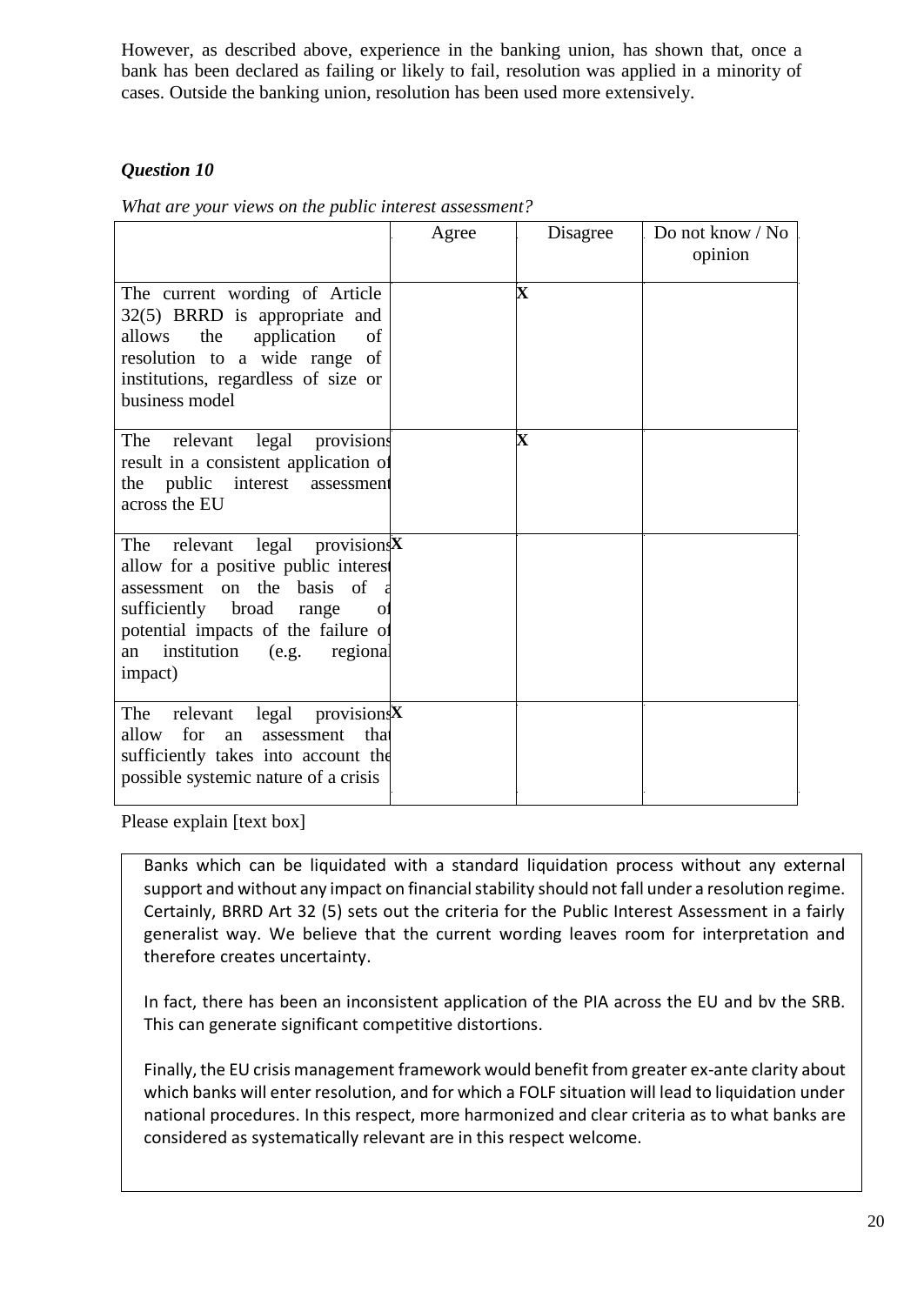However, as described above, experience in the banking union, has shown that, once a bank has been declared as failing or likely to fail, resolution was applied in a minority of cases. Outside the banking union, resolution has been used more extensively.

### *Question 10*

*What are your views on the public interest assessment?*

| | Agree | Disagree | Do not know / No opinion |
|---|---|---|---|
| The current wording of Article 32(5) BRRD is appropriate and allows the application of resolution to a wide range of institutions, regardless of size or business model | | X | |
| The relevant legal provisions result in a consistent application of the public interest assessment across the EU | | X | |
| The relevant legal provisions allow for a positive public interest assessment on the basis of a sufficiently broad range of potential impacts of the failure of an institution (e.g. regional impact) | X | | |
| The relevant legal provisions allow for an assessment that sufficiently takes into account the possible systemic nature of a crisis | X | | |

Please explain [text box]

Banks which can be liquidated with a standard liquidation process without any external support and without any impact on financial stability should not fall under a resolution regime. Certainly, BRRD Art 32 (5) sets out the criteria for the Public Interest Assessment in a fairly generalist way. We believe that the current wording leaves room for interpretation and therefore creates uncertainty.

In fact, there has been an inconsistent application of the PIA across the EU and bv the SRB. This can generate significant competitive distortions.

Finally, the EU crisis management framework would benefit from greater ex-ante clarity about which banks will enter resolution, and for which a FOLF situation will lead to liquidation under national procedures. In this respect, more harmonized and clear criteria as to what banks are considered as systematically relevant are in this respect welcome.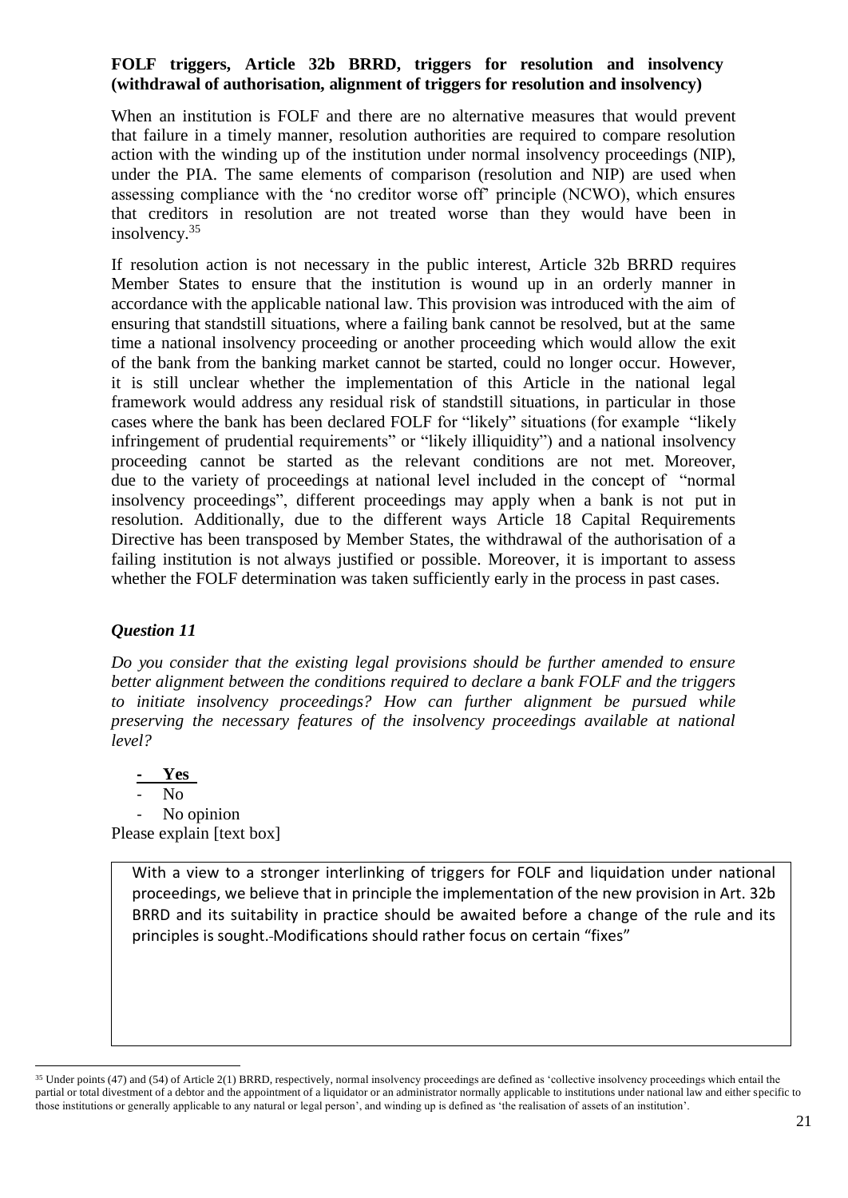**FOLF triggers, Article 32b BRRD, triggers for resolution and insolvency (withdrawal of authorisation, alignment of triggers for resolution and insolvency)**

When an institution is FOLF and there are no alternative measures that would prevent that failure in a timely manner, resolution authorities are required to compare resolution action with the winding up of the institution under normal insolvency proceedings (NIP), under the PIA. The same elements of comparison (resolution and NIP) are used when assessing compliance with the 'no creditor worse off' principle (NCWO), which ensures that creditors in resolution are not treated worse than they would have been in insolvency.[35]

If resolution action is not necessary in the public interest, Article 32b BRRD requires Member States to ensure that the institution is wound up in an orderly manner in accordance with the applicable national law. This provision was introduced with the aim of ensuring that standstill situations, where a failing bank cannot be resolved, but at the same time a national insolvency proceeding or another proceeding which would allow the exit of the bank from the banking market cannot be started, could no longer occur. However, it is still unclear whether the implementation of this Article in the national legal framework would address any residual risk of standstill situations, in particular in those cases where the bank has been declared FOLF for "likely" situations (for example "likely infringement of prudential requirements" or "likely illiquidity") and a national insolvency proceeding cannot be started as the relevant conditions are not met. Moreover, due to the variety of proceedings at national level included in the concept of "normal insolvency proceedings", different proceedings may apply when a bank is not put in resolution. Additionally, due to the different ways Article 18 Capital Requirements Directive has been transposed by Member States, the withdrawal of the authorisation of a failing institution is not always justified or possible. Moreover, it is important to assess whether the FOLF determination was taken sufficiently early in the process in past cases.

### *Question 11*

*Do you consider that the existing legal provisions should be further amended to ensure better alignment between the conditions required to declare a bank FOLF and the triggers to initiate insolvency proceedings? How can further alignment be pursued while preserving the necessary features of the insolvency proceedings available at national level?*

- **Yes**
- No
- No opinion

Please explain [text box]

> With a view to a stronger interlinking of triggers for FOLF and liquidation under national proceedings, we believe that in principle the implementation of the new provision in Art. 32b BRRD and its suitability in practice should be awaited before a change of the rule and its principles is sought. Modifications should rather focus on certain "fixes"

---

[35] Under points (47) and (54) of Article 2(1) BRRD, respectively, normal insolvency proceedings are defined as 'collective insolvency proceedings which entail the partial or total divestment of a debtor and the appointment of a liquidator or an administrator normally applicable to institutions under national law and either specific to those institutions or generally applicable to any natural or legal person', and winding up is defined as 'the realisation of assets of an institution'.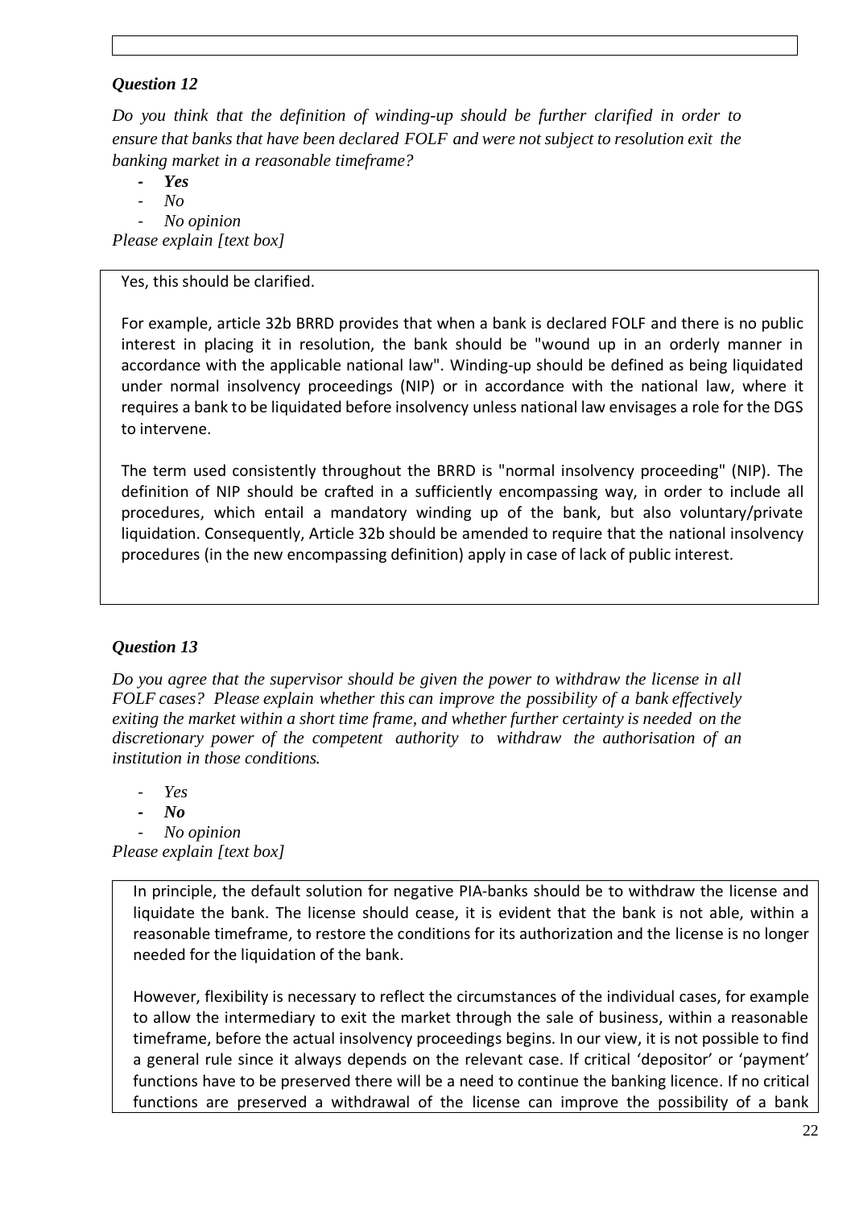*Question 12*

*Do you think that the definition of winding-up should be further clarified in order to ensure that banks that have been declared FOLF and were not subject to resolution exit the banking market in a reasonable timeframe?*

- ***Yes***
- *No*
- *No opinion*

*Please explain [text box]*

Yes, this should be clarified.

For example, article 32b BRRD provides that when a bank is declared FOLF and there is no public interest in placing it in resolution, the bank should be "wound up in an orderly manner in accordance with the applicable national law". Winding-up should be defined as being liquidated under normal insolvency proceedings (NIP) or in accordance with the national law, where it requires a bank to be liquidated before insolvency unless national law envisages a role for the DGS to intervene.

The term used consistently throughout the BRRD is "normal insolvency proceeding" (NIP). The definition of NIP should be crafted in a sufficiently encompassing way, in order to include all procedures, which entail a mandatory winding up of the bank, but also voluntary/private liquidation. Consequently, Article 32b should be amended to require that the national insolvency procedures (in the new encompassing definition) apply in case of lack of public interest.

*Question 13*

*Do you agree that the supervisor should be given the power to withdraw the license in all FOLF cases? Please explain whether this can improve the possibility of a bank effectively exiting the market within a short time frame, and whether further certainty is needed on the discretionary power of the competent authority to withdraw the authorisation of an institution in those conditions.*

- *Yes*
- ***No***
- *No opinion*

*Please explain [text box]*

In principle, the default solution for negative PIA-banks should be to withdraw the license and liquidate the bank. The license should cease, it is evident that the bank is not able, within a reasonable timeframe, to restore the conditions for its authorization and the license is no longer needed for the liquidation of the bank.

However, flexibility is necessary to reflect the circumstances of the individual cases, for example to allow the intermediary to exit the market through the sale of business, within a reasonable timeframe, before the actual insolvency proceedings begins. In our view, it is not possible to find a general rule since it always depends on the relevant case. If critical 'depositor' or 'payment' functions have to be preserved there will be a need to continue the banking licence. If no critical functions are preserved a withdrawal of the license can improve the possibility of a bank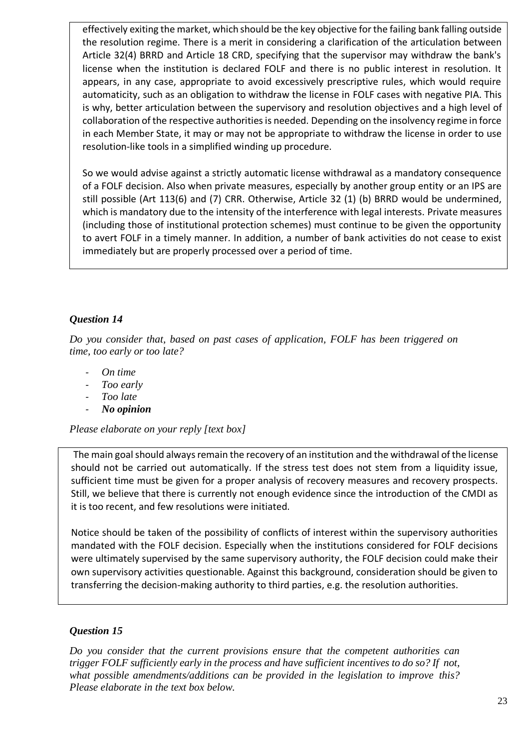effectively exiting the market, which should be the key objective for the failing bank falling outside the resolution regime. There is a merit in considering a clarification of the articulation between Article 32(4) BRRD and Article 18 CRD, specifying that the supervisor may withdraw the bank's license when the institution is declared FOLF and there is no public interest in resolution. It appears, in any case, appropriate to avoid excessively prescriptive rules, which would require automaticity, such as an obligation to withdraw the license in FOLF cases with negative PIA. This is why, better articulation between the supervisory and resolution objectives and a high level of collaboration of the respective authorities is needed. Depending on the insolvency regime in force in each Member State, it may or may not be appropriate to withdraw the license in order to use resolution-like tools in a simplified winding up procedure.

So we would advise against a strictly automatic license withdrawal as a mandatory consequence of a FOLF decision. Also when private measures, especially by another group entity or an IPS are still possible (Art 113(6) and (7) CRR. Otherwise, Article 32 (1) (b) BRRD would be undermined, which is mandatory due to the intensity of the interference with legal interests. Private measures (including those of institutional protection schemes) must continue to be given the opportunity to avert FOLF in a timely manner. In addition, a number of bank activities do not cease to exist immediately but are properly processed over a period of time.

### *Question 14*

*Do you consider that, based on past cases of application, FOLF has been triggered on time, too early or too late?*

- *On time*
- *Too early*
- *Too late*
- ***No opinion***

*Please elaborate on your reply [text box]*

The main goal should always remain the recovery of an institution and the withdrawal of the license should not be carried out automatically. If the stress test does not stem from a liquidity issue, sufficient time must be given for a proper analysis of recovery measures and recovery prospects. Still, we believe that there is currently not enough evidence since the introduction of the CMDI as it is too recent, and few resolutions were initiated.

Notice should be taken of the possibility of conflicts of interest within the supervisory authorities mandated with the FOLF decision. Especially when the institutions considered for FOLF decisions were ultimately supervised by the same supervisory authority, the FOLF decision could make their own supervisory activities questionable. Against this background, consideration should be given to transferring the decision-making authority to third parties, e.g. the resolution authorities.

### *Question 15*

*Do you consider that the current provisions ensure that the competent authorities can trigger FOLF sufficiently early in the process and have sufficient incentives to do so? If not, what possible amendments/additions can be provided in the legislation to improve this? Please elaborate in the text box below.*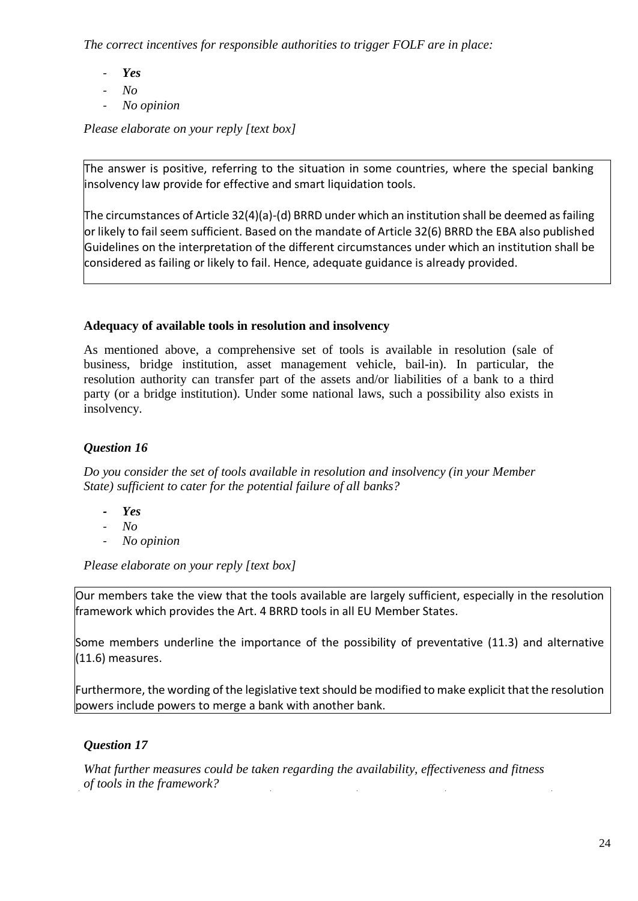*The correct incentives for responsible authorities to trigger FOLF are in place:*

- ***Yes***
- *No*
- *No opinion*

*Please elaborate on your reply [text box]*

The answer is positive, referring to the situation in some countries, where the special banking insolvency law provide for effective and smart liquidation tools.

The circumstances of Article 32(4)(a)-(d) BRRD under which an institution shall be deemed as failing or likely to fail seem sufficient. Based on the mandate of Article 32(6) BRRD the EBA also published Guidelines on the interpretation of the different circumstances under which an institution shall be considered as failing or likely to fail. Hence, adequate guidance is already provided.

**Adequacy of available tools in resolution and insolvency**

As mentioned above, a comprehensive set of tools is available in resolution (sale of business, bridge institution, asset management vehicle, bail-in). In particular, the resolution authority can transfer part of the assets and/or liabilities of a bank to a third party (or a bridge institution). Under some national laws, such a possibility also exists in insolvency.

***Question 16***

*Do you consider the set of tools available in resolution and insolvency (in your Member State) sufficient to cater for the potential failure of all banks?*

- ***Yes***
- *No*
- *No opinion*

*Please elaborate on your reply [text box]*

Our members take the view that the tools available are largely sufficient, especially in the resolution framework which provides the Art. 4 BRRD tools in all EU Member States.

Some members underline the importance of the possibility of preventative (11.3) and alternative (11.6) measures.

Furthermore, the wording of the legislative text should be modified to make explicit that the resolution powers include powers to merge a bank with another bank.

***Question 17***

*What further measures could be taken regarding the availability, effectiveness and fitness of tools in the framework?*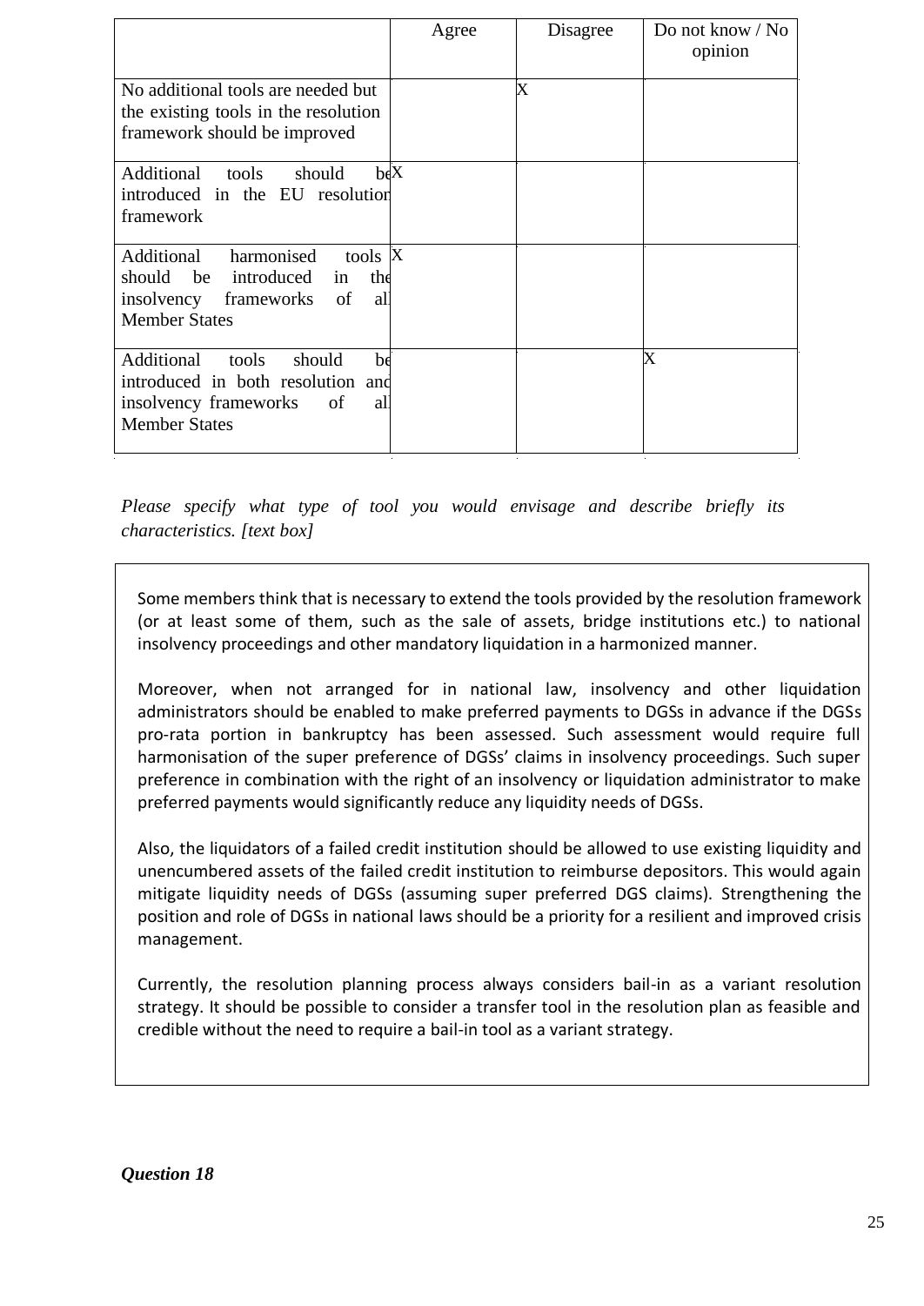| | Agree | Disagree | Do not know / No opinion |
|---|---|---|---|
| No additional tools are needed but the existing tools in the resolution framework should be improved | | X | |
| Additional tools should be introduced in the EU resolution framework | X | | |
| Additional harmonised tools should be introduced in the insolvency frameworks of all Member States | X | | |
| Additional tools should be introduced in both resolution and insolvency frameworks of all Member States | | | X |

*Please specify what type of tool you would envisage and describe briefly its characteristics. [text box]*

Some members think that is necessary to extend the tools provided by the resolution framework (or at least some of them, such as the sale of assets, bridge institutions etc.) to national insolvency proceedings and other mandatory liquidation in a harmonized manner.

Moreover, when not arranged for in national law, insolvency and other liquidation administrators should be enabled to make preferred payments to DGSs in advance if the DGSs pro-rata portion in bankruptcy has been assessed. Such assessment would require full harmonisation of the super preference of DGSs' claims in insolvency proceedings. Such super preference in combination with the right of an insolvency or liquidation administrator to make preferred payments would significantly reduce any liquidity needs of DGSs.

Also, the liquidators of a failed credit institution should be allowed to use existing liquidity and unencumbered assets of the failed credit institution to reimburse depositors. This would again mitigate liquidity needs of DGSs (assuming super preferred DGS claims). Strengthening the position and role of DGSs in national laws should be a priority for a resilient and improved crisis management.

Currently, the resolution planning process always considers bail-in as a variant resolution strategy. It should be possible to consider a transfer tool in the resolution plan as feasible and credible without the need to require a bail-in tool as a variant strategy.

***Question 18***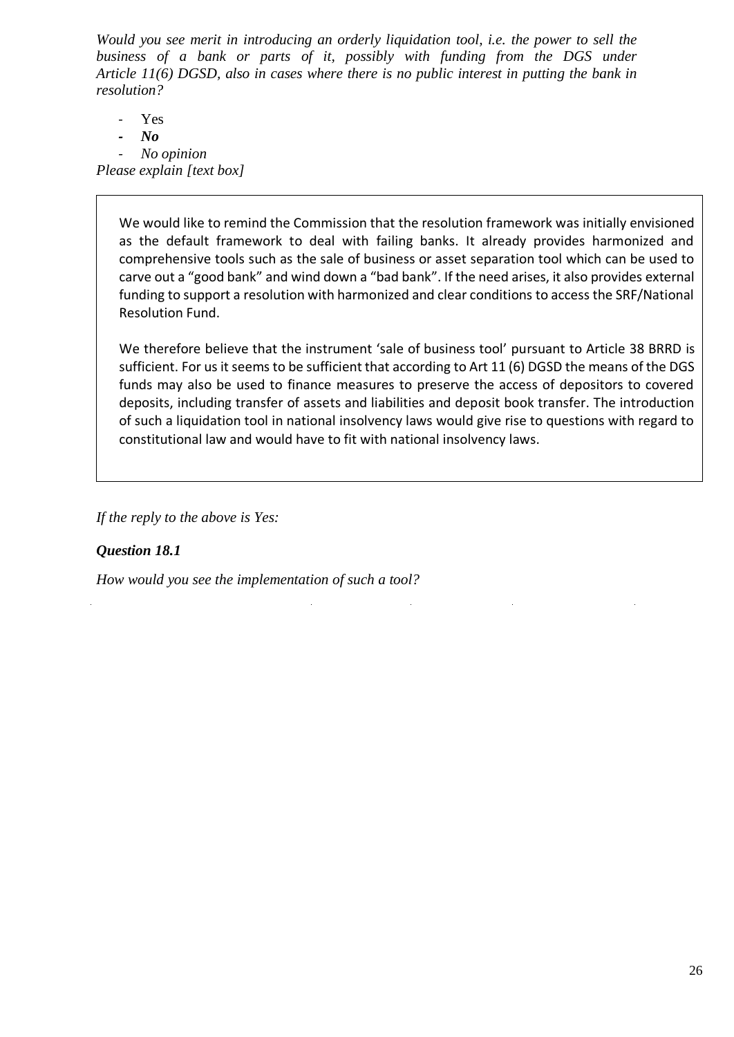*Would you see merit in introducing an orderly liquidation tool, i.e. the power to sell the business of a bank or parts of it, possibly with funding from the DGS under Article 11(6) DGSD, also in cases where there is no public interest in putting the bank in resolution?*

- Yes
- ***No***
- *No opinion*

*Please explain [text box]*

> We would like to remind the Commission that the resolution framework was initially envisioned as the default framework to deal with failing banks. It already provides harmonized and comprehensive tools such as the sale of business or asset separation tool which can be used to carve out a "good bank" and wind down a "bad bank". If the need arises, it also provides external funding to support a resolution with harmonized and clear conditions to access the SRF/National Resolution Fund.
>
> We therefore believe that the instrument 'sale of business tool' pursuant to Article 38 BRRD is sufficient. For us it seems to be sufficient that according to Art 11 (6) DGSD the means of the DGS funds may also be used to finance measures to preserve the access of depositors to covered deposits, including transfer of assets and liabilities and deposit book transfer. The introduction of such a liquidation tool in national insolvency laws would give rise to questions with regard to constitutional law and would have to fit with national insolvency laws.

*If the reply to the above is Yes:*

***Question 18.1***

*How would you see the implementation of such a tool?*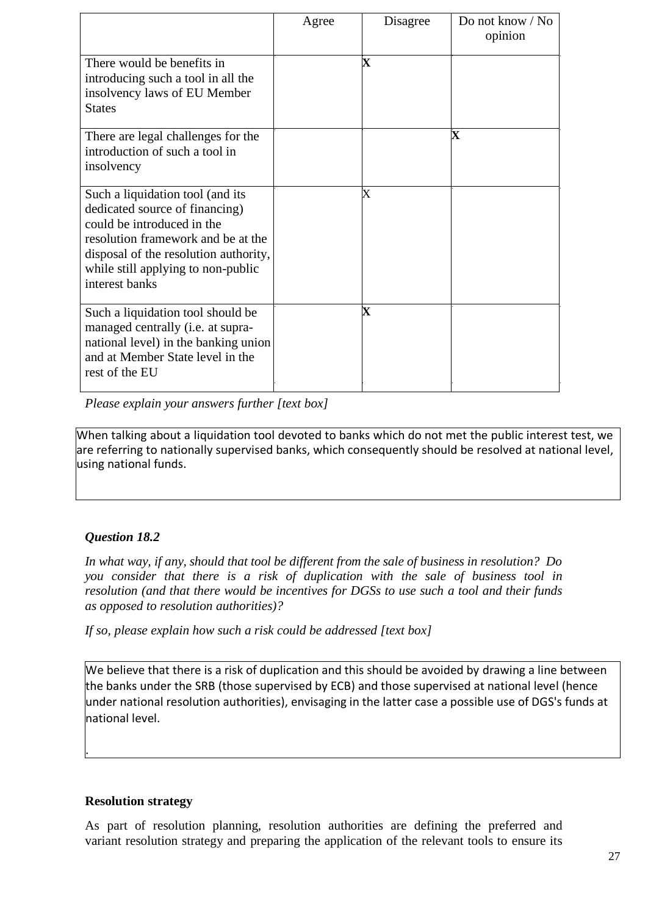| | Agree | Disagree | Do not know / No opinion |
|---|---|---|---|
| There would be benefits in introducing such a tool in all the insolvency laws of EU Member States | | **X** | |
| There are legal challenges for the introduction of such a tool in insolvency | | | **X** |
| Such a liquidation tool (and its dedicated source of financing) could be introduced in the resolution framework and be at the disposal of the resolution authority, while still applying to non-public interest banks | | X | |
| Such a liquidation tool should be managed centrally (i.e. at supra-national level) in the banking union and at Member State level in the rest of the EU | | **X** | |

*Please explain your answers further [text box]*

When talking about a liquidation tool devoted to banks which do not met the public interest test, we are referring to nationally supervised banks, which consequently should be resolved at national level, using national funds.

***Question 18.2***

*In what way, if any, should that tool be different from the sale of business in resolution? Do you consider that there is a risk of duplication with the sale of business tool in resolution (and that there would be incentives for DGSs to use such a tool and their funds as opposed to resolution authorities)?*

*If so, please explain how such a risk could be addressed [text box]*

We believe that there is a risk of duplication and this should be avoided by drawing a line between the banks under the SRB (those supervised by ECB) and those supervised at national level (hence under national resolution authorities), envisaging in the latter case a possible use of DGS's funds at national level.

.

**Resolution strategy**

As part of resolution planning, resolution authorities are defining the preferred and variant resolution strategy and preparing the application of the relevant tools to ensure its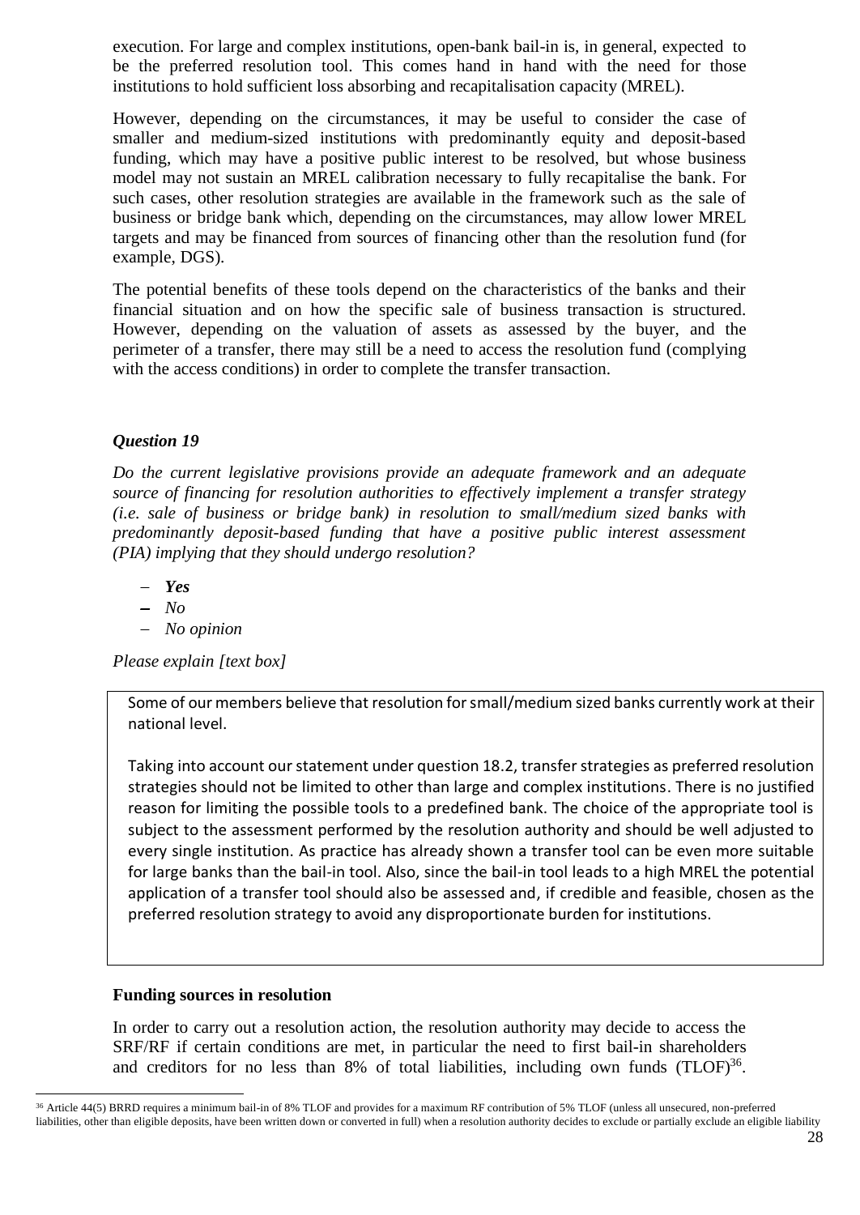execution. For large and complex institutions, open-bank bail-in is, in general, expected to be the preferred resolution tool. This comes hand in hand with the need for those institutions to hold sufficient loss absorbing and recapitalisation capacity (MREL).

However, depending on the circumstances, it may be useful to consider the case of smaller and medium-sized institutions with predominantly equity and deposit-based funding, which may have a positive public interest to be resolved, but whose business model may not sustain an MREL calibration necessary to fully recapitalise the bank. For such cases, other resolution strategies are available in the framework such as the sale of business or bridge bank which, depending on the circumstances, may allow lower MREL targets and may be financed from sources of financing other than the resolution fund (for example, DGS).

The potential benefits of these tools depend on the characteristics of the banks and their financial situation and on how the specific sale of business transaction is structured. However, depending on the valuation of assets as assessed by the buyer, and the perimeter of a transfer, there may still be a need to access the resolution fund (complying with the access conditions) in order to complete the transfer transaction.

### *Question 19*

*Do the current legislative provisions provide an adequate framework and an adequate source of financing for resolution authorities to effectively implement a transfer strategy (i.e. sale of business or bridge bank) in resolution to small/medium sized banks with predominantly deposit-based funding that have a positive public interest assessment (PIA) implying that they should undergo resolution?*

- ***Yes***
- *No*
- *No opinion*

*Please explain [text box]*

> Some of our members believe that resolution for small/medium sized banks currently work at their national level.
>
> Taking into account our statement under question 18.2, transfer strategies as preferred resolution strategies should not be limited to other than large and complex institutions. There is no justified reason for limiting the possible tools to a predefined bank. The choice of the appropriate tool is subject to the assessment performed by the resolution authority and should be well adjusted to every single institution. As practice has already shown a transfer tool can be even more suitable for large banks than the bail-in tool. Also, since the bail-in tool leads to a high MREL the potential application of a transfer tool should also be assessed and, if credible and feasible, chosen as the preferred resolution strategy to avoid any disproportionate burden for institutions.

**Funding sources in resolution**

In order to carry out a resolution action, the resolution authority may decide to access the SRF/RF if certain conditions are met, in particular the need to first bail-in shareholders and creditors for no less than 8% of total liabilities, including own funds (TLOF)[36].

[36] Article 44(5) BRRD requires a minimum bail-in of 8% TLOF and provides for a maximum RF contribution of 5% TLOF (unless all unsecured, non-preferred liabilities, other than eligible deposits, have been written down or converted in full) when a resolution authority decides to exclude or partially exclude an eligible liability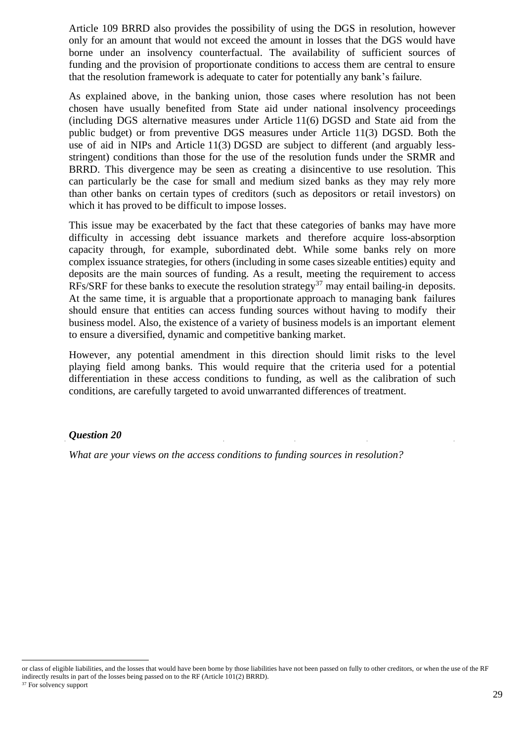Article 109 BRRD also provides the possibility of using the DGS in resolution, however only for an amount that would not exceed the amount in losses that the DGS would have borne under an insolvency counterfactual. The availability of sufficient sources of funding and the provision of proportionate conditions to access them are central to ensure that the resolution framework is adequate to cater for potentially any bank's failure.

As explained above, in the banking union, those cases where resolution has not been chosen have usually benefited from State aid under national insolvency proceedings (including DGS alternative measures under Article 11(6) DGSD and State aid from the public budget) or from preventive DGS measures under Article 11(3) DGSD. Both the use of aid in NIPs and Article 11(3) DGSD are subject to different (and arguably less-stringent) conditions than those for the use of the resolution funds under the SRMR and BRRD. This divergence may be seen as creating a disincentive to use resolution. This can particularly be the case for small and medium sized banks as they may rely more than other banks on certain types of creditors (such as depositors or retail investors) on which it has proved to be difficult to impose losses.

This issue may be exacerbated by the fact that these categories of banks may have more difficulty in accessing debt issuance markets and therefore acquire loss-absorption capacity through, for example, subordinated debt. While some banks rely on more complex issuance strategies, for others (including in some cases sizeable entities) equity and deposits are the main sources of funding. As a result, meeting the requirement to access RFs/SRF for these banks to execute the resolution strategy[37] may entail bailing-in deposits. At the same time, it is arguable that a proportionate approach to managing bank failures should ensure that entities can access funding sources without having to modify their business model. Also, the existence of a variety of business models is an important element to ensure a diversified, dynamic and competitive banking market.

However, any potential amendment in this direction should limit risks to the level playing field among banks. This would require that the criteria used for a potential differentiation in these access conditions to funding, as well as the calibration of such conditions, are carefully targeted to avoid unwarranted differences of treatment.

***Question 20***

*What are your views on the access conditions to funding sources in resolution?*

---

or class of eligible liabilities, and the losses that would have been borne by those liabilities have not been passed on fully to other creditors, or when the use of the RF indirectly results in part of the losses being passed on to the RF (Article 101(2) BRRD).

[37] For solvency support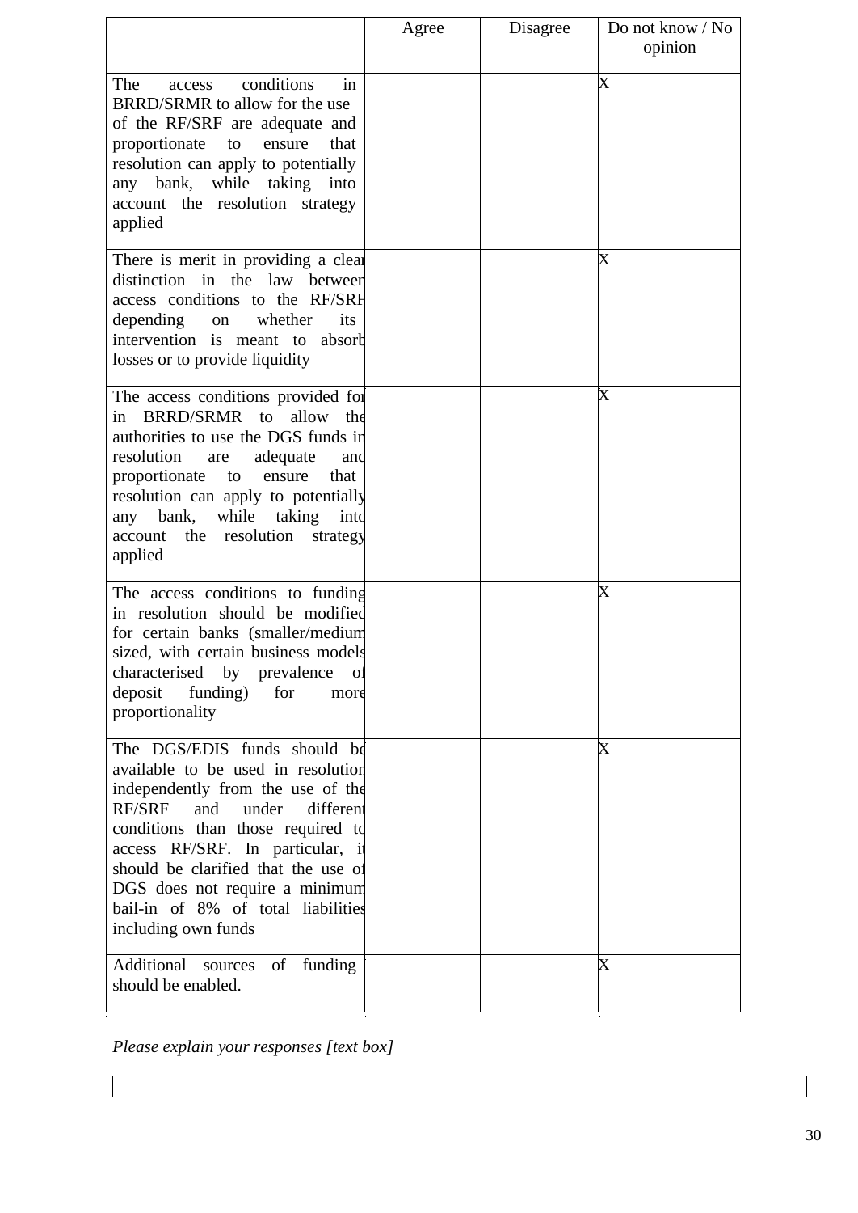| | Agree | Disagree | Do not know / No opinion |
|---|---|---|---|
| The access conditions in BRRD/SRMR to allow for the use of the RF/SRF are adequate and proportionate to ensure that resolution can apply to potentially any bank, while taking into account the resolution strategy applied | | | X |
| There is merit in providing a clear distinction in the law between access conditions to the RF/SRF depending on whether its intervention is meant to absorb losses or to provide liquidity | | | X |
| The access conditions provided for in BRRD/SRMR to allow the authorities to use the DGS funds in resolution are adequate and proportionate to ensure that resolution can apply to potentially any bank, while taking into account the resolution strategy applied | | | X |
| The access conditions to funding in resolution should be modified for certain banks (smaller/medium sized, with certain business models characterised by prevalence of deposit funding) for more proportionality | | | X |
| The DGS/EDIS funds should be available to be used in resolution independently from the use of the RF/SRF and under different conditions than those required to access RF/SRF. In particular, it should be clarified that the use of DGS does not require a minimum bail-in of 8% of total liabilities including own funds | | | X |
| Additional sources of funding should be enabled. | | | X |

*Please explain your responses [text box]*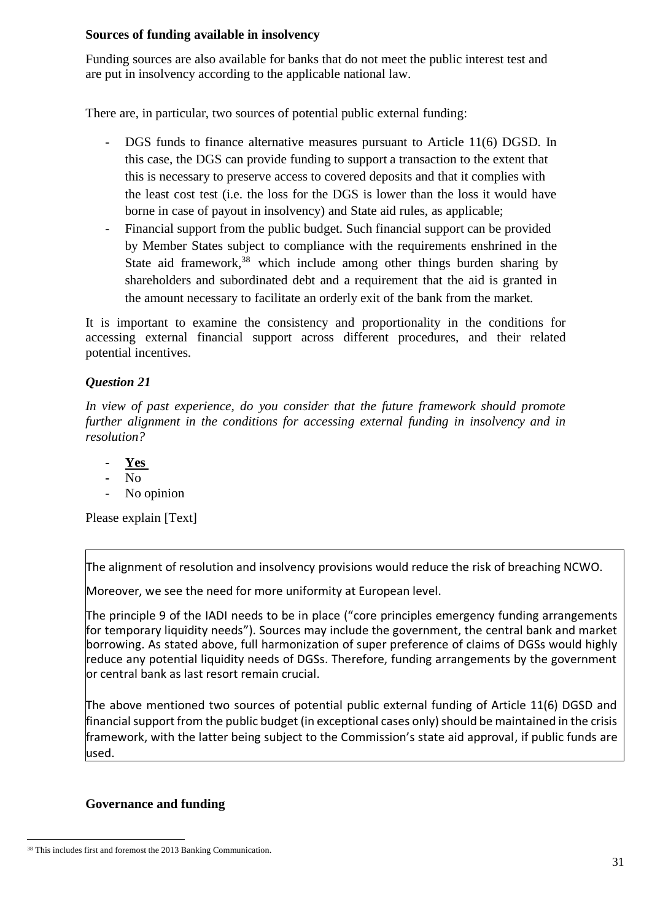**Sources of funding available in insolvency**

Funding sources are also available for banks that do not meet the public interest test and are put in insolvency according to the applicable national law.

There are, in particular, two sources of potential public external funding:

- DGS funds to finance alternative measures pursuant to Article 11(6) DGSD. In this case, the DGS can provide funding to support a transaction to the extent that this is necessary to preserve access to covered deposits and that it complies with the least cost test (i.e. the loss for the DGS is lower than the loss it would have borne in case of payout in insolvency) and State aid rules, as applicable;
- Financial support from the public budget. Such financial support can be provided by Member States subject to compliance with the requirements enshrined in the State aid framework,[38] which include among other things burden sharing by shareholders and subordinated debt and a requirement that the aid is granted in the amount necessary to facilitate an orderly exit of the bank from the market.

It is important to examine the consistency and proportionality in the conditions for accessing external financial support across different procedures, and their related potential incentives.

***Question 21***

*In view of past experience, do you consider that the future framework should promote further alignment in the conditions for accessing external funding in insolvency and in resolution?*

- **Yes**
- No
- No opinion

Please explain [Text]

The alignment of resolution and insolvency provisions would reduce the risk of breaching NCWO.

Moreover, we see the need for more uniformity at European level.

The principle 9 of the IADI needs to be in place ("core principles emergency funding arrangements for temporary liquidity needs"). Sources may include the government, the central bank and market borrowing. As stated above, full harmonization of super preference of claims of DGSs would highly reduce any potential liquidity needs of DGSs. Therefore, funding arrangements by the government or central bank as last resort remain crucial.

The above mentioned two sources of potential public external funding of Article 11(6) DGSD and financial support from the public budget (in exceptional cases only) should be maintained in the crisis framework, with the latter being subject to the Commission's state aid approval, if public funds are used.

**Governance and funding**

[38] This includes first and foremost the 2013 Banking Communication.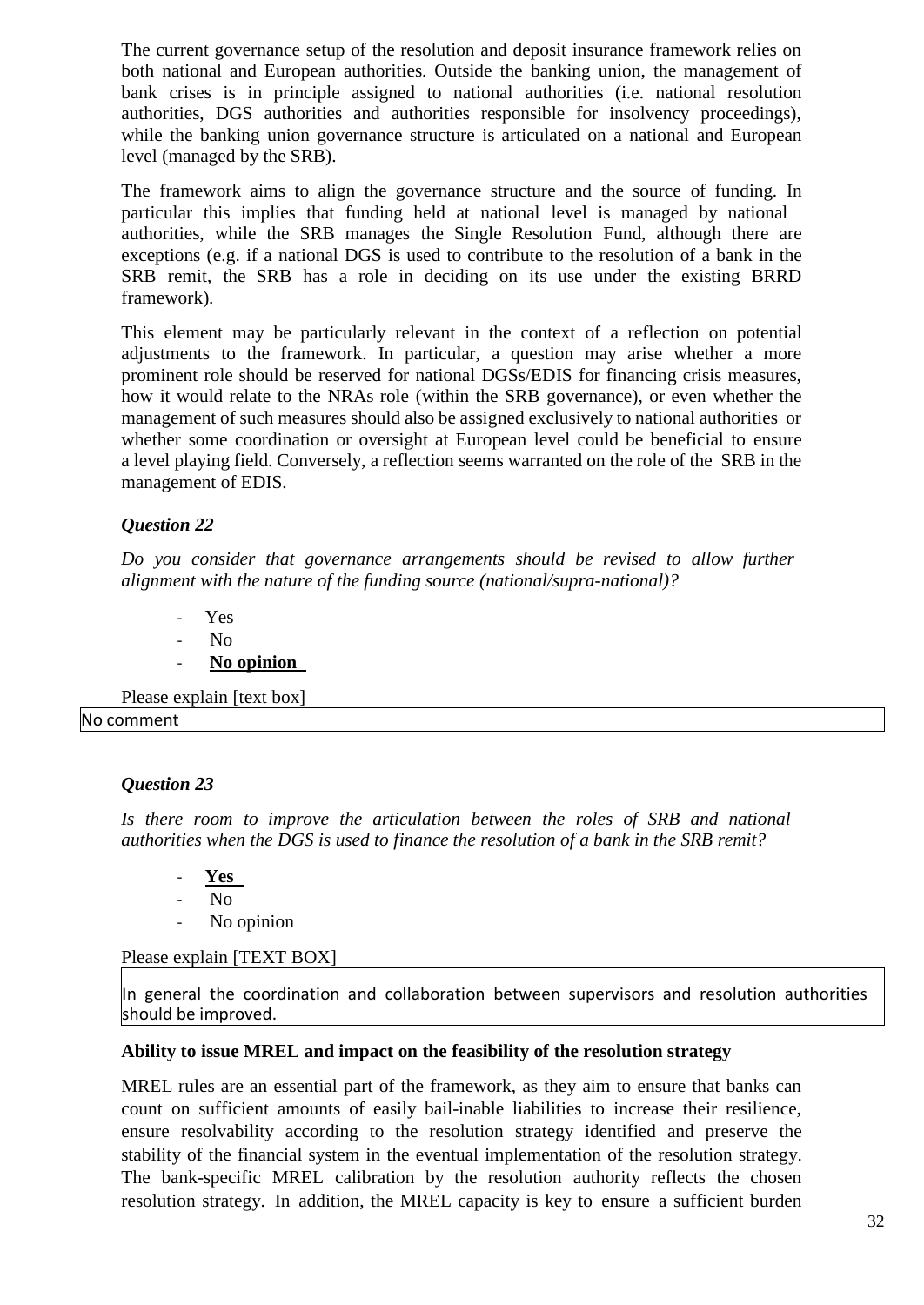The current governance setup of the resolution and deposit insurance framework relies on both national and European authorities. Outside the banking union, the management of bank crises is in principle assigned to national authorities (i.e. national resolution authorities, DGS authorities and authorities responsible for insolvency proceedings), while the banking union governance structure is articulated on a national and European level (managed by the SRB).

The framework aims to align the governance structure and the source of funding. In particular this implies that funding held at national level is managed by national authorities, while the SRB manages the Single Resolution Fund, although there are exceptions (e.g. if a national DGS is used to contribute to the resolution of a bank in the SRB remit, the SRB has a role in deciding on its use under the existing BRRD framework).

This element may be particularly relevant in the context of a reflection on potential adjustments to the framework. In particular, a question may arise whether a more prominent role should be reserved for national DGSs/EDIS for financing crisis measures, how it would relate to the NRAs role (within the SRB governance), or even whether the management of such measures should also be assigned exclusively to national authorities or whether some coordination or oversight at European level could be beneficial to ensure a level playing field. Conversely, a reflection seems warranted on the role of the SRB in the management of EDIS.

### *Question 22*

*Do you consider that governance arrangements should be revised to allow further alignment with the nature of the funding source (national/supra-national)?*

- Yes
- No
- **No opinion**

Please explain [text box]

No comment

### *Question 23*

*Is there room to improve the articulation between the roles of SRB and national authorities when the DGS is used to finance the resolution of a bank in the SRB remit?*

- **Yes**
- No
- No opinion

Please explain [TEXT BOX]

In general the coordination and collaboration between supervisors and resolution authorities should be improved.

**Ability to issue MREL and impact on the feasibility of the resolution strategy**

MREL rules are an essential part of the framework, as they aim to ensure that banks can count on sufficient amounts of easily bail-inable liabilities to increase their resilience, ensure resolvability according to the resolution strategy identified and preserve the stability of the financial system in the eventual implementation of the resolution strategy. The bank-specific MREL calibration by the resolution authority reflects the chosen resolution strategy. In addition, the MREL capacity is key to ensure a sufficient burden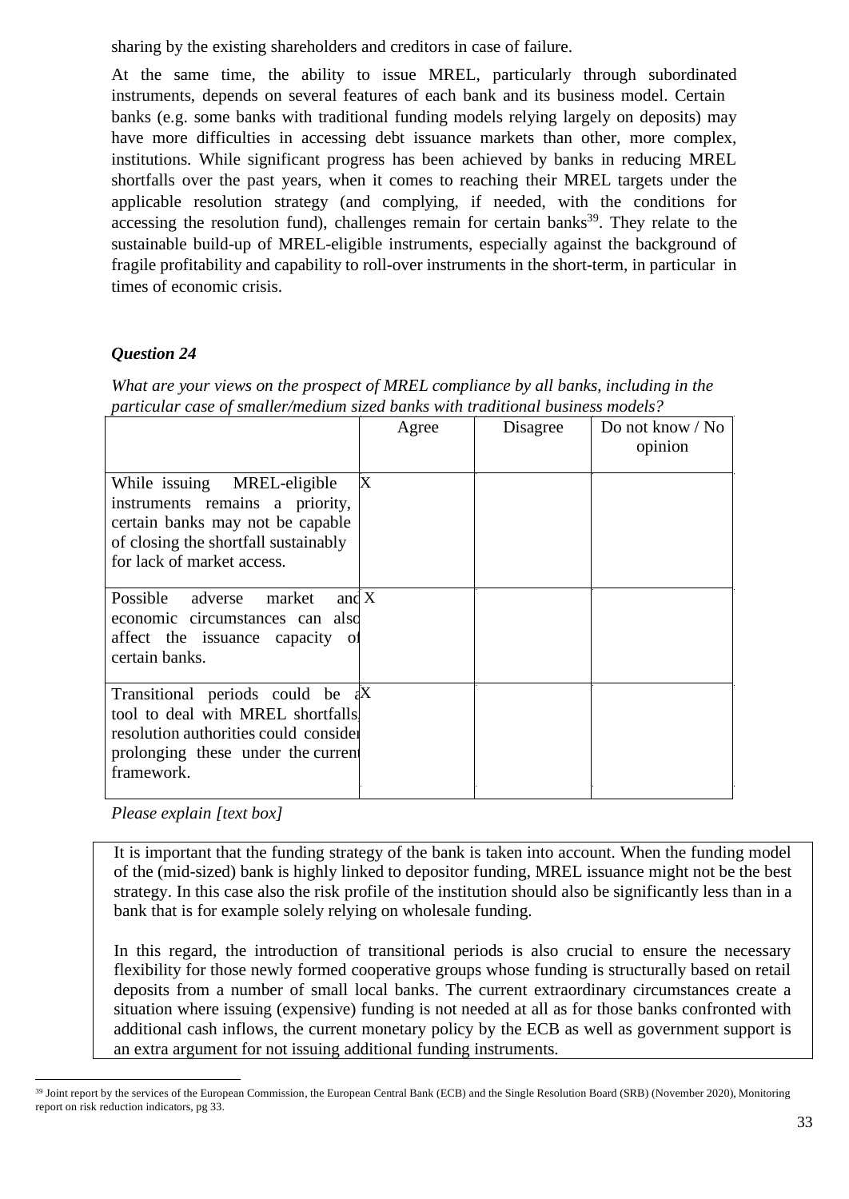sharing by the existing shareholders and creditors in case of failure.

At the same time, the ability to issue MREL, particularly through subordinated instruments, depends on several features of each bank and its business model. Certain banks (e.g. some banks with traditional funding models relying largely on deposits) may have more difficulties in accessing debt issuance markets than other, more complex, institutions. While significant progress has been achieved by banks in reducing MREL shortfalls over the past years, when it comes to reaching their MREL targets under the applicable resolution strategy (and complying, if needed, with the conditions for accessing the resolution fund), challenges remain for certain banks[39]. They relate to the sustainable build-up of MREL-eligible instruments, especially against the background of fragile profitability and capability to roll-over instruments in the short-term, in particular in times of economic crisis.

### *Question 24*

*What are your views on the prospect of MREL compliance by all banks, including in the particular case of smaller/medium sized banks with traditional business models?*

| | Agree | Disagree | Do not know / No opinion |
|---|---|---|---|
| While issuing MREL-eligible instruments remains a priority, certain banks may not be capable of closing the shortfall sustainably for lack of market access. | X | | |
| Possible adverse market and economic circumstances can also affect the issuance capacity of certain banks. | X | | |
| Transitional periods could be a tool to deal with MREL shortfalls, resolution authorities could consider prolonging these under the current framework. | X | | |

*Please explain [text box]*

It is important that the funding strategy of the bank is taken into account. When the funding model of the (mid-sized) bank is highly linked to depositor funding, MREL issuance might not be the best strategy. In this case also the risk profile of the institution should also be significantly less than in a bank that is for example solely relying on wholesale funding.

In this regard, the introduction of transitional periods is also crucial to ensure the necessary flexibility for those newly formed cooperative groups whose funding is structurally based on retail deposits from a number of small local banks. The current extraordinary circumstances create a situation where issuing (expensive) funding is not needed at all as for those banks confronted with additional cash inflows, the current monetary policy by the ECB as well as government support is an extra argument for not issuing additional funding instruments.

---

[39] Joint report by the services of the European Commission, the European Central Bank (ECB) and the Single Resolution Board (SRB) (November 2020), Monitoring report on risk reduction indicators, pg 33.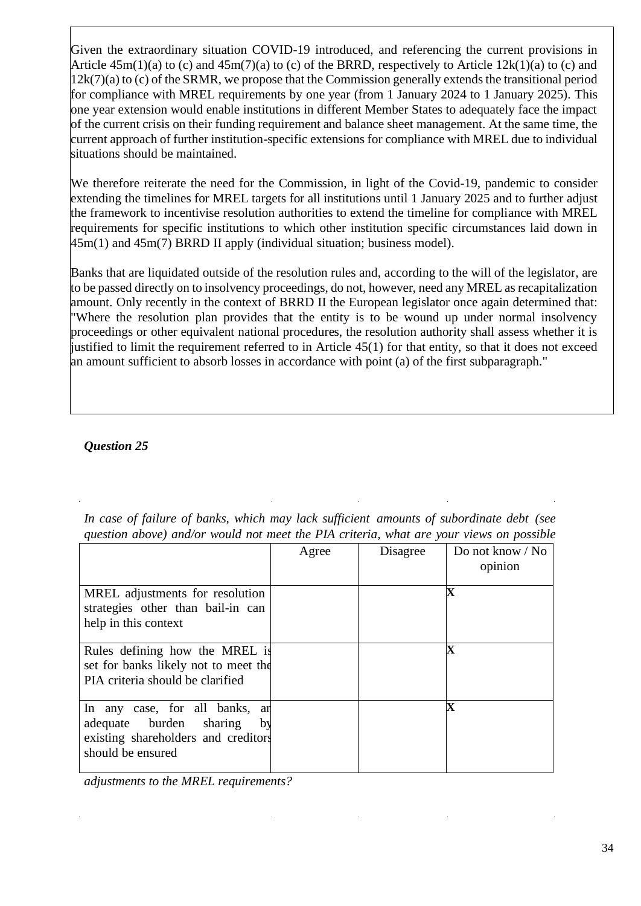Given the extraordinary situation COVID-19 introduced, and referencing the current provisions in Article 45m(1)(a) to (c) and 45m(7)(a) to (c) of the BRRD, respectively to Article 12k(1)(a) to (c) and 12k(7)(a) to (c) of the SRMR, we propose that the Commission generally extends the transitional period for compliance with MREL requirements by one year (from 1 January 2024 to 1 January 2025). This one year extension would enable institutions in different Member States to adequately face the impact of the current crisis on their funding requirement and balance sheet management. At the same time, the current approach of further institution-specific extensions for compliance with MREL due to individual situations should be maintained.

We therefore reiterate the need for the Commission, in light of the Covid-19, pandemic to consider extending the timelines for MREL targets for all institutions until 1 January 2025 and to further adjust the framework to incentivise resolution authorities to extend the timeline for compliance with MREL requirements for specific institutions to which other institution specific circumstances laid down in 45m(1) and 45m(7) BRRD II apply (individual situation; business model).

Banks that are liquidated outside of the resolution rules and, according to the will of the legislator, are to be passed directly on to insolvency proceedings, do not, however, need any MREL as recapitalization amount. Only recently in the context of BRRD II the European legislator once again determined that: "Where the resolution plan provides that the entity is to be wound up under normal insolvency proceedings or other equivalent national procedures, the resolution authority shall assess whether it is justified to limit the requirement referred to in Article 45(1) for that entity, so that it does not exceed an amount sufficient to absorb losses in accordance with point (a) of the first subparagraph."

***Question 25***

*In case of failure of banks, which may lack sufficient amounts of subordinate debt (see question above) and/or would not meet the PIA criteria, what are your views on possible adjustments to the MREL requirements?*

| | Agree | Disagree | Do not know / No opinion |
|---|---|---|---|
| MREL adjustments for resolution strategies other than bail-in can help in this context | | | **X** |
| Rules defining how the MREL is set for banks likely not to meet the PIA criteria should be clarified | | | **X** |
| In any case, for all banks, an adequate burden sharing by existing shareholders and creditors should be ensured | | | **X** |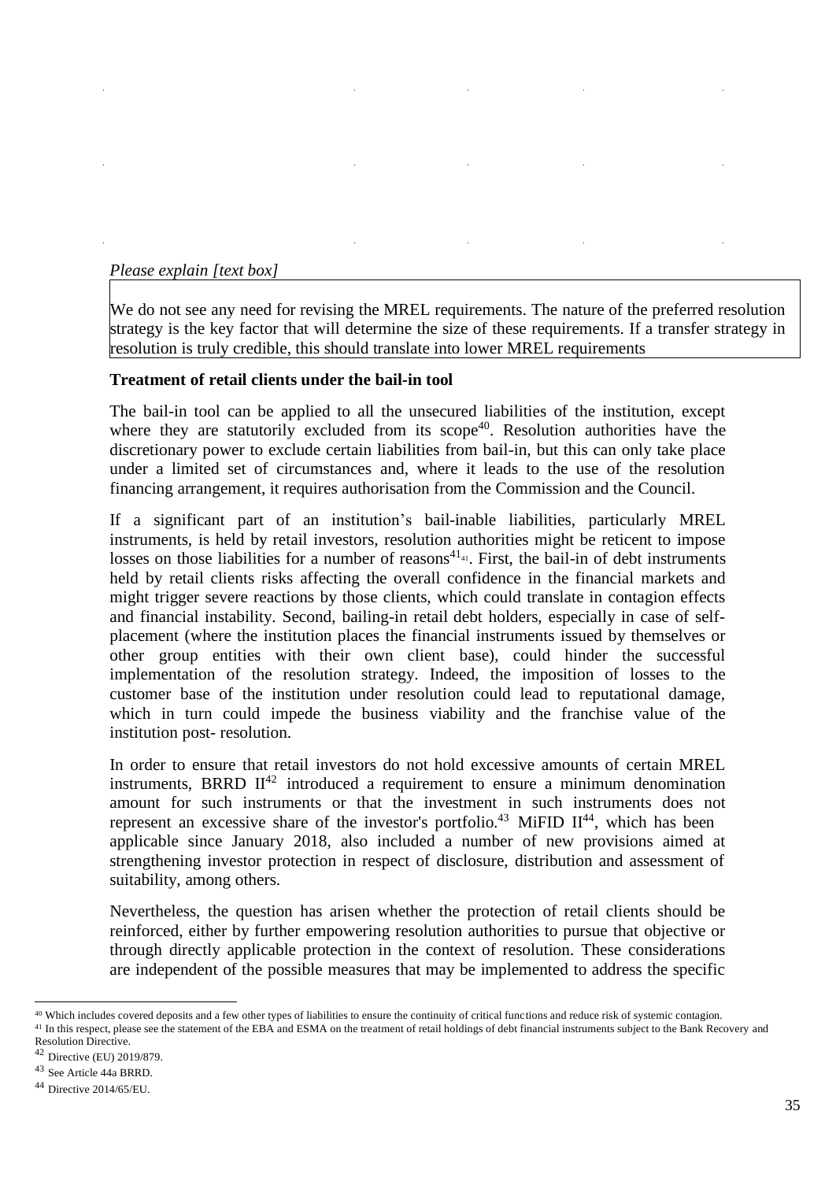*Please explain [text box]*

We do not see any need for revising the MREL requirements. The nature of the preferred resolution strategy is the key factor that will determine the size of these requirements. If a transfer strategy in resolution is truly credible, this should translate into lower MREL requirements

**Treatment of retail clients under the bail-in tool**

The bail-in tool can be applied to all the unsecured liabilities of the institution, except where they are statutorily excluded from its scope[40]. Resolution authorities have the discretionary power to exclude certain liabilities from bail-in, but this can only take place under a limited set of circumstances and, where it leads to the use of the resolution financing arrangement, it requires authorisation from the Commission and the Council.

If a significant part of an institution's bail-inable liabilities, particularly MREL instruments, is held by retail investors, resolution authorities might be reticent to impose losses on those liabilities for a number of reasons[41][41]. First, the bail-in of debt instruments held by retail clients risks affecting the overall confidence in the financial markets and might trigger severe reactions by those clients, which could translate in contagion effects and financial instability. Second, bailing-in retail debt holders, especially in case of self-placement (where the institution places the financial instruments issued by themselves or other group entities with their own client base), could hinder the successful implementation of the resolution strategy. Indeed, the imposition of losses to the customer base of the institution under resolution could lead to reputational damage, which in turn could impede the business viability and the franchise value of the institution post- resolution.

In order to ensure that retail investors do not hold excessive amounts of certain MREL instruments, BRRD II[42] introduced a requirement to ensure a minimum denomination amount for such instruments or that the investment in such instruments does not represent an excessive share of the investor's portfolio.[43] MiFID II[44], which has been applicable since January 2018, also included a number of new provisions aimed at strengthening investor protection in respect of disclosure, distribution and assessment of suitability, among others.

Nevertheless, the question has arisen whether the protection of retail clients should be reinforced, either by further empowering resolution authorities to pursue that objective or through directly applicable protection in the context of resolution. These considerations are independent of the possible measures that may be implemented to address the specific

[40] Which includes covered deposits and a few other types of liabilities to ensure the continuity of critical functions and reduce risk of systemic contagion.

[41] In this respect, please see the statement of the EBA and ESMA on the treatment of retail holdings of debt financial instruments subject to the Bank Recovery and Resolution Directive.

[42] Directive (EU) 2019/879.

[43] See Article 44a BRRD.

[44] Directive 2014/65/EU.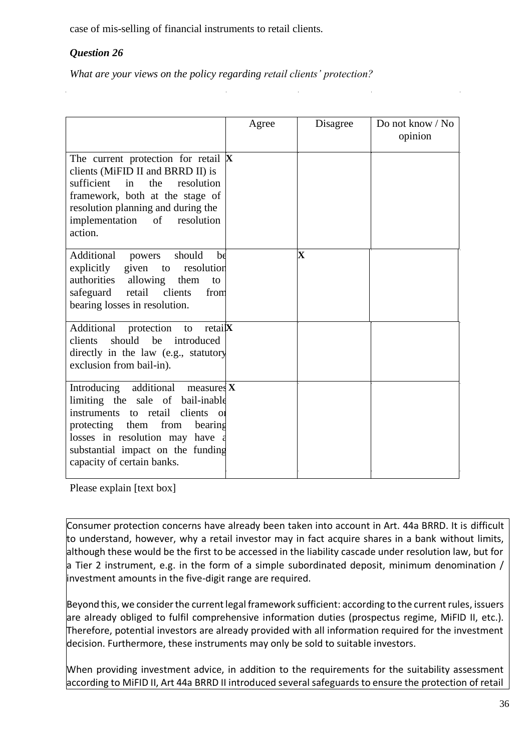case of mis-selling of financial instruments to retail clients.

***Question 26***

*What are your views on the policy regarding retail clients' protection?*

| | Agree | Disagree | Do not know / No opinion |
|---|---|---|---|
| The current protection for retail clients (MiFID II and BRRD II) is sufficient in the resolution framework, both at the stage of resolution planning and during the implementation of resolution action. | **X** | | |
| Additional powers should be explicitly given to resolution authorities allowing them to safeguard retail clients from bearing losses in resolution. | | **X** | |
| Additional protection to retail clients should be introduced directly in the law (e.g., statutory exclusion from bail-in). | **X** | | |
| Introducing additional measures limiting the sale of bail-inable instruments to retail clients or protecting them from bearing losses in resolution may have a substantial impact on the funding capacity of certain banks. | **X** | | |

Please explain [text box]

Consumer protection concerns have already been taken into account in Art. 44a BRRD. It is difficult to understand, however, why a retail investor may in fact acquire shares in a bank without limits, although these would be the first to be accessed in the liability cascade under resolution law, but for a Tier 2 instrument, e.g. in the form of a simple subordinated deposit, minimum denomination / investment amounts in the five-digit range are required.

Beyond this, we consider the current legal framework sufficient: according to the current rules, issuers are already obliged to fulfil comprehensive information duties (prospectus regime, MiFID II, etc.). Therefore, potential investors are already provided with all information required for the investment decision. Furthermore, these instruments may only be sold to suitable investors.

When providing investment advice, in addition to the requirements for the suitability assessment according to MiFID II, Art 44a BRRD II introduced several safeguards to ensure the protection of retail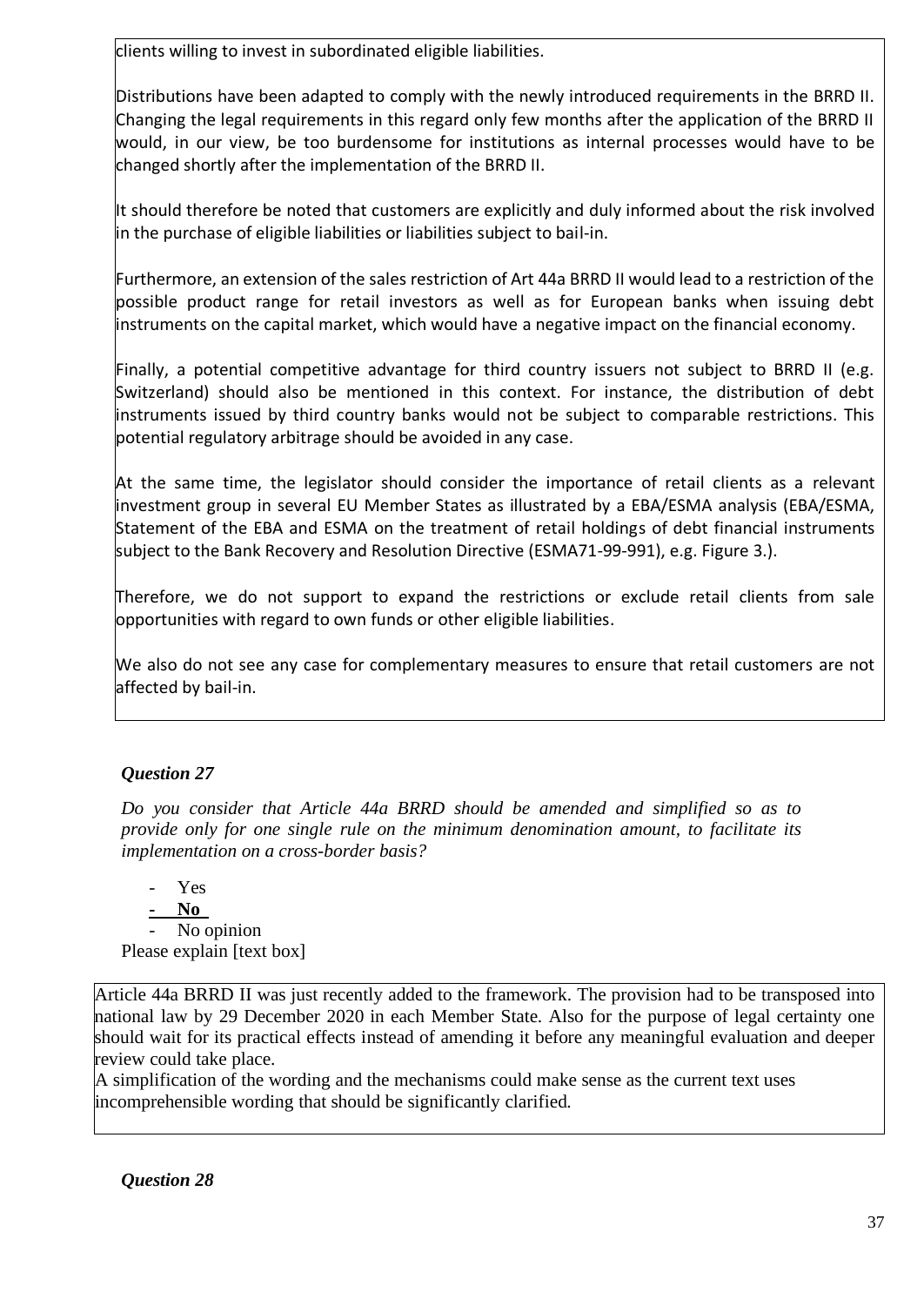clients willing to invest in subordinated eligible liabilities.

Distributions have been adapted to comply with the newly introduced requirements in the BRRD II. Changing the legal requirements in this regard only few months after the application of the BRRD II would, in our view, be too burdensome for institutions as internal processes would have to be changed shortly after the implementation of the BRRD II.

It should therefore be noted that customers are explicitly and duly informed about the risk involved in the purchase of eligible liabilities or liabilities subject to bail-in.

Furthermore, an extension of the sales restriction of Art 44a BRRD II would lead to a restriction of the possible product range for retail investors as well as for European banks when issuing debt instruments on the capital market, which would have a negative impact on the financial economy.

Finally, a potential competitive advantage for third country issuers not subject to BRRD II (e.g. Switzerland) should also be mentioned in this context. For instance, the distribution of debt instruments issued by third country banks would not be subject to comparable restrictions. This potential regulatory arbitrage should be avoided in any case.

At the same time, the legislator should consider the importance of retail clients as a relevant investment group in several EU Member States as illustrated by a EBA/ESMA analysis (EBA/ESMA, Statement of the EBA and ESMA on the treatment of retail holdings of debt financial instruments subject to the Bank Recovery and Resolution Directive (ESMA71-99-991), e.g. Figure 3.).

Therefore, we do not support to expand the restrictions or exclude retail clients from sale opportunities with regard to own funds or other eligible liabilities.

We also do not see any case for complementary measures to ensure that retail customers are not affected by bail-in.

### *Question 27*

*Do you consider that Article 44a BRRD should be amended and simplified so as to provide only for one single rule on the minimum denomination amount, to facilitate its implementation on a cross-border basis?*

- Yes
- **No**
- No opinion

Please explain [text box]

Article 44a BRRD II was just recently added to the framework. The provision had to be transposed into national law by 29 December 2020 in each Member State. Also for the purpose of legal certainty one should wait for its practical effects instead of amending it before any meaningful evaluation and deeper review could take place.

A simplification of the wording and the mechanisms could make sense as the current text uses incomprehensible wording that should be significantly clarified.

### *Question 28*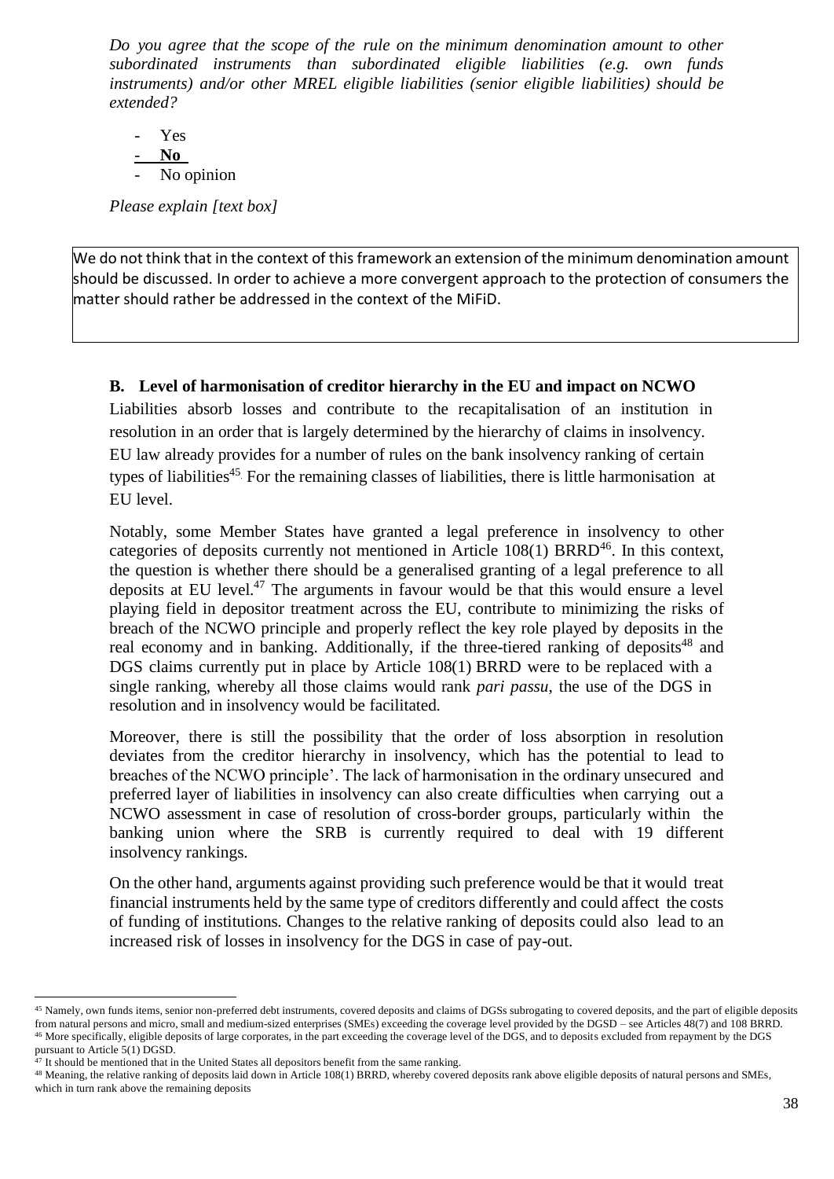*Do you agree that the scope of the rule on the minimum denomination amount to other subordinated instruments than subordinated eligible liabilities (e.g. own funds instruments) and/or other MREL eligible liabilities (senior eligible liabilities) should be extended?*

- Yes
- **No**
- No opinion

*Please explain [text box]*

> We do not think that in the context of this framework an extension of the minimum denomination amount should be discussed. In order to achieve a more convergent approach to the protection of consumers the matter should rather be addressed in the context of the MiFiD.

### B. Level of harmonisation of creditor hierarchy in the EU and impact on NCWO

Liabilities absorb losses and contribute to the recapitalisation of an institution in resolution in an order that is largely determined by the hierarchy of claims in insolvency. EU law already provides for a number of rules on the bank insolvency ranking of certain types of liabilities[45]. For the remaining classes of liabilities, there is little harmonisation at EU level.

Notably, some Member States have granted a legal preference in insolvency to other categories of deposits currently not mentioned in Article 108(1) BRRD[46]. In this context, the question is whether there should be a generalised granting of a legal preference to all deposits at EU level.[47] The arguments in favour would be that this would ensure a level playing field in depositor treatment across the EU, contribute to minimizing the risks of breach of the NCWO principle and properly reflect the key role played by deposits in the real economy and in banking. Additionally, if the three-tiered ranking of deposits[48] and DGS claims currently put in place by Article 108(1) BRRD were to be replaced with a single ranking, whereby all those claims would rank *pari passu*, the use of the DGS in resolution and in insolvency would be facilitated.

Moreover, there is still the possibility that the order of loss absorption in resolution deviates from the creditor hierarchy in insolvency, which has the potential to lead to breaches of the NCWO principle'. The lack of harmonisation in the ordinary unsecured and preferred layer of liabilities in insolvency can also create difficulties when carrying out a NCWO assessment in case of resolution of cross-border groups, particularly within the banking union where the SRB is currently required to deal with 19 different insolvency rankings.

On the other hand, arguments against providing such preference would be that it would treat financial instruments held by the same type of creditors differently and could affect the costs of funding of institutions. Changes to the relative ranking of deposits could also lead to an increased risk of losses in insolvency for the DGS in case of pay-out.

---

[45] Namely, own funds items, senior non-preferred debt instruments, covered deposits and claims of DGSs subrogating to covered deposits, and the part of eligible deposits from natural persons and micro, small and medium-sized enterprises (SMEs) exceeding the coverage level provided by the DGSD – see Articles 48(7) and 108 BRRD.

[46] More specifically, eligible deposits of large corporates, in the part exceeding the coverage level of the DGS, and to deposits excluded from repayment by the DGS pursuant to Article 5(1) DGSD.

[47] It should be mentioned that in the United States all depositors benefit from the same ranking.

[48] Meaning, the relative ranking of deposits laid down in Article 108(1) BRRD, whereby covered deposits rank above eligible deposits of natural persons and SMEs, which in turn rank above the remaining deposits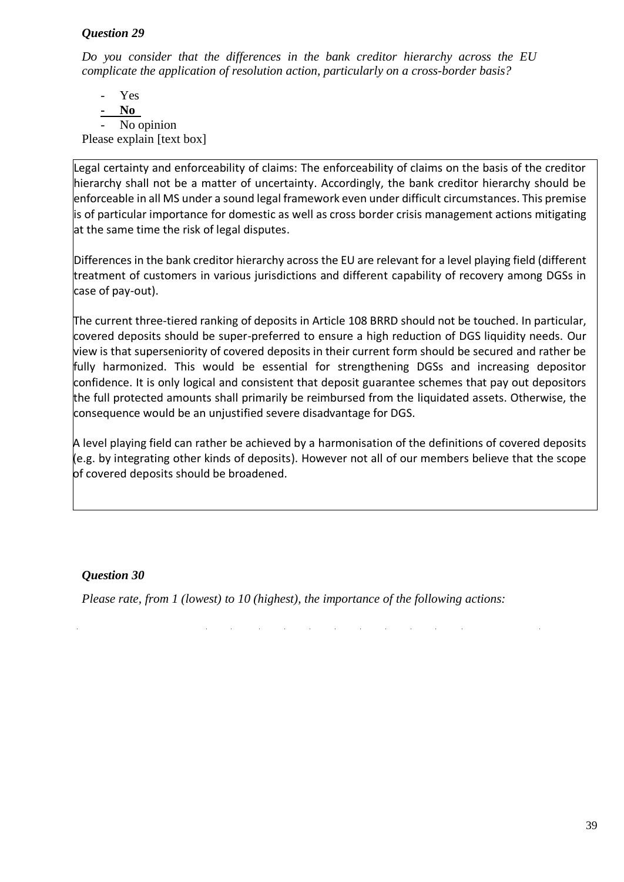### *Question 29*

*Do you consider that the differences in the bank creditor hierarchy across the EU complicate the application of resolution action, particularly on a cross-border basis?*

- Yes
- **No**
- No opinion

Please explain [text box]

Legal certainty and enforceability of claims: The enforceability of claims on the basis of the creditor hierarchy shall not be a matter of uncertainty. Accordingly, the bank creditor hierarchy should be enforceable in all MS under a sound legal framework even under difficult circumstances. This premise is of particular importance for domestic as well as cross border crisis management actions mitigating at the same time the risk of legal disputes.

Differences in the bank creditor hierarchy across the EU are relevant for a level playing field (different treatment of customers in various jurisdictions and different capability of recovery among DGSs in case of pay-out).

The current three-tiered ranking of deposits in Article 108 BRRD should not be touched. In particular, covered deposits should be super-preferred to ensure a high reduction of DGS liquidity needs. Our view is that superseniority of covered deposits in their current form should be secured and rather be fully harmonized. This would be essential for strengthening DGSs and increasing depositor confidence. It is only logical and consistent that deposit guarantee schemes that pay out depositors the full protected amounts shall primarily be reimbursed from the liquidated assets. Otherwise, the consequence would be an unjustified severe disadvantage for DGS.

A level playing field can rather be achieved by a harmonisation of the definitions of covered deposits (e.g. by integrating other kinds of deposits). However not all of our members believe that the scope of covered deposits should be broadened.

### *Question 30*

*Please rate, from 1 (lowest) to 10 (highest), the importance of the following actions:*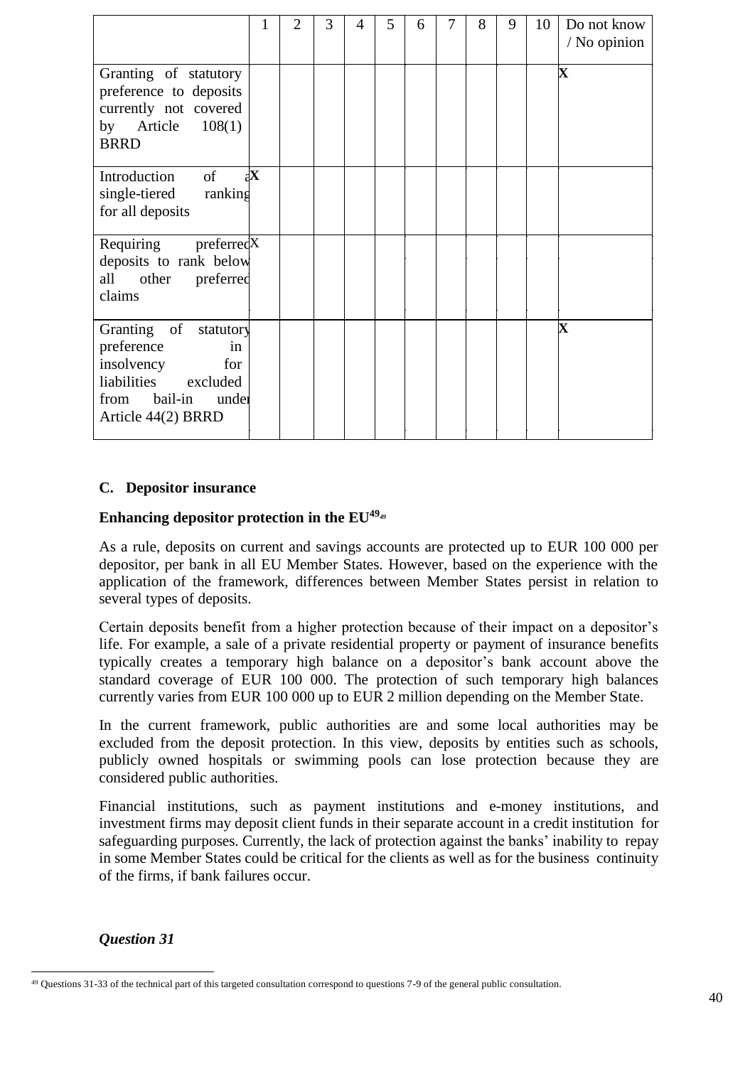| | 1 | 2 | 3 | 4 | 5 | 6 | 7 | 8 | 9 | 10 | Do not know / No opinion |
|---|---|---|---|---|---|---|---|---|---|---|---|
| Granting of statutory preference to deposits currently not covered by Article 108(1) BRRD | | | | | | | | | | | X |
| Introduction of a single-tiered ranking for all deposits | X | | | | | | | | | | |
| Requiring preferred deposits to rank below all other preferred claims | X | | | | | | | | | | |
| Granting of statutory preference in insolvency for liabilities excluded from bail-in under Article 44(2) BRRD | | | | | | | | | | | X |

## C. Depositor insurance

**Enhancing depositor protection in the EU**[49]

As a rule, deposits on current and savings accounts are protected up to EUR 100 000 per depositor, per bank in all EU Member States. However, based on the experience with the application of the framework, differences between Member States persist in relation to several types of deposits.

Certain deposits benefit from a higher protection because of their impact on a depositor's life. For example, a sale of a private residential property or payment of insurance benefits typically creates a temporary high balance on a depositor's bank account above the standard coverage of EUR 100 000. The protection of such temporary high balances currently varies from EUR 100 000 up to EUR 2 million depending on the Member State.

In the current framework, public authorities are and some local authorities may be excluded from the deposit protection. In this view, deposits by entities such as schools, publicly owned hospitals or swimming pools can lose protection because they are considered public authorities.

Financial institutions, such as payment institutions and e-money institutions, and investment firms may deposit client funds in their separate account in a credit institution for safeguarding purposes. Currently, the lack of protection against the banks' inability to repay in some Member States could be critical for the clients as well as for the business continuity of the firms, if bank failures occur.

***Question 31***

[49] Questions 31-33 of the technical part of this targeted consultation correspond to questions 7-9 of the general public consultation.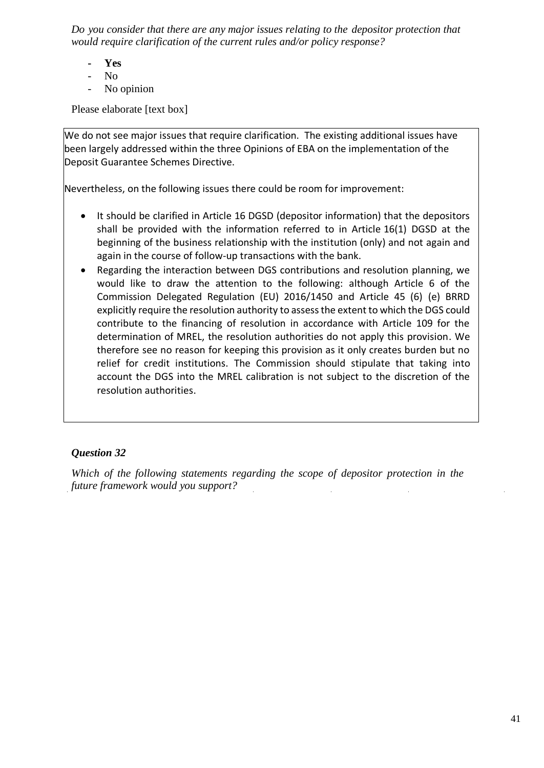*Do you consider that there are any major issues relating to the depositor protection that would require clarification of the current rules and/or policy response?*

- **Yes**
- No
- No opinion

Please elaborate [text box]

We do not see major issues that require clarification. The existing additional issues have been largely addressed within the three Opinions of EBA on the implementation of the Deposit Guarantee Schemes Directive.

Nevertheless, on the following issues there could be room for improvement:

- It should be clarified in Article 16 DGSD (depositor information) that the depositors shall be provided with the information referred to in Article 16(1) DGSD at the beginning of the business relationship with the institution (only) and not again and again in the course of follow-up transactions with the bank.
- Regarding the interaction between DGS contributions and resolution planning, we would like to draw the attention to the following: although Article 6 of the Commission Delegated Regulation (EU) 2016/1450 and Article 45 (6) (e) BRRD explicitly require the resolution authority to assess the extent to which the DGS could contribute to the financing of resolution in accordance with Article 109 for the determination of MREL, the resolution authorities do not apply this provision. We therefore see no reason for keeping this provision as it only creates burden but no relief for credit institutions. The Commission should stipulate that taking into account the DGS into the MREL calibration is not subject to the discretion of the resolution authorities.

### *Question 32*

*Which of the following statements regarding the scope of depositor protection in the future framework would you support?*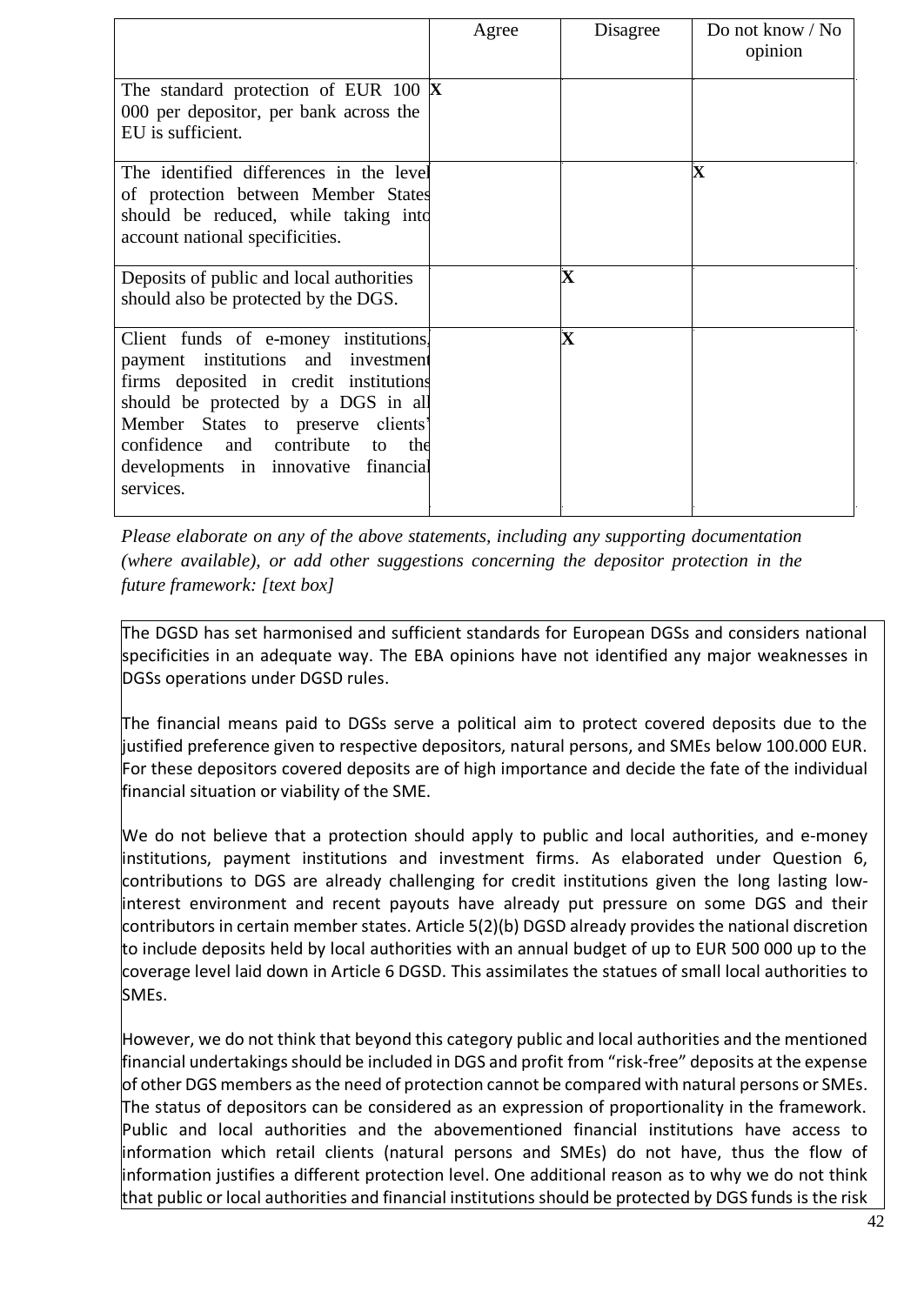| | Agree | Disagree | Do not know / No opinion |
|---|---|---|---|
| The standard protection of EUR 100 000 per depositor, per bank across the EU is sufficient. | X | | |
| The identified differences in the level of protection between Member States should be reduced, while taking into account national specificities. | | | X |
| Deposits of public and local authorities should also be protected by the DGS. | | X | |
| Client funds of e-money institutions, payment institutions and investment firms deposited in credit institutions should be protected by a DGS in all Member States to preserve clients' confidence and contribute to the developments in innovative financial services. | | X | |

*Please elaborate on any of the above statements, including any supporting documentation (where available), or add other suggestions concerning the depositor protection in the future framework: [text box]*

The DGSD has set harmonised and sufficient standards for European DGSs and considers national specificities in an adequate way. The EBA opinions have not identified any major weaknesses in DGSs operations under DGSD rules.

The financial means paid to DGSs serve a political aim to protect covered deposits due to the justified preference given to respective depositors, natural persons, and SMEs below 100.000 EUR. For these depositors covered deposits are of high importance and decide the fate of the individual financial situation or viability of the SME.

We do not believe that a protection should apply to public and local authorities, and e-money institutions, payment institutions and investment firms. As elaborated under Question 6, contributions to DGS are already challenging for credit institutions given the long lasting low-interest environment and recent payouts have already put pressure on some DGS and their contributors in certain member states. Article 5(2)(b) DGSD already provides the national discretion to include deposits held by local authorities with an annual budget of up to EUR 500 000 up to the coverage level laid down in Article 6 DGSD. This assimilates the statues of small local authorities to SMEs.

However, we do not think that beyond this category public and local authorities and the mentioned financial undertakings should be included in DGS and profit from "risk-free" deposits at the expense of other DGS members as the need of protection cannot be compared with natural persons or SMEs. The status of depositors can be considered as an expression of proportionality in the framework. Public and local authorities and the abovementioned financial institutions have access to information which retail clients (natural persons and SMEs) do not have, thus the flow of information justifies a different protection level. One additional reason as to why we do not think that public or local authorities and financial institutions should be protected by DGS funds is the risk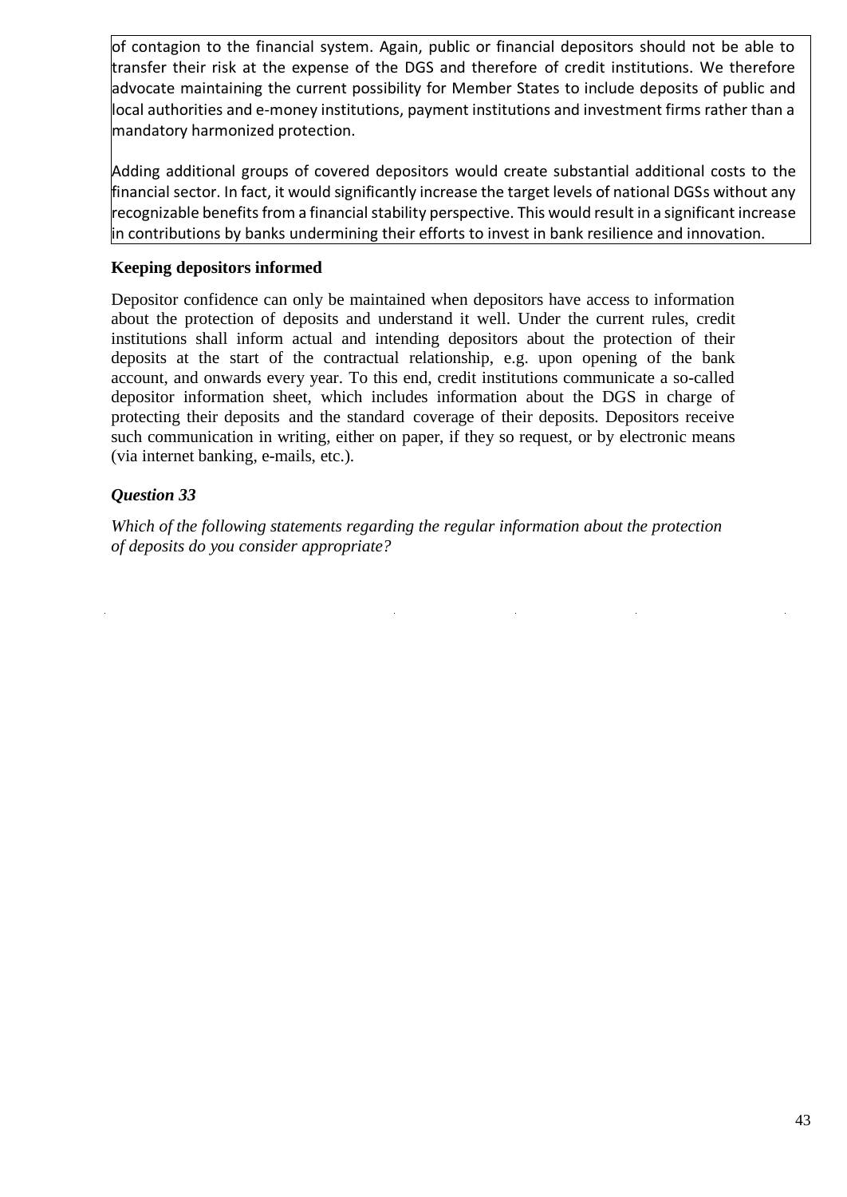of contagion to the financial system. Again, public or financial depositors should not be able to transfer their risk at the expense of the DGS and therefore of credit institutions. We therefore advocate maintaining the current possibility for Member States to include deposits of public and local authorities and e-money institutions, payment institutions and investment firms rather than a mandatory harmonized protection.

Adding additional groups of covered depositors would create substantial additional costs to the financial sector. In fact, it would significantly increase the target levels of national DGSs without any recognizable benefits from a financial stability perspective. This would result in a significant increase in contributions by banks undermining their efforts to invest in bank resilience and innovation.

**Keeping depositors informed**

Depositor confidence can only be maintained when depositors have access to information about the protection of deposits and understand it well. Under the current rules, credit institutions shall inform actual and intending depositors about the protection of their deposits at the start of the contractual relationship, e.g. upon opening of the bank account, and onwards every year. To this end, credit institutions communicate a so-called depositor information sheet, which includes information about the DGS in charge of protecting their deposits and the standard coverage of their deposits. Depositors receive such communication in writing, either on paper, if they so request, or by electronic means (via internet banking, e-mails, etc.).

***Question 33***

*Which of the following statements regarding the regular information about the protection of deposits do you consider appropriate?*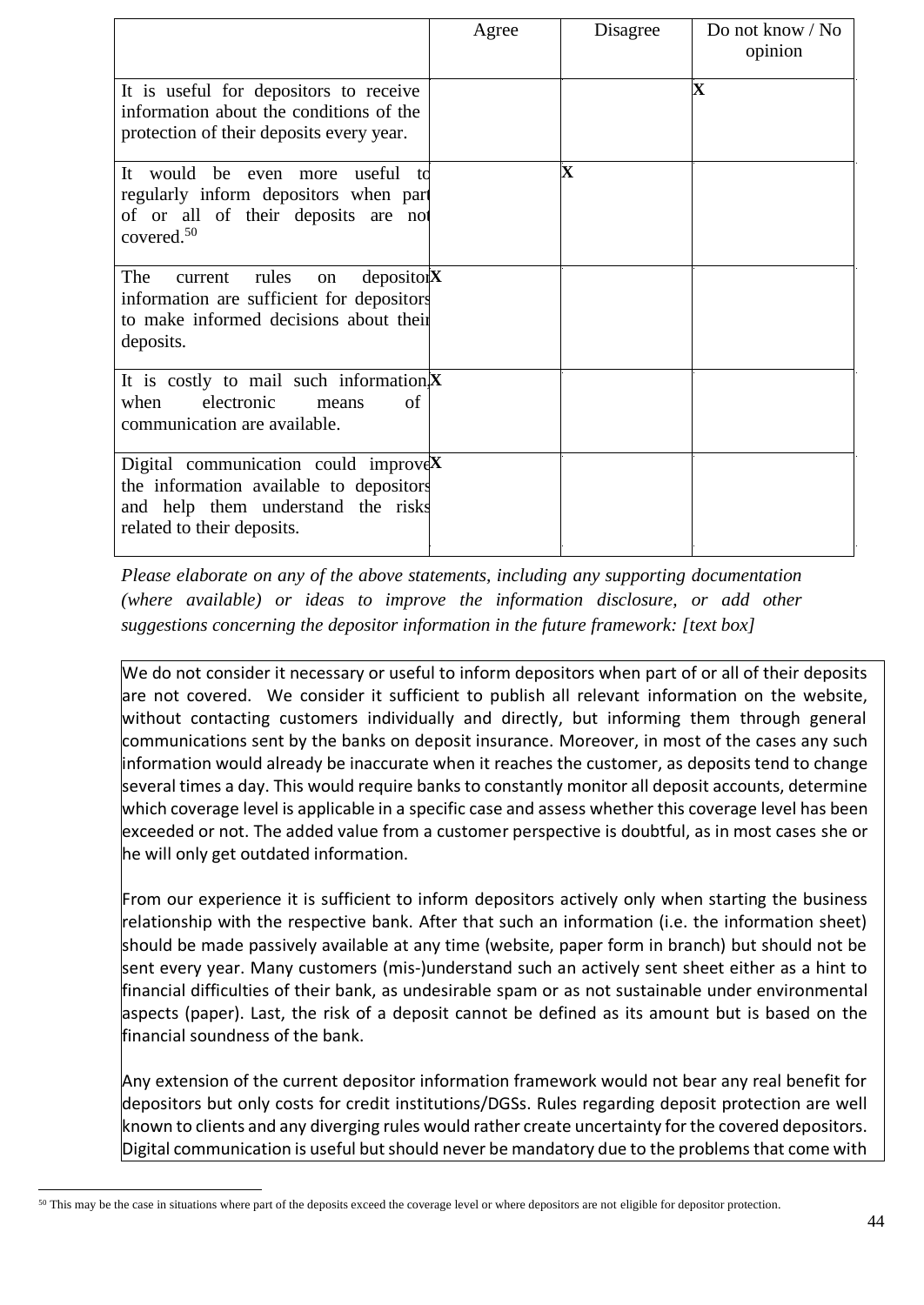| | Agree | Disagree | Do not know / No opinion |
|---|---|---|---|
| It is useful for depositors to receive information about the conditions of the protection of their deposits every year. | | | X |
| It would be even more useful to regularly inform depositors when part of or all of their deposits are not covered.[50] | | X | |
| The current rules on depositor information are sufficient for depositors to make informed decisions about their deposits. | X | | |
| It is costly to mail such information, when electronic means of communication are available. | X | | |
| Digital communication could improve the information available to depositors and help them understand the risks related to their deposits. | X | | |

*Please elaborate on any of the above statements, including any supporting documentation (where available) or ideas to improve the information disclosure, or add other suggestions concerning the depositor information in the future framework: [text box]*

We do not consider it necessary or useful to inform depositors when part of or all of their deposits are not covered. We consider it sufficient to publish all relevant information on the website, without contacting customers individually and directly, but informing them through general communications sent by the banks on deposit insurance. Moreover, in most of the cases any such information would already be inaccurate when it reaches the customer, as deposits tend to change several times a day. This would require banks to constantly monitor all deposit accounts, determine which coverage level is applicable in a specific case and assess whether this coverage level has been exceeded or not. The added value from a customer perspective is doubtful, as in most cases she or he will only get outdated information.

From our experience it is sufficient to inform depositors actively only when starting the business relationship with the respective bank. After that such an information (i.e. the information sheet) should be made passively available at any time (website, paper form in branch) but should not be sent every year. Many customers (mis-)understand such an actively sent sheet either as a hint to financial difficulties of their bank, as undesirable spam or as not sustainable under environmental aspects (paper). Last, the risk of a deposit cannot be defined as its amount but is based on the financial soundness of the bank.

Any extension of the current depositor information framework would not bear any real benefit for depositors but only costs for credit institutions/DGSs. Rules regarding deposit protection are well known to clients and any diverging rules would rather create uncertainty for the covered depositors. Digital communication is useful but should never be mandatory due to the problems that come with

[50] This may be the case in situations where part of the deposits exceed the coverage level or where depositors are not eligible for depositor protection.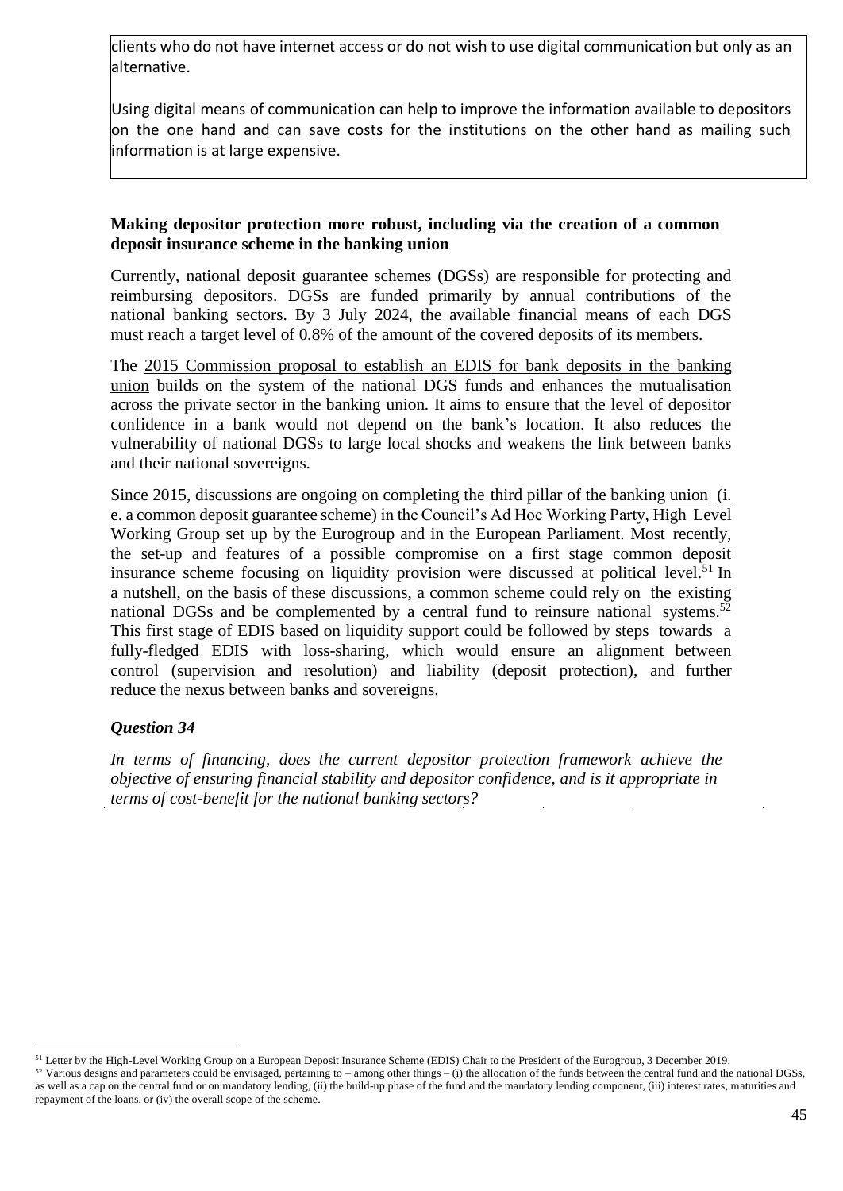clients who do not have internet access or do not wish to use digital communication but only as an alternative.

Using digital means of communication can help to improve the information available to depositors on the one hand and can save costs for the institutions on the other hand as mailing such information is at large expensive.

**Making depositor protection more robust, including via the creation of a common deposit insurance scheme in the banking union**

Currently, national deposit guarantee schemes (DGSs) are responsible for protecting and reimbursing depositors. DGSs are funded primarily by annual contributions of the national banking sectors. By 3 July 2024, the available financial means of each DGS must reach a target level of 0.8% of the amount of the covered deposits of its members.

The 2015 Commission proposal to establish an EDIS for bank deposits in the banking union builds on the system of the national DGS funds and enhances the mutualisation across the private sector in the banking union. It aims to ensure that the level of depositor confidence in a bank would not depend on the bank's location. It also reduces the vulnerability of national DGSs to large local shocks and weakens the link between banks and their national sovereigns.

Since 2015, discussions are ongoing on completing the third pillar of the banking union (i. e. a common deposit guarantee scheme) in the Council's Ad Hoc Working Party, High Level Working Group set up by the Eurogroup and in the European Parliament. Most recently, the set-up and features of a possible compromise on a first stage common deposit insurance scheme focusing on liquidity provision were discussed at political level.[51] In a nutshell, on the basis of these discussions, a common scheme could rely on the existing national DGSs and be complemented by a central fund to reinsure national systems.[52] This first stage of EDIS based on liquidity support could be followed by steps towards a fully-fledged EDIS with loss-sharing, which would ensure an alignment between control (supervision and resolution) and liability (deposit protection), and further reduce the nexus between banks and sovereigns.

***Question 34***

*In terms of financing, does the current depositor protection framework achieve the objective of ensuring financial stability and depositor confidence, and is it appropriate in terms of cost-benefit for the national banking sectors?*

[51] Letter by the High-Level Working Group on a European Deposit Insurance Scheme (EDIS) Chair to the President of the Eurogroup, 3 December 2019.

[52] Various designs and parameters could be envisaged, pertaining to – among other things – (i) the allocation of the funds between the central fund and the national DGSs, as well as a cap on the central fund or on mandatory lending, (ii) the build-up phase of the fund and the mandatory lending component, (iii) interest rates, maturities and repayment of the loans, or (iv) the overall scope of the scheme.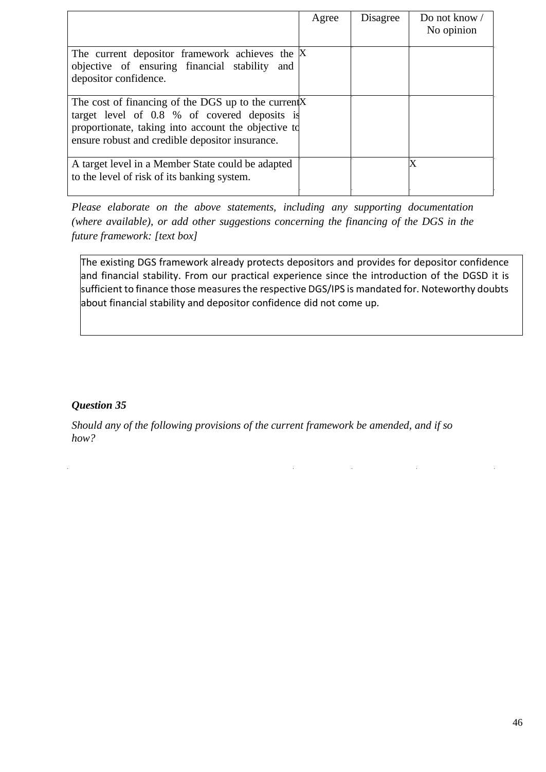| | Agree | Disagree | Do not know / No opinion |
|---|---|---|---|
| The current depositor framework achieves the objective of ensuring financial stability and depositor confidence. | X | | |
| The cost of financing of the DGS up to the current target level of 0.8 % of covered deposits is proportionate, taking into account the objective to ensure robust and credible depositor insurance. | X | | |
| A target level in a Member State could be adapted to the level of risk of its banking system. | | | X |

*Please elaborate on the above statements, including any supporting documentation (where available), or add other suggestions concerning the financing of the DGS in the future framework: [text box]*

> The existing DGS framework already protects depositors and provides for depositor confidence and financial stability. From our practical experience since the introduction of the DGSD it is sufficient to finance those measures the respective DGS/IPS is mandated for. Noteworthy doubts about financial stability and depositor confidence did not come up.

***Question 35***

*Should any of the following provisions of the current framework be amended, and if so how?*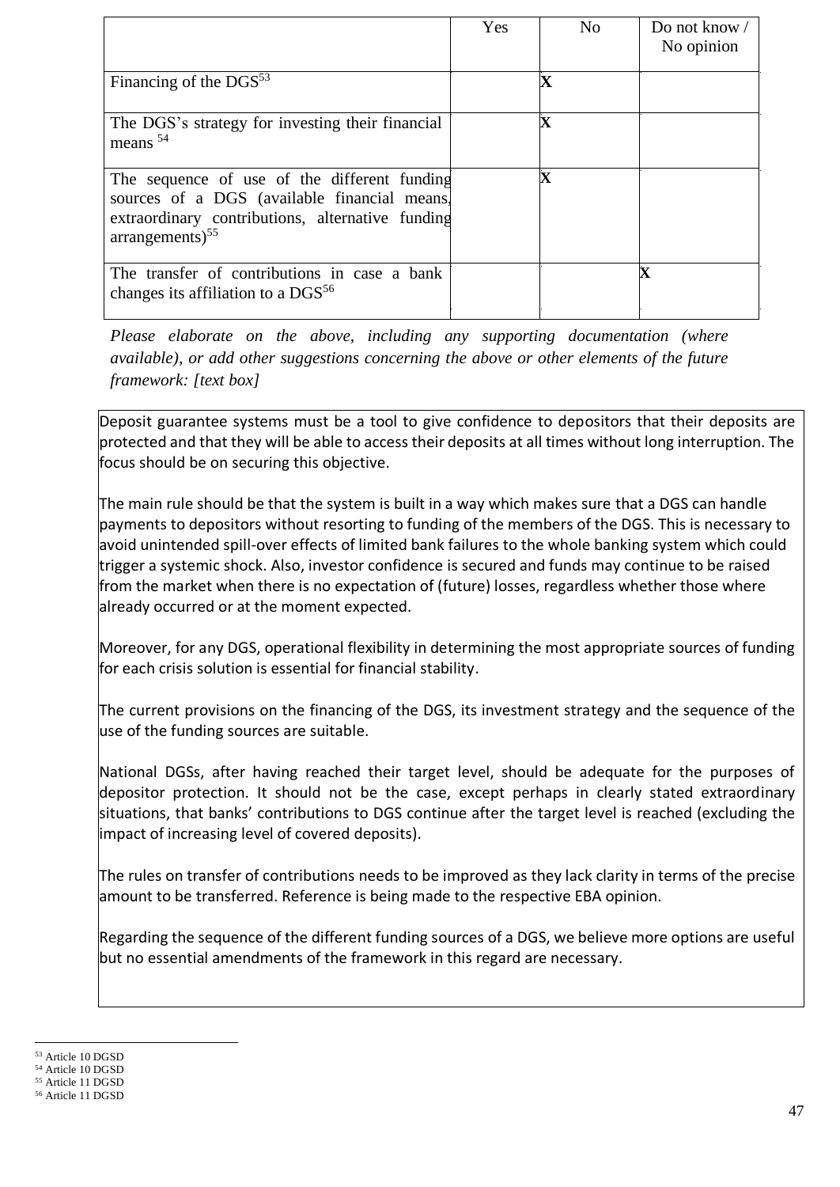| | Yes | No | Do not know / No opinion |
|---|---|---|---|
| Financing of the DGS[53] | | X | |
| The DGS's strategy for investing their financial means [54] | | X | |
| The sequence of use of the different funding sources of a DGS (available financial means, extraordinary contributions, alternative funding arrangements)[55] | | X | |
| The transfer of contributions in case a bank changes its affiliation to a DGS[56] | | | X |

*Please elaborate on the above, including any supporting documentation (where available), or add other suggestions concerning the above or other elements of the future framework: [text box]*

Deposit guarantee systems must be a tool to give confidence to depositors that their deposits are protected and that they will be able to access their deposits at all times without long interruption. The focus should be on securing this objective.

The main rule should be that the system is built in a way which makes sure that a DGS can handle payments to depositors without resorting to funding of the members of the DGS. This is necessary to avoid unintended spill-over effects of limited bank failures to the whole banking system which could trigger a systemic shock. Also, investor confidence is secured and funds may continue to be raised from the market when there is no expectation of (future) losses, regardless whether those where already occurred or at the moment expected.

Moreover, for any DGS, operational flexibility in determining the most appropriate sources of funding for each crisis solution is essential for financial stability.

The current provisions on the financing of the DGS, its investment strategy and the sequence of the use of the funding sources are suitable.

National DGSs, after having reached their target level, should be adequate for the purposes of depositor protection. It should not be the case, except perhaps in clearly stated extraordinary situations, that banks' contributions to DGS continue after the target level is reached (excluding the impact of increasing level of covered deposits).

The rules on transfer of contributions needs to be improved as they lack clarity in terms of the precise amount to be transferred. Reference is being made to the respective EBA opinion.

Regarding the sequence of the different funding sources of a DGS, we believe more options are useful but no essential amendments of the framework in this regard are necessary.

[53] Article 10 DGSD
[54] Article 10 DGSD
[55] Article 11 DGSD
[56] Article 11 DGSD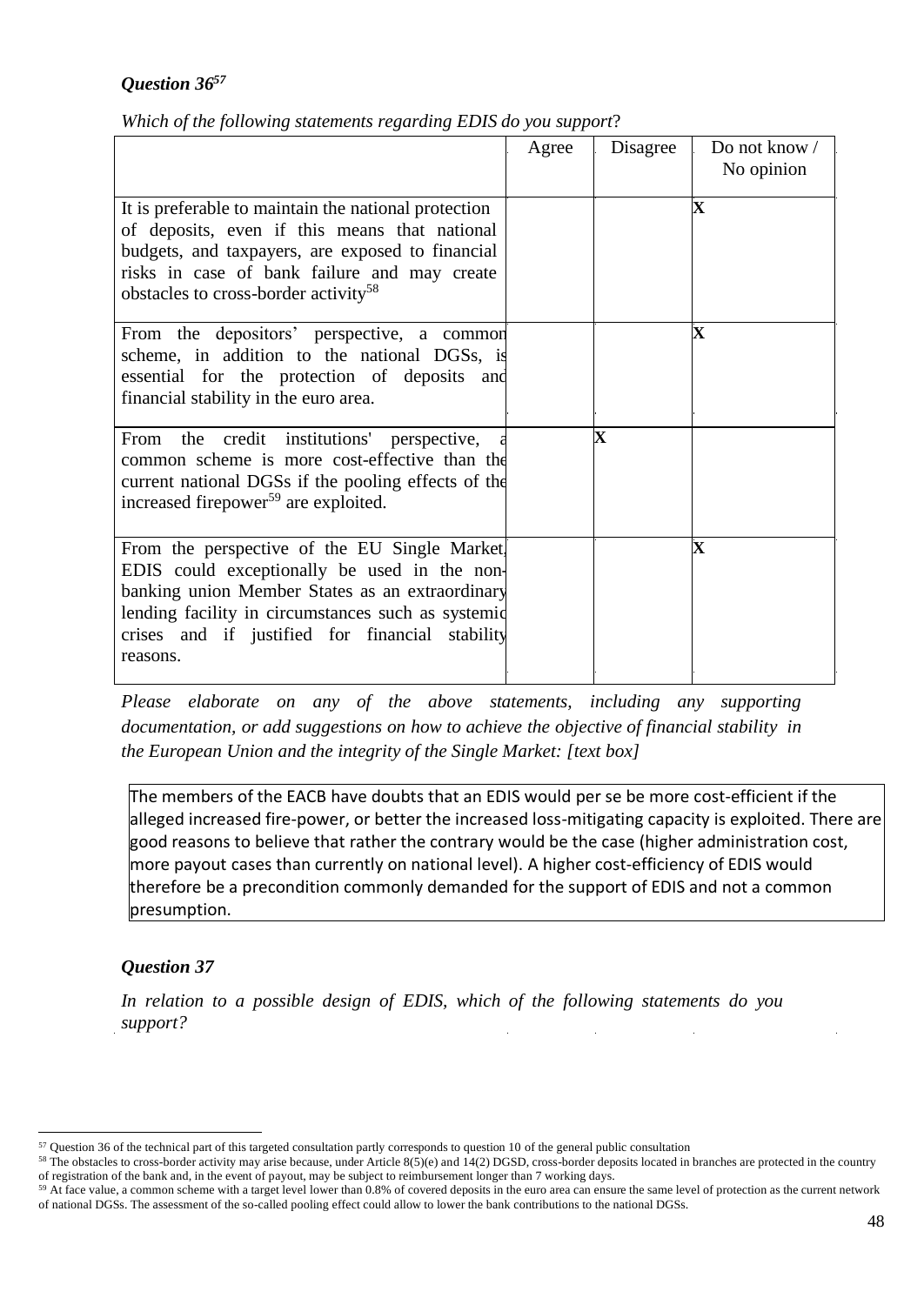***Question 36[57]***

*Which of the following statements regarding EDIS do you support*?

| | Agree | Disagree | Do not know / No opinion |
|---|---|---|---|
| It is preferable to maintain the national protection of deposits, even if this means that national budgets, and taxpayers, are exposed to financial risks in case of bank failure and may create obstacles to cross-border activity[58] | | | X |
| From the depositors' perspective, a common scheme, in addition to the national DGSs, is essential for the protection of deposits and financial stability in the euro area. | | | X |
| From the credit institutions' perspective, a common scheme is more cost-effective than the current national DGSs if the pooling effects of the increased firepower[59] are exploited. | | X | |
| From the perspective of the EU Single Market, EDIS could exceptionally be used in the non-banking union Member States as an extraordinary lending facility in circumstances such as systemic crises and if justified for financial stability reasons. | | | X |

*Please elaborate on any of the above statements, including any supporting documentation, or add suggestions on how to achieve the objective of financial stability in the European Union and the integrity of the Single Market: [text box]*

The members of the EACB have doubts that an EDIS would per se be more cost-efficient if the alleged increased fire-power, or better the increased loss-mitigating capacity is exploited. There are good reasons to believe that rather the contrary would be the case (higher administration cost, more payout cases than currently on national level). A higher cost-efficiency of EDIS would therefore be a precondition commonly demanded for the support of EDIS and not a common presumption.

***Question 37***

*In relation to a possible design of EDIS, which of the following statements do you support?*

---

[57] Question 36 of the technical part of this targeted consultation partly corresponds to question 10 of the general public consultation

[58] The obstacles to cross-border activity may arise because, under Article 8(5)(e) and 14(2) DGSD, cross-border deposits located in branches are protected in the country of registration of the bank and, in the event of payout, may be subject to reimbursement longer than 7 working days.

[59] At face value, a common scheme with a target level lower than 0.8% of covered deposits in the euro area can ensure the same level of protection as the current network of national DGSs. The assessment of the so-called pooling effect could allow to lower the bank contributions to the national DGSs.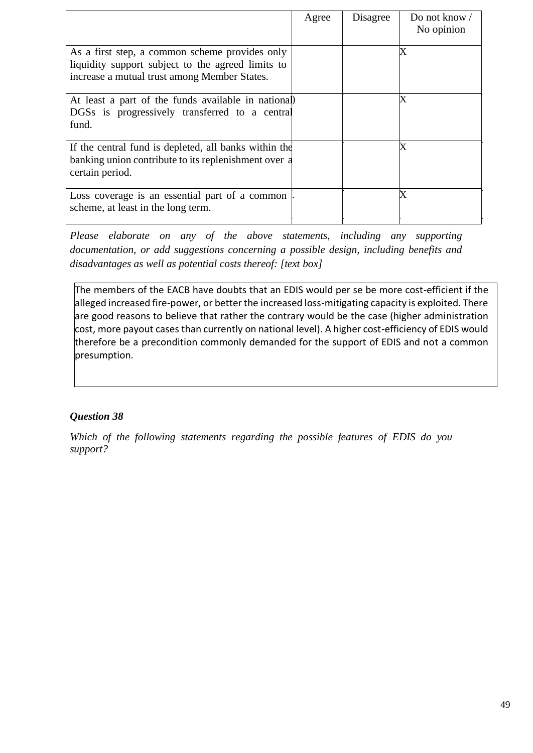| | Agree | Disagree | Do not know / No opinion |
|---|---|---|---|
| As a first step, a common scheme provides only liquidity support subject to the agreed limits to increase a mutual trust among Member States. | | | X |
| At least a part of the funds available in national DGSs is progressively transferred to a central fund. | | | X |
| If the central fund is depleted, all banks within the banking union contribute to its replenishment over a certain period. | | | X |
| Loss coverage is an essential part of a common scheme, at least in the long term. | | | X |

*Please elaborate on any of the above statements, including any supporting documentation, or add suggestions concerning a possible design, including benefits and disadvantages as well as potential costs thereof: [text box]*

> The members of the EACB have doubts that an EDIS would per se be more cost-efficient if the alleged increased fire-power, or better the increased loss-mitigating capacity is exploited. There are good reasons to believe that rather the contrary would be the case (higher administration cost, more payout cases than currently on national level). A higher cost-efficiency of EDIS would therefore be a precondition commonly demanded for the support of EDIS and not a common presumption.

***Question 38***

*Which of the following statements regarding the possible features of EDIS do you support?*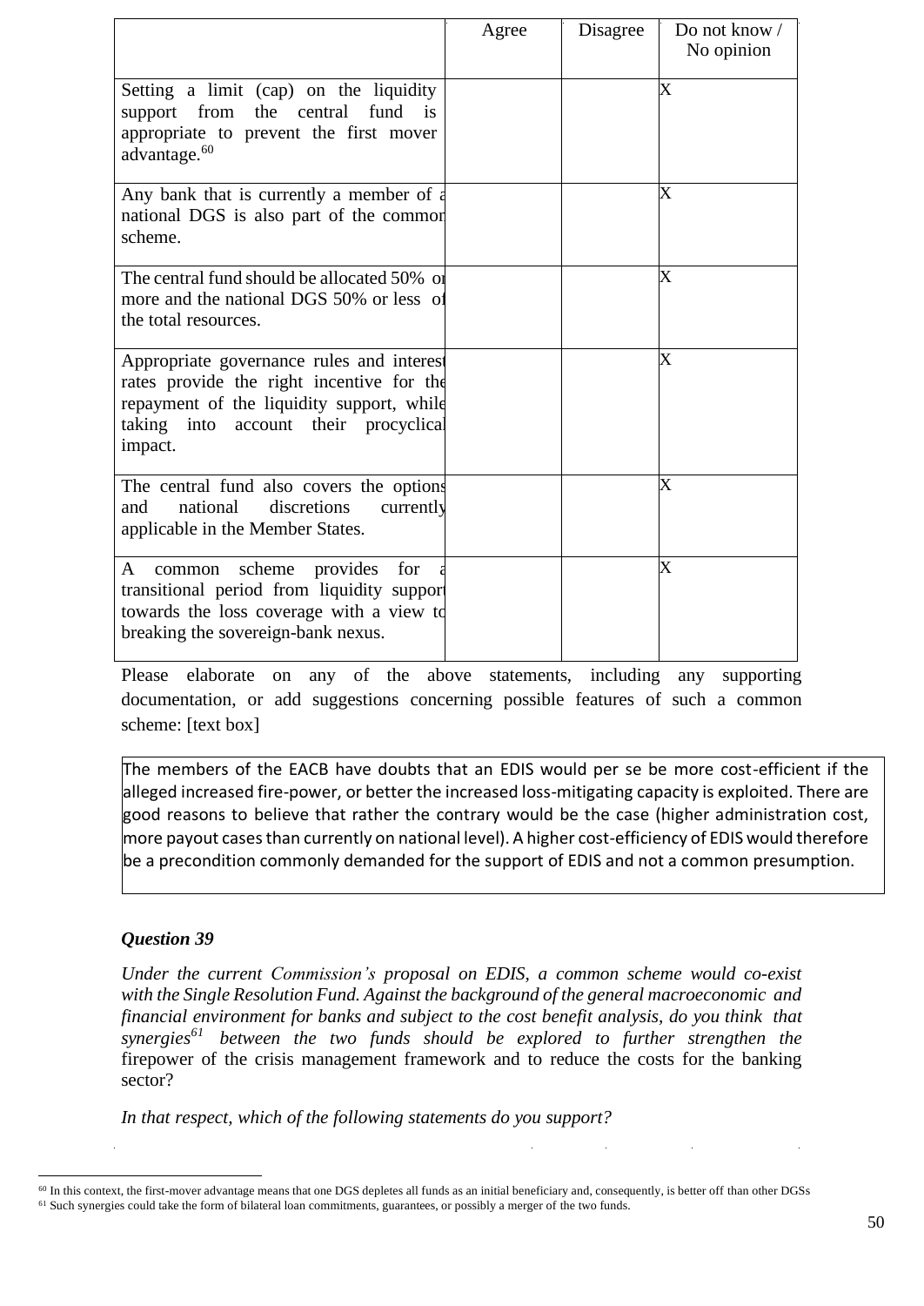| | Agree | Disagree | Do not know / No opinion |
|---|---|---|---|
| Setting a limit (cap) on the liquidity support from the central fund is appropriate to prevent the first mover advantage.[60] | | | X |
| Any bank that is currently a member of a national DGS is also part of the common scheme. | | | X |
| The central fund should be allocated 50% or more and the national DGS 50% or less of the total resources. | | | X |
| Appropriate governance rules and interest rates provide the right incentive for the repayment of the liquidity support, while taking into account their procyclical impact. | | | X |
| The central fund also covers the options and national discretions currently applicable in the Member States. | | | X |
| A common scheme provides for a transitional period from liquidity support towards the loss coverage with a view to breaking the sovereign-bank nexus. | | | X |

Please elaborate on any of the above statements, including any supporting documentation, or add suggestions concerning possible features of such a common scheme: [text box]

> The members of the EACB have doubts that an EDIS would per se be more cost-efficient if the alleged increased fire-power, or better the increased loss-mitigating capacity is exploited. There are good reasons to believe that rather the contrary would be the case (higher administration cost, more payout cases than currently on national level). A higher cost-efficiency of EDIS would therefore be a precondition commonly demanded for the support of EDIS and not a common presumption.

### *Question 39*

*Under the current Commission's proposal on EDIS, a common scheme would co-exist with the Single Resolution Fund. Against the background of the general macroeconomic and financial environment for banks and subject to the cost benefit analysis, do you think that synergies[61] between the two funds should be explored to further strengthen the* firepower of the crisis management framework and to reduce the costs for the banking sector?

*In that respect, which of the following statements do you support?*

---

[60] In this context, the first-mover advantage means that one DGS depletes all funds as an initial beneficiary and, consequently, is better off than other DGSs

[61] Such synergies could take the form of bilateral loan commitments, guarantees, or possibly a merger of the two funds.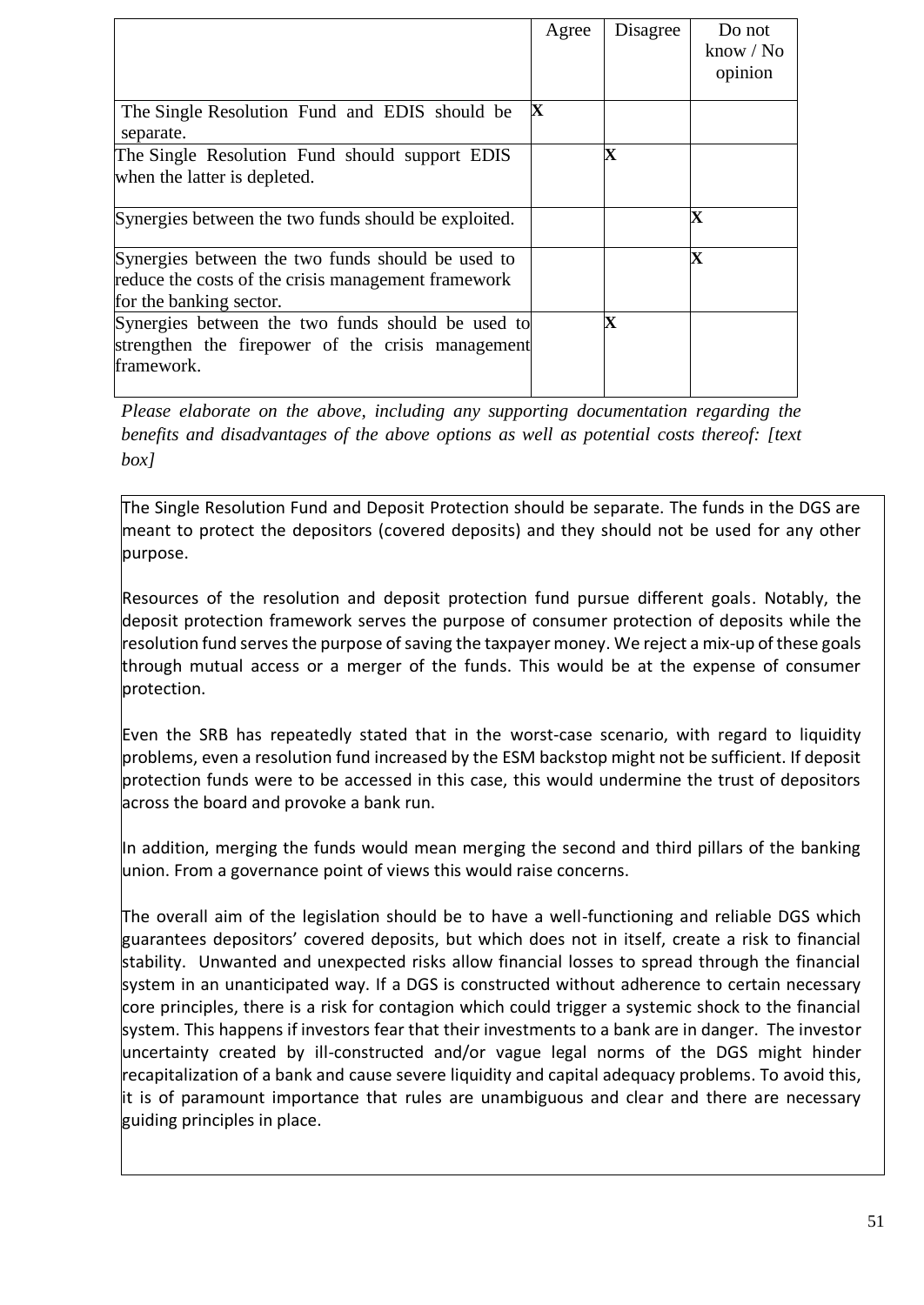| | Agree | Disagree | Do not know / No opinion |
|---|---|---|---|
| The Single Resolution Fund and EDIS should be separate. | X | | |
| The Single Resolution Fund should support EDIS when the latter is depleted. | | X | |
| Synergies between the two funds should be exploited. | | | X |
| Synergies between the two funds should be used to reduce the costs of the crisis management framework for the banking sector. | | | X |
| Synergies between the two funds should be used to strengthen the firepower of the crisis management framework. | | X | |

*Please elaborate on the above, including any supporting documentation regarding the benefits and disadvantages of the above options as well as potential costs thereof: [text box]*

The Single Resolution Fund and Deposit Protection should be separate. The funds in the DGS are meant to protect the depositors (covered deposits) and they should not be used for any other purpose.

Resources of the resolution and deposit protection fund pursue different goals. Notably, the deposit protection framework serves the purpose of consumer protection of deposits while the resolution fund serves the purpose of saving the taxpayer money. We reject a mix-up of these goals through mutual access or a merger of the funds. This would be at the expense of consumer protection.

Even the SRB has repeatedly stated that in the worst-case scenario, with regard to liquidity problems, even a resolution fund increased by the ESM backstop might not be sufficient. If deposit protection funds were to be accessed in this case, this would undermine the trust of depositors across the board and provoke a bank run.

In addition, merging the funds would mean merging the second and third pillars of the banking union. From a governance point of views this would raise concerns.

The overall aim of the legislation should be to have a well-functioning and reliable DGS which guarantees depositors' covered deposits, but which does not in itself, create a risk to financial stability. Unwanted and unexpected risks allow financial losses to spread through the financial system in an unanticipated way. If a DGS is constructed without adherence to certain necessary core principles, there is a risk for contagion which could trigger a systemic shock to the financial system. This happens if investors fear that their investments to a bank are in danger. The investor uncertainty created by ill-constructed and/or vague legal norms of the DGS might hinder recapitalization of a bank and cause severe liquidity and capital adequacy problems. To avoid this, it is of paramount importance that rules are unambiguous and clear and there are necessary guiding principles in place.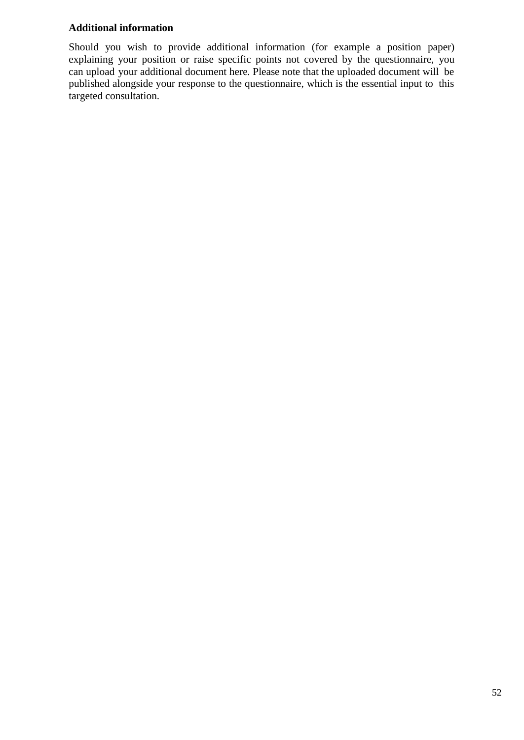**Additional information**

Should you wish to provide additional information (for example a position paper) explaining your position or raise specific points not covered by the questionnaire, you can upload your additional document here. Please note that the uploaded document will be published alongside your response to the questionnaire, which is the essential input to this targeted consultation.